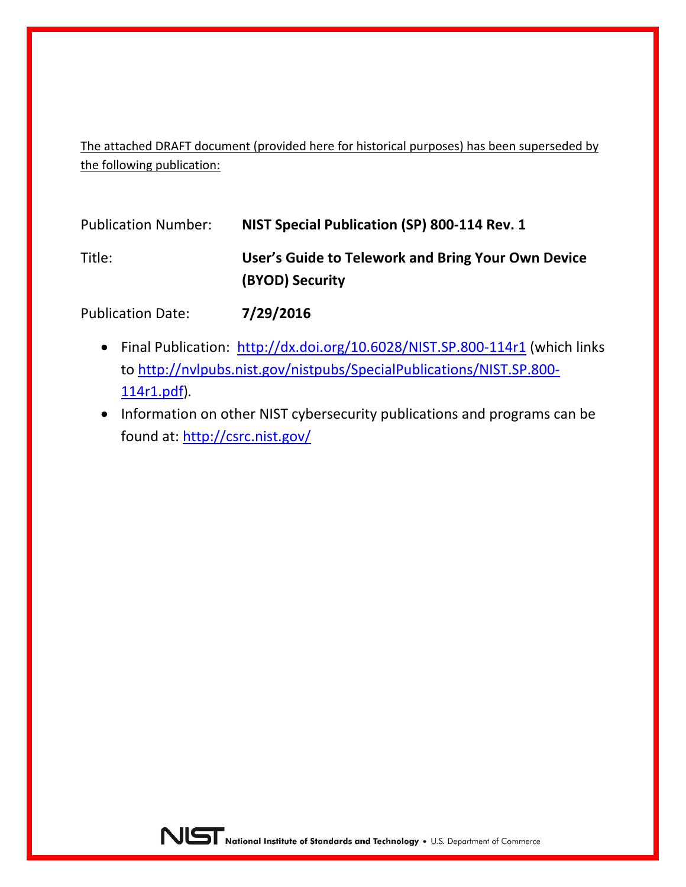The attached DRAFT document (provided here for historical purposes) has been superseded by the following publication:

| | |
|---|---|
| Publication Number: | **NIST Special Publication (SP) 800-114 Rev. 1** |
| Title: | **User's Guide to Telework and Bring Your Own Device (BYOD) Security** |
| Publication Date: | **7/29/2016** |

- Final Publication: http://dx.doi.org/10.6028/NIST.SP.800-114r1 (which links to http://nvlpubs.nist.gov/nistpubs/SpecialPublications/NIST.SP.800-114r1.pdf).
- Information on other NIST cybersecurity publications and programs can be found at: http://csrc.nist.gov/

NIST National Institute of Standards and Technology • U.S. Department of Commerce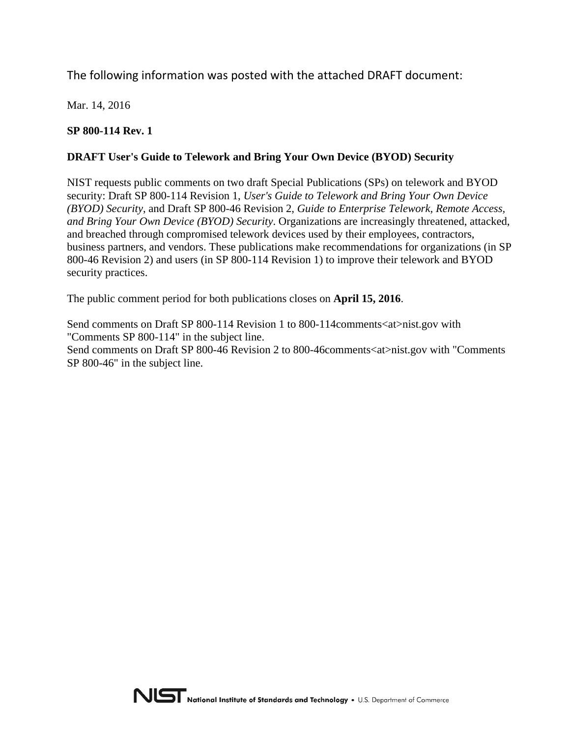The following information was posted with the attached DRAFT document:

Mar. 14, 2016

**SP 800-114 Rev. 1**

**DRAFT User's Guide to Telework and Bring Your Own Device (BYOD) Security**

NIST requests public comments on two draft Special Publications (SPs) on telework and BYOD security: Draft SP 800-114 Revision 1, *User's Guide to Telework and Bring Your Own Device (BYOD) Security*, and Draft SP 800-46 Revision 2, *Guide to Enterprise Telework, Remote Access, and Bring Your Own Device (BYOD) Security*. Organizations are increasingly threatened, attacked, and breached through compromised telework devices used by their employees, contractors, business partners, and vendors. These publications make recommendations for organizations (in SP 800-46 Revision 2) and users (in SP 800-114 Revision 1) to improve their telework and BYOD security practices.

The public comment period for both publications closes on **April 15, 2016**.

Send comments on Draft SP 800-114 Revision 1 to 800-114comments<at>nist.gov with "Comments SP 800-114" in the subject line.
Send comments on Draft SP 800-46 Revision 2 to 800-46comments<at>nist.gov with "Comments SP 800-46" in the subject line.

NIST National Institute of Standards and Technology • U.S. Department of Commerce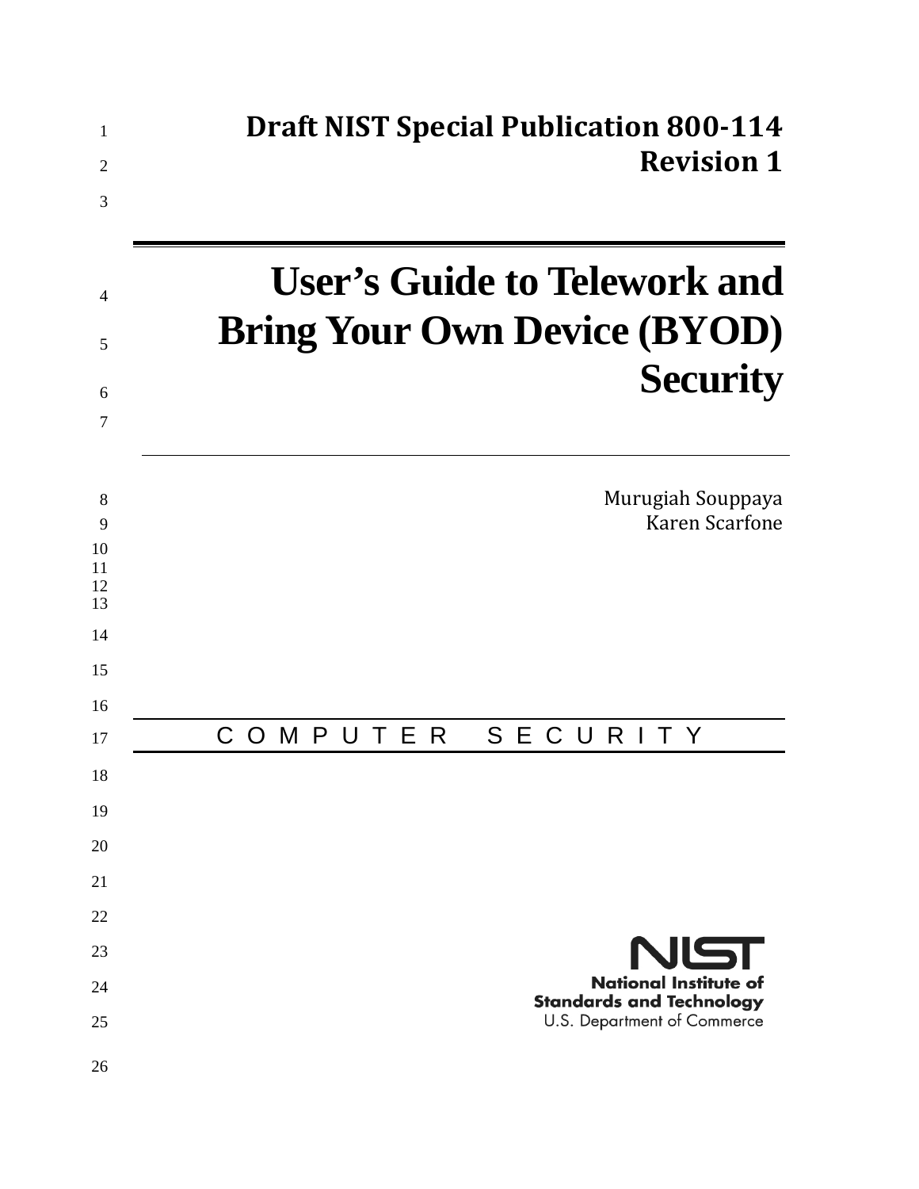**Draft NIST Special Publication 800-114 Revision 1**

# User's Guide to Telework and Bring Your Own Device (BYOD) Security

Murugiah Souppaya
Karen Scarfone

C O M P U T E R   S E C U R I T Y

**National Institute of Standards and Technology**
U.S. Department of Commerce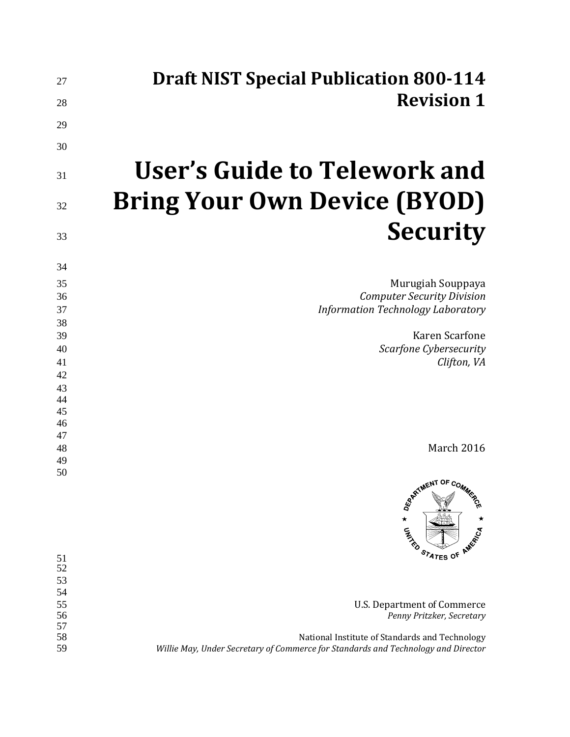# Draft NIST Special Publication 800-114 Revision 1

# User's Guide to Telework and Bring Your Own Device (BYOD) Security

Murugiah Souppaya
*Computer Security Division*
*Information Technology Laboratory*

Karen Scarfone
*Scarfone Cybersecurity*
*Clifton, VA*

March 2016

U.S. Department of Commerce
*Penny Pritzker, Secretary*

National Institute of Standards and Technology
*Willie May, Under Secretary of Commerce for Standards and Technology and Director*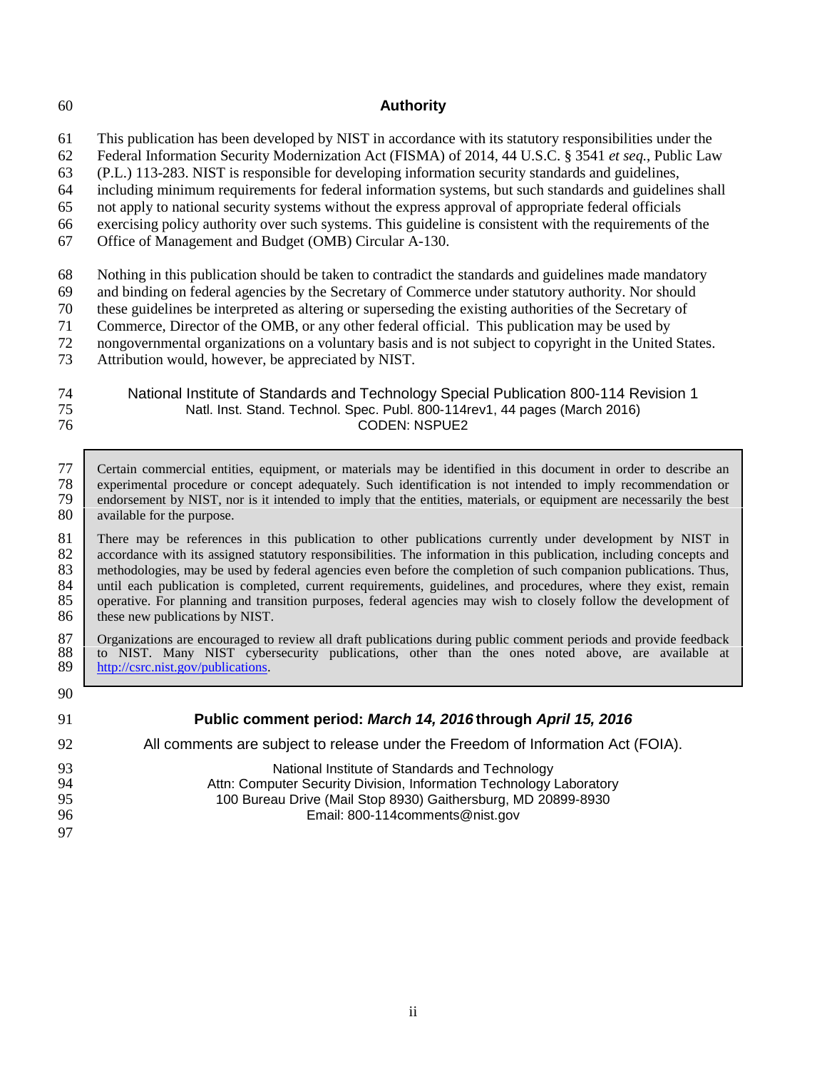## Authority

This publication has been developed by NIST in accordance with its statutory responsibilities under the Federal Information Security Modernization Act (FISMA) of 2014, 44 U.S.C. § 3541 *et seq.*, Public Law (P.L.) 113-283. NIST is responsible for developing information security standards and guidelines, including minimum requirements for federal information systems, but such standards and guidelines shall not apply to national security systems without the express approval of appropriate federal officials exercising policy authority over such systems. This guideline is consistent with the requirements of the Office of Management and Budget (OMB) Circular A-130.

Nothing in this publication should be taken to contradict the standards and guidelines made mandatory and binding on federal agencies by the Secretary of Commerce under statutory authority. Nor should these guidelines be interpreted as altering or superseding the existing authorities of the Secretary of Commerce, Director of the OMB, or any other federal official. This publication may be used by nongovernmental organizations on a voluntary basis and is not subject to copyright in the United States. Attribution would, however, be appreciated by NIST.

National Institute of Standards and Technology Special Publication 800-114 Revision 1
Natl. Inst. Stand. Technol. Spec. Publ. 800-114rev1, 44 pages (March 2016)
CODEN: NSPUE2

> Certain commercial entities, equipment, or materials may be identified in this document in order to describe an experimental procedure or concept adequately. Such identification is not intended to imply recommendation or endorsement by NIST, nor is it intended to imply that the entities, materials, or equipment are necessarily the best available for the purpose.
>
> There may be references in this publication to other publications currently under development by NIST in accordance with its assigned statutory responsibilities. The information in this publication, including concepts and methodologies, may be used by federal agencies even before the completion of such companion publications. Thus, until each publication is completed, current requirements, guidelines, and procedures, where they exist, remain operative. For planning and transition purposes, federal agencies may wish to closely follow the development of these new publications by NIST.
>
> Organizations are encouraged to review all draft publications during public comment periods and provide feedback to NIST. Many NIST cybersecurity publications, other than the ones noted above, are available at http://csrc.nist.gov/publications.

**Public comment period: *March 14, 2016* through *April 15, 2016***

All comments are subject to release under the Freedom of Information Act (FOIA).

National Institute of Standards and Technology
Attn: Computer Security Division, Information Technology Laboratory
100 Bureau Drive (Mail Stop 8930) Gaithersburg, MD 20899-8930
Email: 800-114comments@nist.gov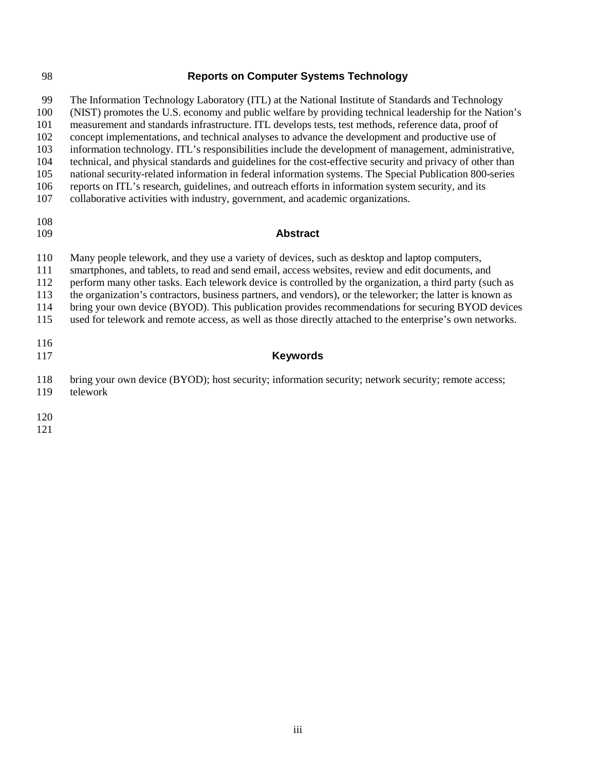## Reports on Computer Systems Technology

The Information Technology Laboratory (ITL) at the National Institute of Standards and Technology (NIST) promotes the U.S. economy and public welfare by providing technical leadership for the Nation's measurement and standards infrastructure. ITL develops tests, test methods, reference data, proof of concept implementations, and technical analyses to advance the development and productive use of information technology. ITL's responsibilities include the development of management, administrative, technical, and physical standards and guidelines for the cost-effective security and privacy of other than national security-related information in federal information systems. The Special Publication 800-series reports on ITL's research, guidelines, and outreach efforts in information system security, and its collaborative activities with industry, government, and academic organizations.

## Abstract

Many people telework, and they use a variety of devices, such as desktop and laptop computers, smartphones, and tablets, to read and send email, access websites, review and edit documents, and perform many other tasks. Each telework device is controlled by the organization, a third party (such as the organization's contractors, business partners, and vendors), or the teleworker; the latter is known as bring your own device (BYOD). This publication provides recommendations for securing BYOD devices used for telework and remote access, as well as those directly attached to the enterprise's own networks.

## Keywords

bring your own device (BYOD); host security; information security; network security; remote access; telework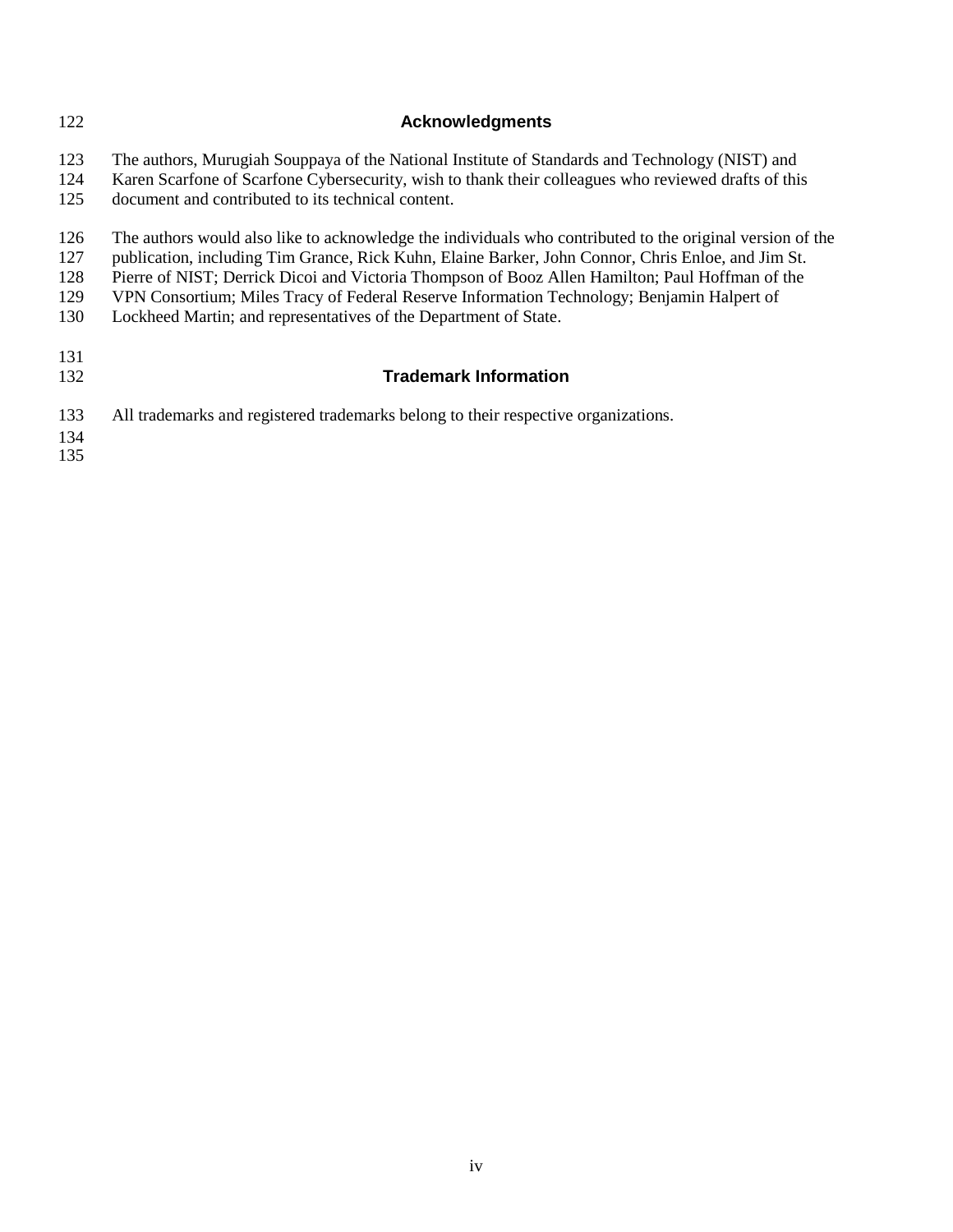## Acknowledgments

The authors, Murugiah Souppaya of the National Institute of Standards and Technology (NIST) and Karen Scarfone of Scarfone Cybersecurity, wish to thank their colleagues who reviewed drafts of this document and contributed to its technical content.

The authors would also like to acknowledge the individuals who contributed to the original version of the publication, including Tim Grance, Rick Kuhn, Elaine Barker, John Connor, Chris Enloe, and Jim St. Pierre of NIST; Derrick Dicoi and Victoria Thompson of Booz Allen Hamilton; Paul Hoffman of the VPN Consortium; Miles Tracy of Federal Reserve Information Technology; Benjamin Halpert of Lockheed Martin; and representatives of the Department of State.

## Trademark Information

All trademarks and registered trademarks belong to their respective organizations.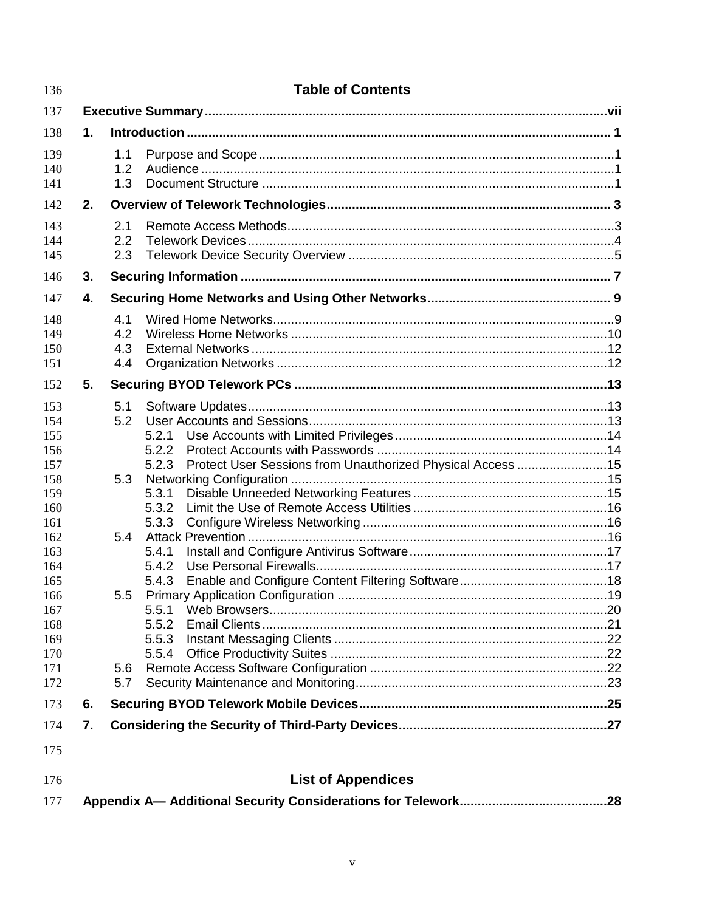## Table of Contents

**Executive Summary** ..... vii

**1. Introduction** ..... 1

- 1.1 Purpose and Scope ..... 1
- 1.2 Audience ..... 1
- 1.3 Document Structure ..... 1

**2. Overview of Telework Technologies** ..... 3

- 2.1 Remote Access Methods ..... 3
- 2.2 Telework Devices ..... 4
- 2.3 Telework Device Security Overview ..... 5

**3. Securing Information** ..... 7

**4. Securing Home Networks and Using Other Networks** ..... 9

- 4.1 Wired Home Networks ..... 9
- 4.2 Wireless Home Networks ..... 10
- 4.3 External Networks ..... 12
- 4.4 Organization Networks ..... 12

**5. Securing BYOD Telework PCs** ..... 13

- 5.1 Software Updates ..... 13
- 5.2 User Accounts and Sessions ..... 13
  - 5.2.1 Use Accounts with Limited Privileges ..... 14
  - 5.2.2 Protect Accounts with Passwords ..... 14
  - 5.2.3 Protect User Sessions from Unauthorized Physical Access ..... 15
- 5.3 Networking Configuration ..... 15
  - 5.3.1 Disable Unneeded Networking Features ..... 15
  - 5.3.2 Limit the Use of Remote Access Utilities ..... 16
  - 5.3.3 Configure Wireless Networking ..... 16
- 5.4 Attack Prevention ..... 16
  - 5.4.1 Install and Configure Antivirus Software ..... 17
  - 5.4.2 Use Personal Firewalls ..... 17
  - 5.4.3 Enable and Configure Content Filtering Software ..... 18
- 5.5 Primary Application Configuration ..... 19
  - 5.5.1 Web Browsers ..... 20
  - 5.5.2 Email Clients ..... 21
  - 5.5.3 Instant Messaging Clients ..... 22
  - 5.5.4 Office Productivity Suites ..... 22
- 5.6 Remote Access Software Configuration ..... 22
- 5.7 Security Maintenance and Monitoring ..... 23

**6. Securing BYOD Telework Mobile Devices** ..... 25

**7. Considering the Security of Third-Party Devices** ..... 27

## List of Appendices

**Appendix A— Additional Security Considerations for Telework** ..... 28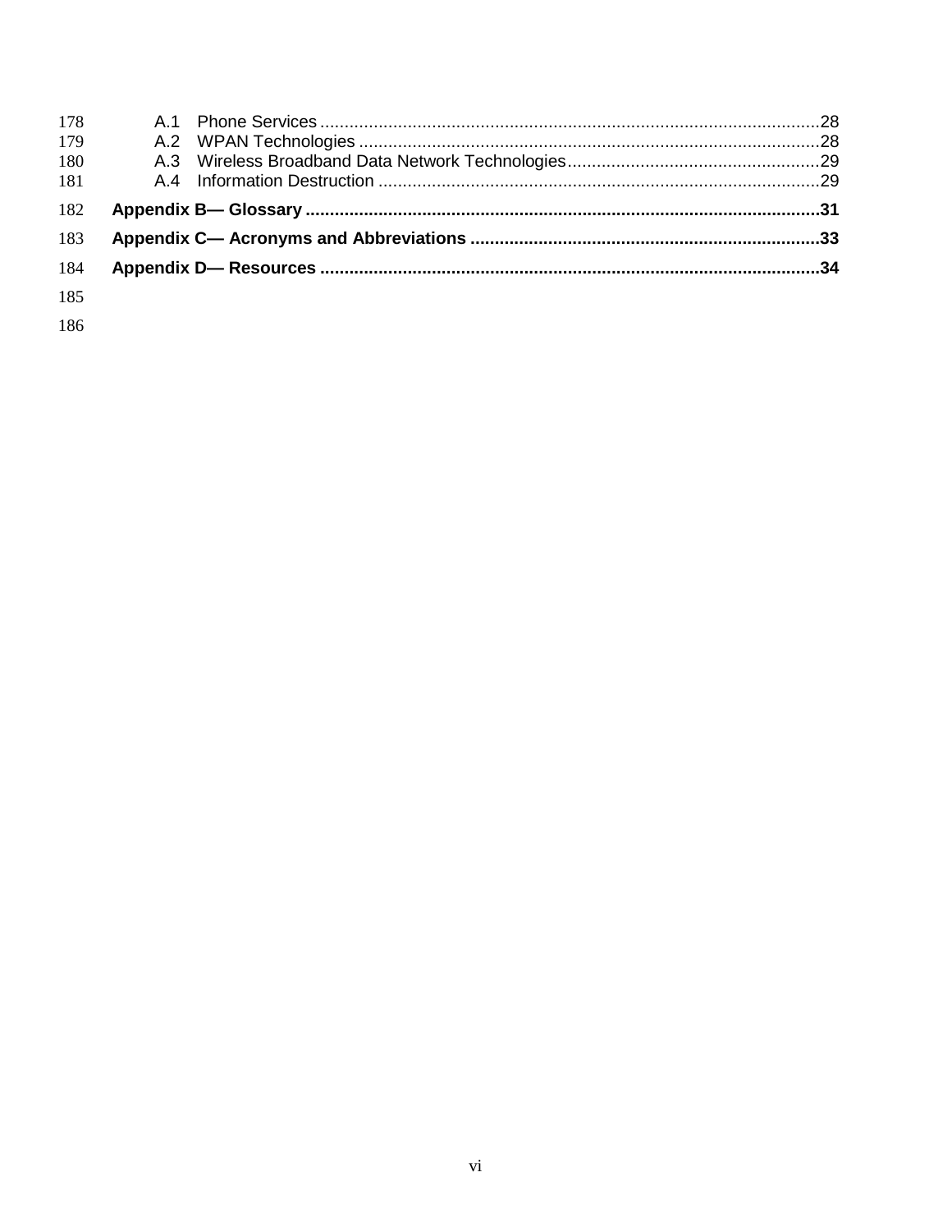A.1 Phone Services ............................................................................................................28
A.2 WPAN Technologies .......................................................................................................28
A.3 Wireless Broadband Data Network Technologies.............................................................29
A.4 Information Destruction ...................................................................................................29

**Appendix B— Glossary ..............................................................................................................31**

**Appendix C— Acronyms and Abbreviations .............................................................................33**

**Appendix D— Resources ............................................................................................................34**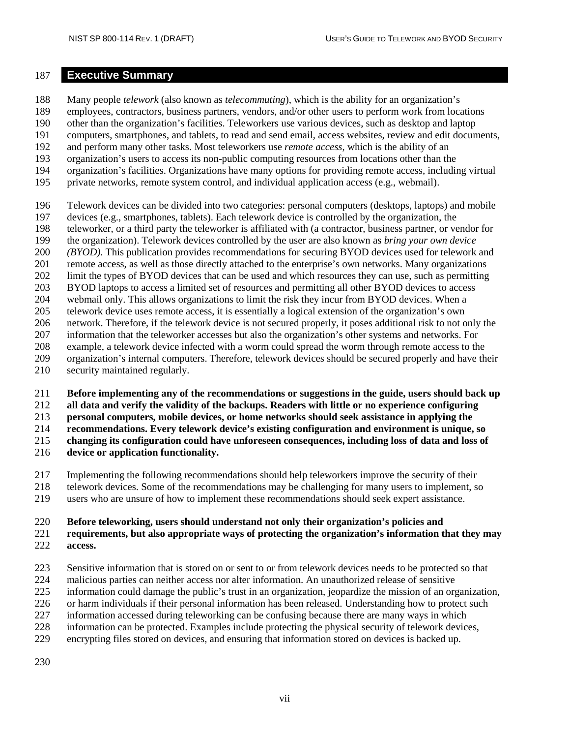# Executive Summary

Many people *telework* (also known as *telecommuting*), which is the ability for an organization's employees, contractors, business partners, vendors, and/or other users to perform work from locations other than the organization's facilities. Teleworkers use various devices, such as desktop and laptop computers, smartphones, and tablets, to read and send email, access websites, review and edit documents, and perform many other tasks. Most teleworkers use *remote access*, which is the ability of an organization's users to access its non-public computing resources from locations other than the organization's facilities. Organizations have many options for providing remote access, including virtual private networks, remote system control, and individual application access (e.g., webmail).

Telework devices can be divided into two categories: personal computers (desktops, laptops) and mobile devices (e.g., smartphones, tablets). Each telework device is controlled by the organization, the teleworker, or a third party the teleworker is affiliated with (a contractor, business partner, or vendor for the organization). Telework devices controlled by the user are also known as *bring your own device (BYOD)*. This publication provides recommendations for securing BYOD devices used for telework and remote access, as well as those directly attached to the enterprise's own networks. Many organizations limit the types of BYOD devices that can be used and which resources they can use, such as permitting BYOD laptops to access a limited set of resources and permitting all other BYOD devices to access webmail only. This allows organizations to limit the risk they incur from BYOD devices. When a telework device uses remote access, it is essentially a logical extension of the organization's own network. Therefore, if the telework device is not secured properly, it poses additional risk to not only the information that the teleworker accesses but also the organization's other systems and networks. For example, a telework device infected with a worm could spread the worm through remote access to the organization's internal computers. Therefore, telework devices should be secured properly and have their security maintained regularly.

**Before implementing any of the recommendations or suggestions in the guide, users should back up all data and verify the validity of the backups. Readers with little or no experience configuring personal computers, mobile devices, or home networks should seek assistance in applying the recommendations. Every telework device's existing configuration and environment is unique, so changing its configuration could have unforeseen consequences, including loss of data and loss of device or application functionality.**

Implementing the following recommendations should help teleworkers improve the security of their telework devices. Some of the recommendations may be challenging for many users to implement, so users who are unsure of how to implement these recommendations should seek expert assistance.

**Before teleworking, users should understand not only their organization's policies and requirements, but also appropriate ways of protecting the organization's information that they may access.**

Sensitive information that is stored on or sent to or from telework devices needs to be protected so that malicious parties can neither access nor alter information. An unauthorized release of sensitive information could damage the public's trust in an organization, jeopardize the mission of an organization, or harm individuals if their personal information has been released. Understanding how to protect such information accessed during teleworking can be confusing because there are many ways in which information can be protected. Examples include protecting the physical security of telework devices, encrypting files stored on devices, and ensuring that information stored on devices is backed up.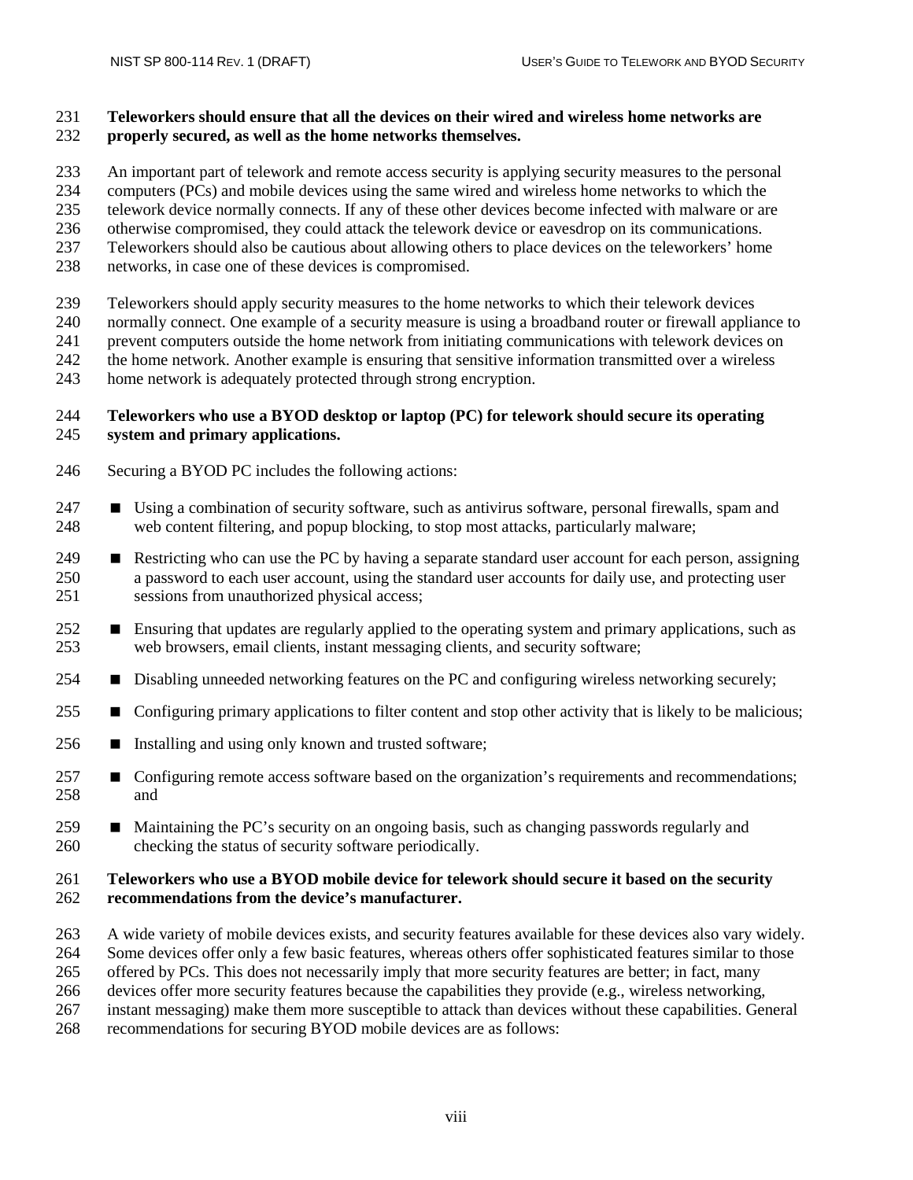**Teleworkers should ensure that all the devices on their wired and wireless home networks are properly secured, as well as the home networks themselves.**

An important part of telework and remote access security is applying security measures to the personal computers (PCs) and mobile devices using the same wired and wireless home networks to which the telework device normally connects. If any of these other devices become infected with malware or are otherwise compromised, they could attack the telework device or eavesdrop on its communications. Teleworkers should also be cautious about allowing others to place devices on the teleworkers' home networks, in case one of these devices is compromised.

Teleworkers should apply security measures to the home networks to which their telework devices normally connect. One example of a security measure is using a broadband router or firewall appliance to prevent computers outside the home network from initiating communications with telework devices on the home network. Another example is ensuring that sensitive information transmitted over a wireless home network is adequately protected through strong encryption.

**Teleworkers who use a BYOD desktop or laptop (PC) for telework should secure its operating system and primary applications.**

Securing a BYOD PC includes the following actions:

- Using a combination of security software, such as antivirus software, personal firewalls, spam and web content filtering, and popup blocking, to stop most attacks, particularly malware;
- Restricting who can use the PC by having a separate standard user account for each person, assigning a password to each user account, using the standard user accounts for daily use, and protecting user sessions from unauthorized physical access;
- Ensuring that updates are regularly applied to the operating system and primary applications, such as web browsers, email clients, instant messaging clients, and security software;
- Disabling unneeded networking features on the PC and configuring wireless networking securely;
- Configuring primary applications to filter content and stop other activity that is likely to be malicious;
- Installing and using only known and trusted software;
- Configuring remote access software based on the organization's requirements and recommendations; and
- Maintaining the PC's security on an ongoing basis, such as changing passwords regularly and checking the status of security software periodically.

**Teleworkers who use a BYOD mobile device for telework should secure it based on the security recommendations from the device's manufacturer.**

A wide variety of mobile devices exists, and security features available for these devices also vary widely. Some devices offer only a few basic features, whereas others offer sophisticated features similar to those offered by PCs. This does not necessarily imply that more security features are better; in fact, many devices offer more security features because the capabilities they provide (e.g., wireless networking, instant messaging) make them more susceptible to attack than devices without these capabilities. General recommendations for securing BYOD mobile devices are as follows: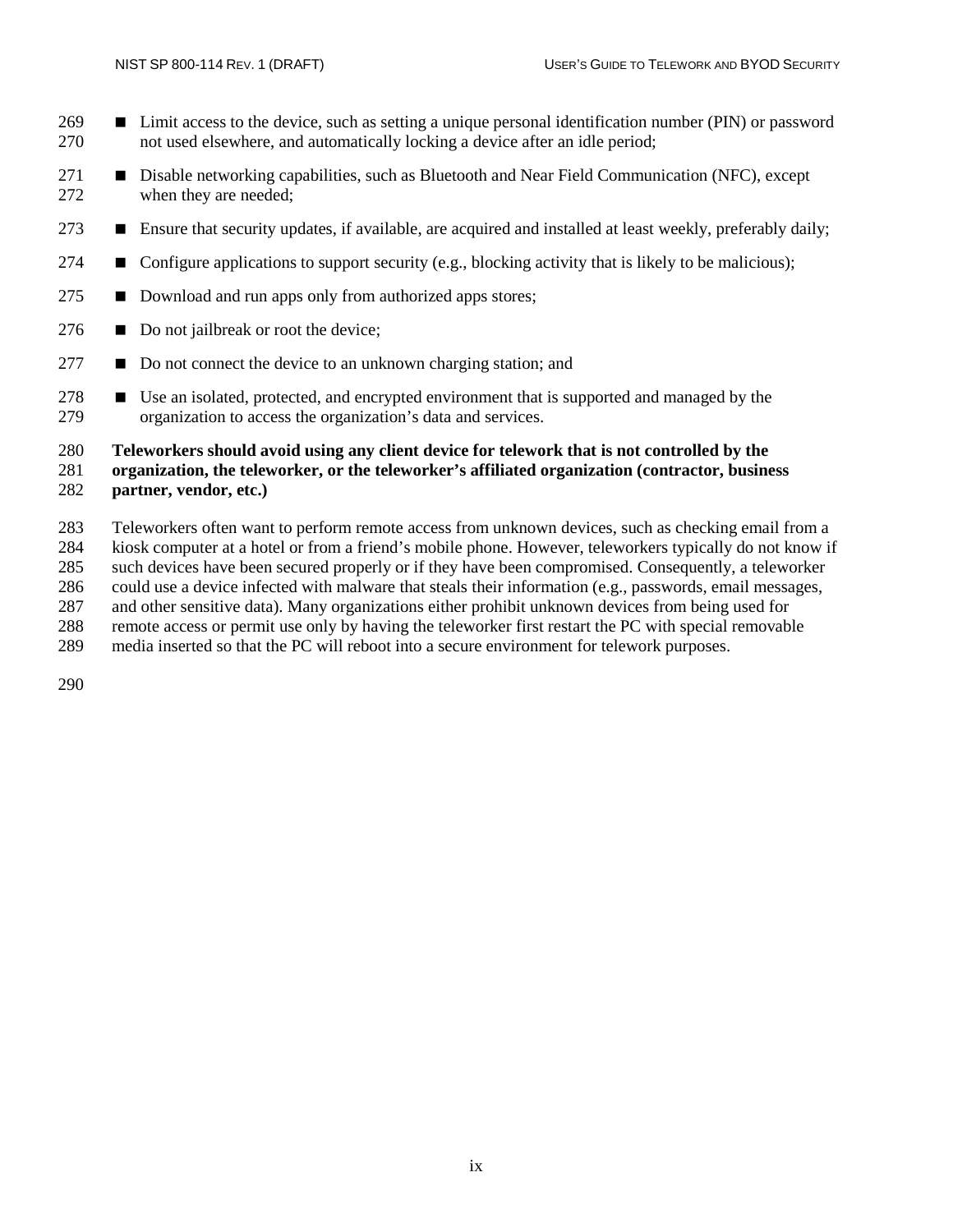- Limit access to the device, such as setting a unique personal identification number (PIN) or password not used elsewhere, and automatically locking a device after an idle period;
- Disable networking capabilities, such as Bluetooth and Near Field Communication (NFC), except when they are needed;
- Ensure that security updates, if available, are acquired and installed at least weekly, preferably daily;
- Configure applications to support security (e.g., blocking activity that is likely to be malicious);
- Download and run apps only from authorized apps stores;
- Do not jailbreak or root the device;
- Do not connect the device to an unknown charging station; and
- Use an isolated, protected, and encrypted environment that is supported and managed by the organization to access the organization's data and services.

**Teleworkers should avoid using any client device for telework that is not controlled by the organization, the teleworker, or the teleworker's affiliated organization (contractor, business partner, vendor, etc.)**

Teleworkers often want to perform remote access from unknown devices, such as checking email from a kiosk computer at a hotel or from a friend's mobile phone. However, teleworkers typically do not know if such devices have been secured properly or if they have been compromised. Consequently, a teleworker could use a device infected with malware that steals their information (e.g., passwords, email messages, and other sensitive data). Many organizations either prohibit unknown devices from being used for remote access or permit use only by having the teleworker first restart the PC with special removable media inserted so that the PC will reboot into a secure environment for telework purposes.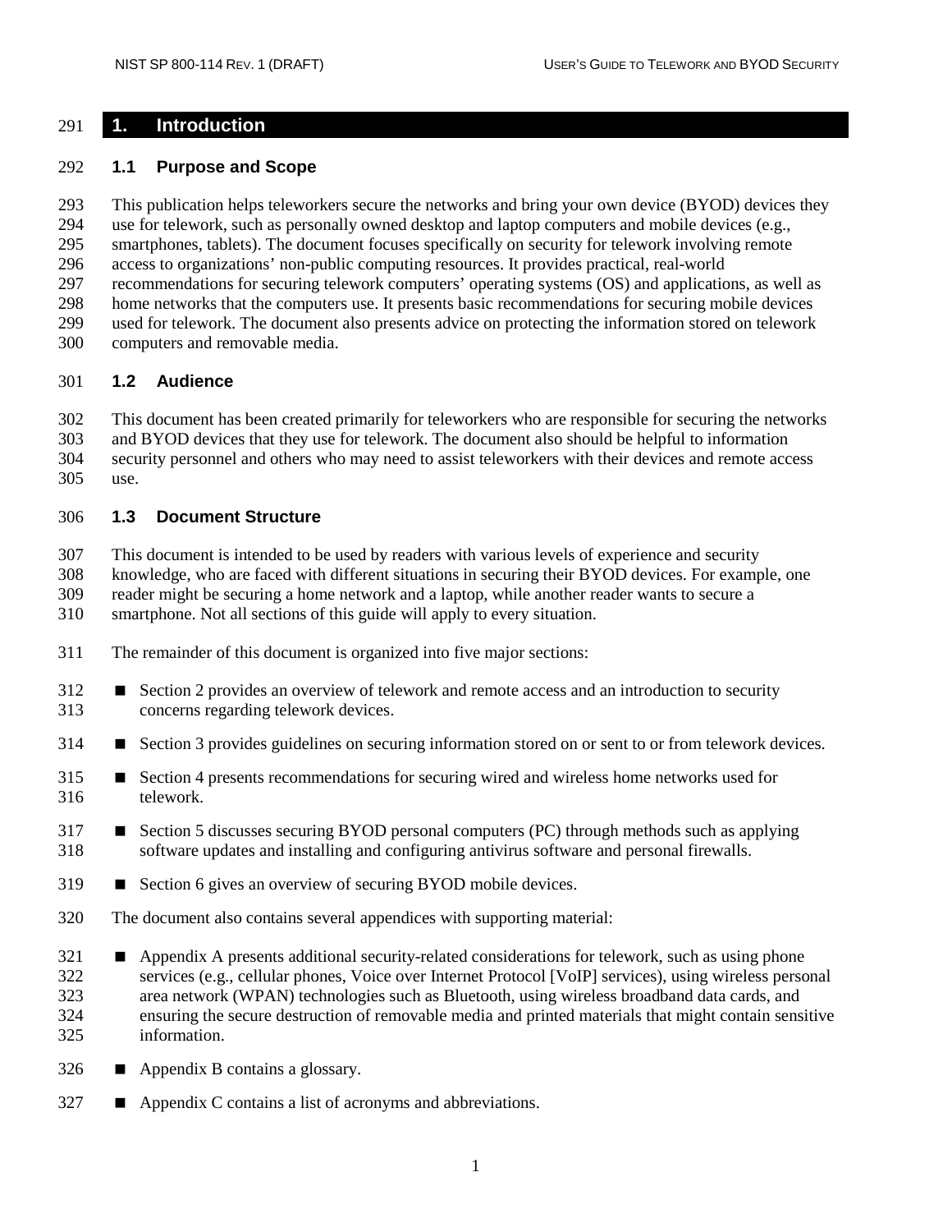# 1. Introduction

## 1.1 Purpose and Scope

This publication helps teleworkers secure the networks and bring your own device (BYOD) devices they use for telework, such as personally owned desktop and laptop computers and mobile devices (e.g., smartphones, tablets). The document focuses specifically on security for telework involving remote access to organizations' non-public computing resources. It provides practical, real-world recommendations for securing telework computers' operating systems (OS) and applications, as well as home networks that the computers use. It presents basic recommendations for securing mobile devices used for telework. The document also presents advice on protecting the information stored on telework computers and removable media.

## 1.2 Audience

This document has been created primarily for teleworkers who are responsible for securing the networks and BYOD devices that they use for telework. The document also should be helpful to information security personnel and others who may need to assist teleworkers with their devices and remote access use.

## 1.3 Document Structure

This document is intended to be used by readers with various levels of experience and security knowledge, who are faced with different situations in securing their BYOD devices. For example, one reader might be securing a home network and a laptop, while another reader wants to secure a smartphone. Not all sections of this guide will apply to every situation.

The remainder of this document is organized into five major sections:

- Section 2 provides an overview of telework and remote access and an introduction to security concerns regarding telework devices.
- Section 3 provides guidelines on securing information stored on or sent to or from telework devices.
- Section 4 presents recommendations for securing wired and wireless home networks used for telework.
- Section 5 discusses securing BYOD personal computers (PC) through methods such as applying software updates and installing and configuring antivirus software and personal firewalls.
- Section 6 gives an overview of securing BYOD mobile devices.

The document also contains several appendices with supporting material:

- Appendix A presents additional security-related considerations for telework, such as using phone services (e.g., cellular phones, Voice over Internet Protocol [VoIP] services), using wireless personal area network (WPAN) technologies such as Bluetooth, using wireless broadband data cards, and ensuring the secure destruction of removable media and printed materials that might contain sensitive information.
- Appendix B contains a glossary.
- Appendix C contains a list of acronyms and abbreviations.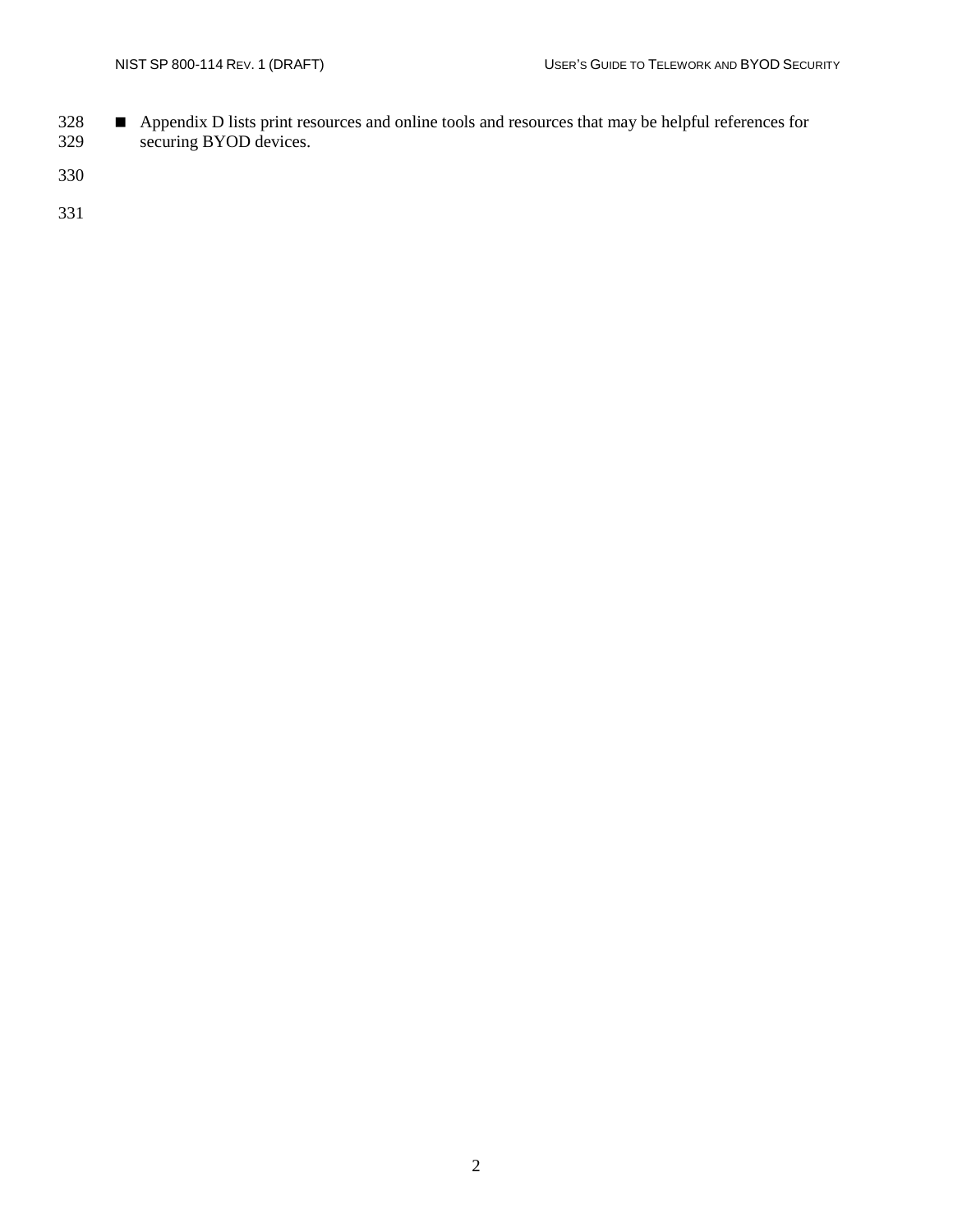- Appendix D lists print resources and online tools and resources that may be helpful references for securing BYOD devices.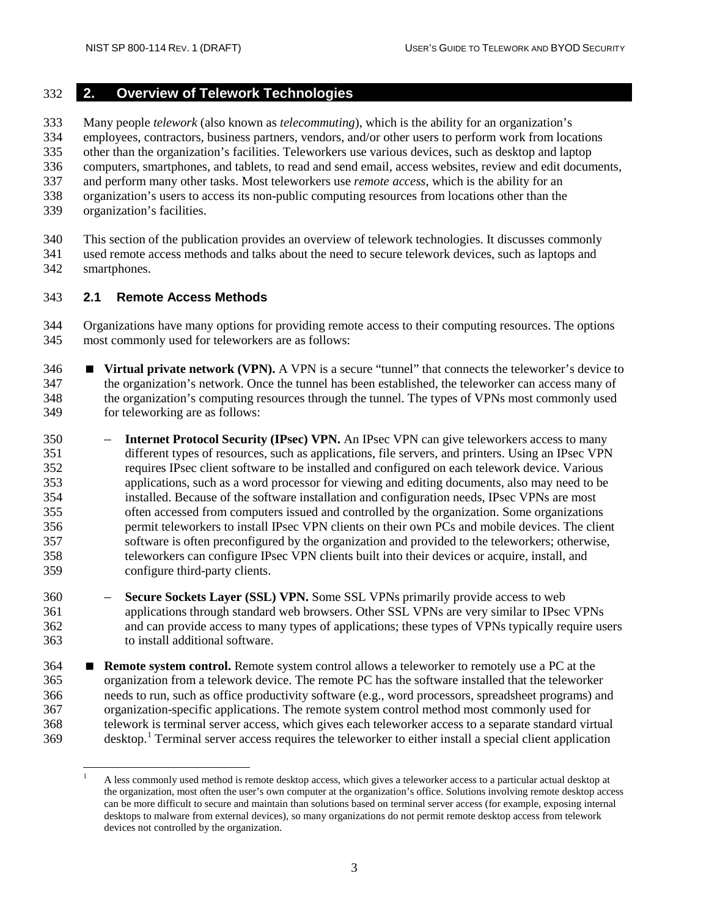# 2. Overview of Telework Technologies

Many people *telework* (also known as *telecommuting*), which is the ability for an organization's employees, contractors, business partners, vendors, and/or other users to perform work from locations other than the organization's facilities. Teleworkers use various devices, such as desktop and laptop computers, smartphones, and tablets, to read and send email, access websites, review and edit documents, and perform many other tasks. Most teleworkers use *remote access*, which is the ability for an organization's users to access its non-public computing resources from locations other than the organization's facilities.

This section of the publication provides an overview of telework technologies. It discusses commonly used remote access methods and talks about the need to secure telework devices, such as laptops and smartphones.

## 2.1 Remote Access Methods

Organizations have many options for providing remote access to their computing resources. The options most commonly used for teleworkers are as follows:

- **Virtual private network (VPN).** A VPN is a secure "tunnel" that connects the teleworker's device to the organization's network. Once the tunnel has been established, the teleworker can access many of the organization's computing resources through the tunnel. The types of VPNs most commonly used for teleworking are as follows:
  - **Internet Protocol Security (IPsec) VPN.** An IPsec VPN can give teleworkers access to many different types of resources, such as applications, file servers, and printers. Using an IPsec VPN requires IPsec client software to be installed and configured on each telework device. Various applications, such as a word processor for viewing and editing documents, also may need to be installed. Because of the software installation and configuration needs, IPsec VPNs are most often accessed from computers issued and controlled by the organization. Some organizations permit teleworkers to install IPsec VPN clients on their own PCs and mobile devices. The client software is often preconfigured by the organization and provided to the teleworkers; otherwise, teleworkers can configure IPsec VPN clients built into their devices or acquire, install, and configure third-party clients.
  - **Secure Sockets Layer (SSL) VPN.** Some SSL VPNs primarily provide access to web applications through standard web browsers. Other SSL VPNs are very similar to IPsec VPNs and can provide access to many types of applications; these types of VPNs typically require users to install additional software.
- **Remote system control.** Remote system control allows a teleworker to remotely use a PC at the organization from a telework device. The remote PC has the software installed that the teleworker needs to run, such as office productivity software (e.g., word processors, spreadsheet programs) and organization-specific applications. The remote system control method most commonly used for telework is terminal server access, which gives each teleworker access to a separate standard virtual desktop.[1] Terminal server access requires the teleworker to either install a special client application

[1] A less commonly used method is remote desktop access, which gives a teleworker access to a particular actual desktop at the organization, most often the user's own computer at the organization's office. Solutions involving remote desktop access can be more difficult to secure and maintain than solutions based on terminal server access (for example, exposing internal desktops to malware from external devices), so many organizations do not permit remote desktop access from telework devices not controlled by the organization.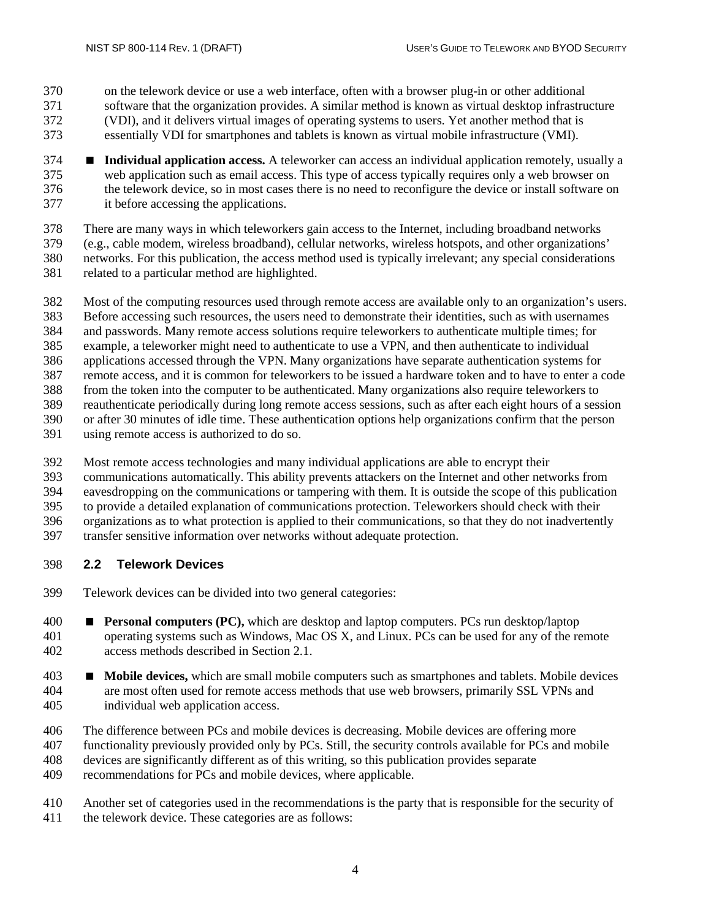on the telework device or use a web interface, often with a browser plug-in or other additional software that the organization provides. A similar method is known as virtual desktop infrastructure (VDI), and it delivers virtual images of operating systems to users. Yet another method that is essentially VDI for smartphones and tablets is known as virtual mobile infrastructure (VMI).

- **Individual application access.** A teleworker can access an individual application remotely, usually a web application such as email access. This type of access typically requires only a web browser on the telework device, so in most cases there is no need to reconfigure the device or install software on it before accessing the applications.

There are many ways in which teleworkers gain access to the Internet, including broadband networks (e.g., cable modem, wireless broadband), cellular networks, wireless hotspots, and other organizations' networks. For this publication, the access method used is typically irrelevant; any special considerations related to a particular method are highlighted.

Most of the computing resources used through remote access are available only to an organization's users. Before accessing such resources, the users need to demonstrate their identities, such as with usernames and passwords. Many remote access solutions require teleworkers to authenticate multiple times; for example, a teleworker might need to authenticate to use a VPN, and then authenticate to individual applications accessed through the VPN. Many organizations have separate authentication systems for remote access, and it is common for teleworkers to be issued a hardware token and to have to enter a code from the token into the computer to be authenticated. Many organizations also require teleworkers to reauthenticate periodically during long remote access sessions, such as after each eight hours of a session or after 30 minutes of idle time. These authentication options help organizations confirm that the person using remote access is authorized to do so.

Most remote access technologies and many individual applications are able to encrypt their communications automatically. This ability prevents attackers on the Internet and other networks from eavesdropping on the communications or tampering with them. It is outside the scope of this publication to provide a detailed explanation of communications protection. Teleworkers should check with their organizations as to what protection is applied to their communications, so that they do not inadvertently transfer sensitive information over networks without adequate protection.

## 2.2 Telework Devices

Telework devices can be divided into two general categories:

- **Personal computers (PC),** which are desktop and laptop computers. PCs run desktop/laptop operating systems such as Windows, Mac OS X, and Linux. PCs can be used for any of the remote access methods described in Section 2.1.

- **Mobile devices,** which are small mobile computers such as smartphones and tablets. Mobile devices are most often used for remote access methods that use web browsers, primarily SSL VPNs and individual web application access.

The difference between PCs and mobile devices is decreasing. Mobile devices are offering more functionality previously provided only by PCs. Still, the security controls available for PCs and mobile devices are significantly different as of this writing, so this publication provides separate recommendations for PCs and mobile devices, where applicable.

Another set of categories used in the recommendations is the party that is responsible for the security of the telework device. These categories are as follows: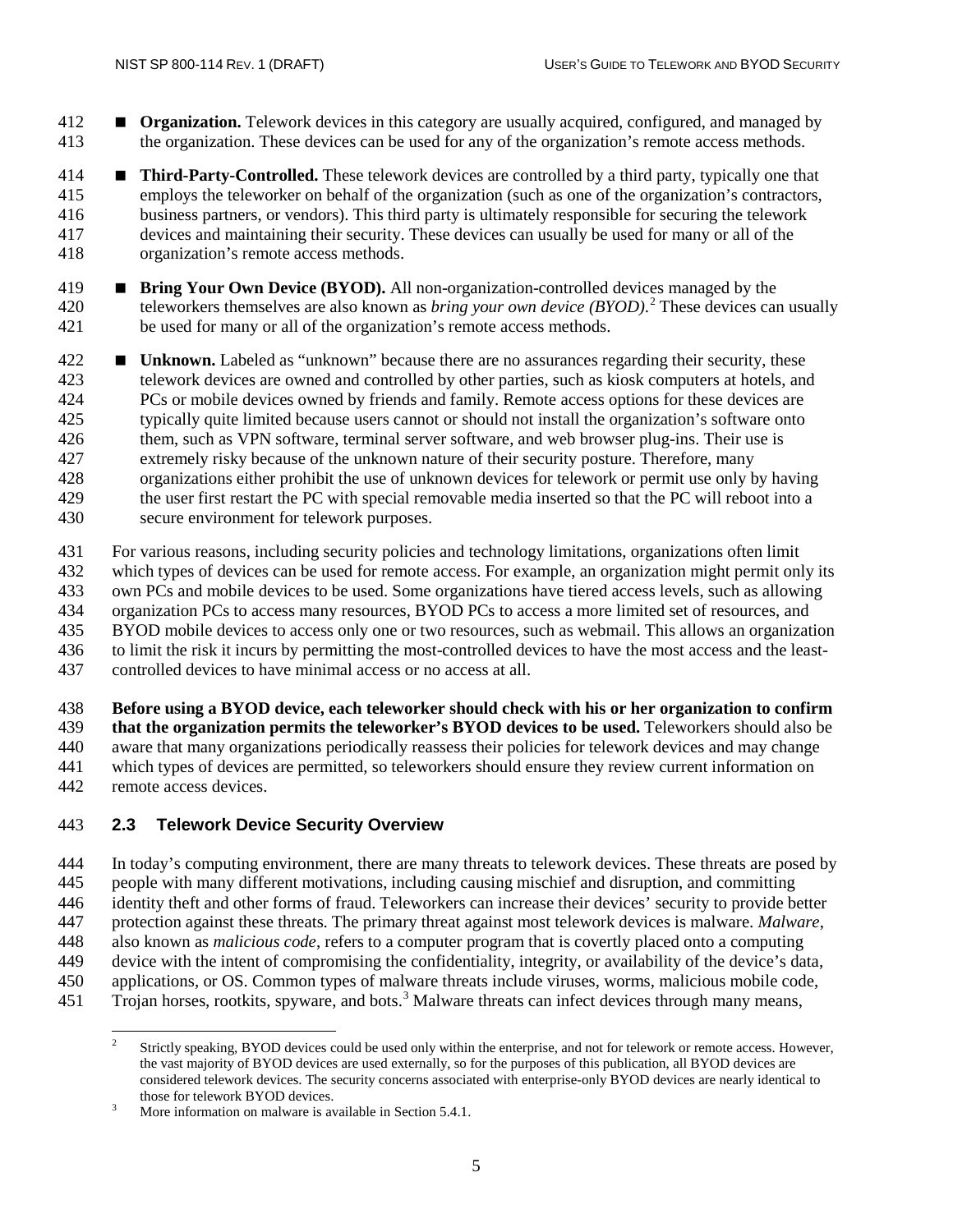- **Organization.** Telework devices in this category are usually acquired, configured, and managed by the organization. These devices can be used for any of the organization's remote access methods.
- **Third-Party-Controlled.** These telework devices are controlled by a third party, typically one that employs the teleworker on behalf of the organization (such as one of the organization's contractors, business partners, or vendors). This third party is ultimately responsible for securing the telework devices and maintaining their security. These devices can usually be used for many or all of the organization's remote access methods.
- **Bring Your Own Device (BYOD).** All non-organization-controlled devices managed by the teleworkers themselves are also known as *bring your own device (BYOD)*.[2] These devices can usually be used for many or all of the organization's remote access methods.
- **Unknown.** Labeled as "unknown" because there are no assurances regarding their security, these telework devices are owned and controlled by other parties, such as kiosk computers at hotels, and PCs or mobile devices owned by friends and family. Remote access options for these devices are typically quite limited because users cannot or should not install the organization's software onto them, such as VPN software, terminal server software, and web browser plug-ins. Their use is extremely risky because of the unknown nature of their security posture. Therefore, many organizations either prohibit the use of unknown devices for telework or permit use only by having the user first restart the PC with special removable media inserted so that the PC will reboot into a secure environment for telework purposes.

For various reasons, including security policies and technology limitations, organizations often limit which types of devices can be used for remote access. For example, an organization might permit only its own PCs and mobile devices to be used. Some organizations have tiered access levels, such as allowing organization PCs to access many resources, BYOD PCs to access a more limited set of resources, and BYOD mobile devices to access only one or two resources, such as webmail. This allows an organization to limit the risk it incurs by permitting the most-controlled devices to have the most access and the least-controlled devices to have minimal access or no access at all.

**Before using a BYOD device, each teleworker should check with his or her organization to confirm that the organization permits the teleworker's BYOD devices to be used.** Teleworkers should also be aware that many organizations periodically reassess their policies for telework devices and may change which types of devices are permitted, so teleworkers should ensure they review current information on remote access devices.

## 2.3 Telework Device Security Overview

In today's computing environment, there are many threats to telework devices. These threats are posed by people with many different motivations, including causing mischief and disruption, and committing identity theft and other forms of fraud. Teleworkers can increase their devices' security to provide better protection against these threats. The primary threat against most telework devices is malware. *Malware*, also known as *malicious code*, refers to a computer program that is covertly placed onto a computing device with the intent of compromising the confidentiality, integrity, or availability of the device's data, applications, or OS. Common types of malware threats include viruses, worms, malicious mobile code, Trojan horses, rootkits, spyware, and bots.[3] Malware threats can infect devices through many means,

---

[2] Strictly speaking, BYOD devices could be used only within the enterprise, and not for telework or remote access. However, the vast majority of BYOD devices are used externally, so for the purposes of this publication, all BYOD devices are considered telework devices. The security concerns associated with enterprise-only BYOD devices are nearly identical to those for telework BYOD devices.

[3] More information on malware is available in Section 5.4.1.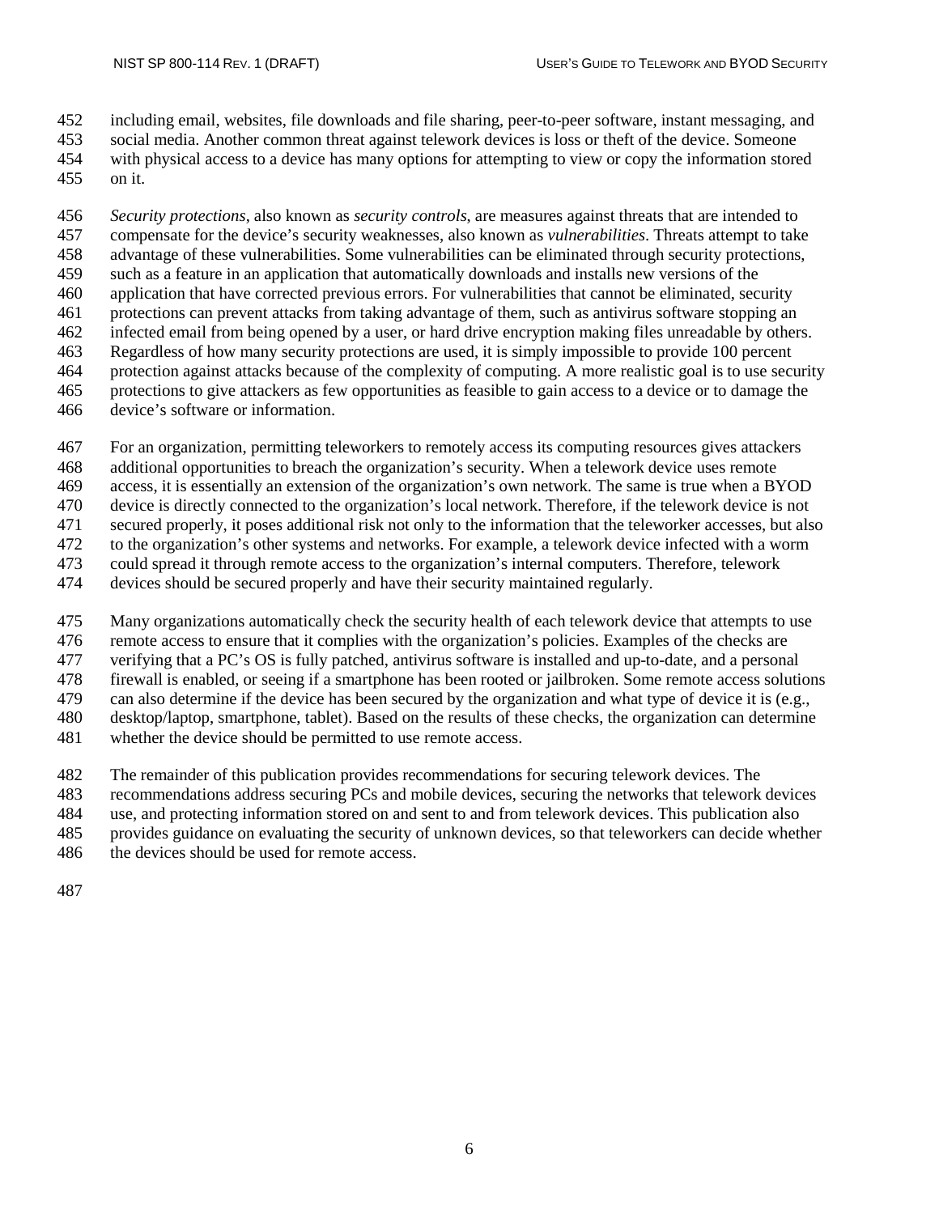including email, websites, file downloads and file sharing, peer-to-peer software, instant messaging, and social media. Another common threat against telework devices is loss or theft of the device. Someone with physical access to a device has many options for attempting to view or copy the information stored on it.

*Security protections*, also known as *security controls*, are measures against threats that are intended to compensate for the device's security weaknesses, also known as *vulnerabilities*. Threats attempt to take advantage of these vulnerabilities. Some vulnerabilities can be eliminated through security protections, such as a feature in an application that automatically downloads and installs new versions of the application that have corrected previous errors. For vulnerabilities that cannot be eliminated, security protections can prevent attacks from taking advantage of them, such as antivirus software stopping an infected email from being opened by a user, or hard drive encryption making files unreadable by others. Regardless of how many security protections are used, it is simply impossible to provide 100 percent protection against attacks because of the complexity of computing. A more realistic goal is to use security protections to give attackers as few opportunities as feasible to gain access to a device or to damage the device's software or information.

For an organization, permitting teleworkers to remotely access its computing resources gives attackers additional opportunities to breach the organization's security. When a telework device uses remote access, it is essentially an extension of the organization's own network. The same is true when a BYOD device is directly connected to the organization's local network. Therefore, if the telework device is not secured properly, it poses additional risk not only to the information that the teleworker accesses, but also to the organization's other systems and networks. For example, a telework device infected with a worm could spread it through remote access to the organization's internal computers. Therefore, telework devices should be secured properly and have their security maintained regularly.

Many organizations automatically check the security health of each telework device that attempts to use remote access to ensure that it complies with the organization's policies. Examples of the checks are verifying that a PC's OS is fully patched, antivirus software is installed and up-to-date, and a personal firewall is enabled, or seeing if a smartphone has been rooted or jailbroken. Some remote access solutions can also determine if the device has been secured by the organization and what type of device it is (e.g., desktop/laptop, smartphone, tablet). Based on the results of these checks, the organization can determine whether the device should be permitted to use remote access.

The remainder of this publication provides recommendations for securing telework devices. The recommendations address securing PCs and mobile devices, securing the networks that telework devices use, and protecting information stored on and sent to and from telework devices. This publication also provides guidance on evaluating the security of unknown devices, so that teleworkers can decide whether the devices should be used for remote access.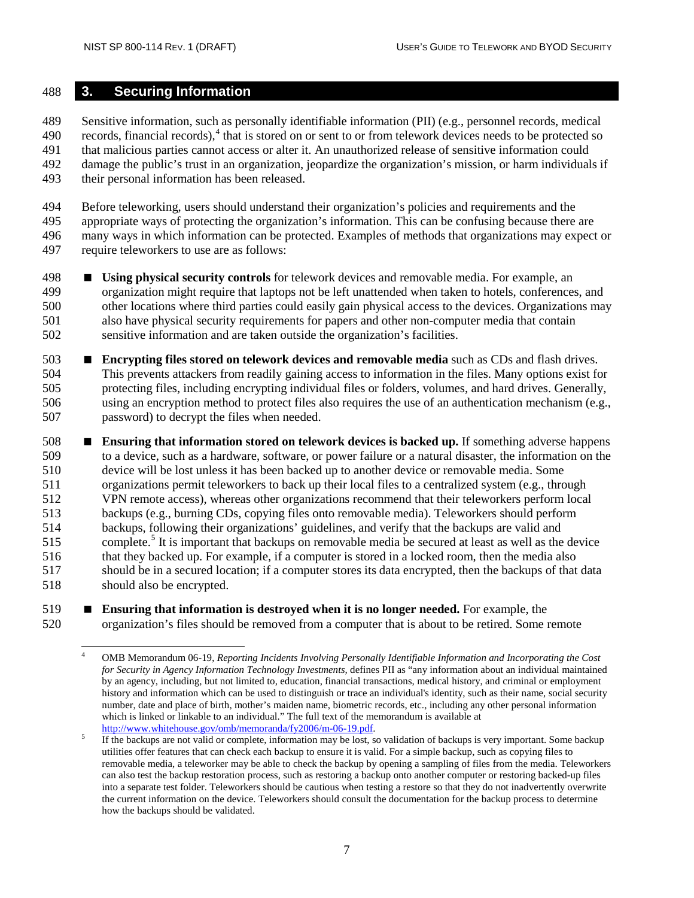# 3. Securing Information

Sensitive information, such as personally identifiable information (PII) (e.g., personnel records, medical records, financial records),[4] that is stored on or sent to or from telework devices needs to be protected so that malicious parties cannot access or alter it. An unauthorized release of sensitive information could damage the public's trust in an organization, jeopardize the organization's mission, or harm individuals if their personal information has been released.

Before teleworking, users should understand their organization's policies and requirements and the appropriate ways of protecting the organization's information. This can be confusing because there are many ways in which information can be protected. Examples of methods that organizations may expect or require teleworkers to use are as follows:

- **Using physical security controls** for telework devices and removable media. For example, an organization might require that laptops not be left unattended when taken to hotels, conferences, and other locations where third parties could easily gain physical access to the devices. Organizations may also have physical security requirements for papers and other non-computer media that contain sensitive information and are taken outside the organization's facilities.
- **Encrypting files stored on telework devices and removable media** such as CDs and flash drives. This prevents attackers from readily gaining access to information in the files. Many options exist for protecting files, including encrypting individual files or folders, volumes, and hard drives. Generally, using an encryption method to protect files also requires the use of an authentication mechanism (e.g., password) to decrypt the files when needed.
- **Ensuring that information stored on telework devices is backed up.** If something adverse happens to a device, such as a hardware, software, or power failure or a natural disaster, the information on the device will be lost unless it has been backed up to another device or removable media. Some organizations permit teleworkers to back up their local files to a centralized system (e.g., through VPN remote access), whereas other organizations recommend that their teleworkers perform local backups (e.g., burning CDs, copying files onto removable media). Teleworkers should perform backups, following their organizations' guidelines, and verify that the backups are valid and complete.[5] It is important that backups on removable media be secured at least as well as the device that they backed up. For example, if a computer is stored in a locked room, then the media also should be in a secured location; if a computer stores its data encrypted, then the backups of that data should also be encrypted.
- **Ensuring that information is destroyed when it is no longer needed.** For example, the organization's files should be removed from a computer that is about to be retired. Some remote

---

[4] OMB Memorandum 06-19, *Reporting Incidents Involving Personally Identifiable Information and Incorporating the Cost for Security in Agency Information Technology Investments*, defines PII as "any information about an individual maintained by an agency, including, but not limited to, education, financial transactions, medical history, and criminal or employment history and information which can be used to distinguish or trace an individual's identity, such as their name, social security number, date and place of birth, mother's maiden name, biometric records, etc., including any other personal information which is linked or linkable to an individual." The full text of the memorandum is available at http://www.whitehouse.gov/omb/memoranda/fy2006/m-06-19.pdf.

[5] If the backups are not valid or complete, information may be lost, so validation of backups is very important. Some backup utilities offer features that can check each backup to ensure it is valid. For a simple backup, such as copying files to removable media, a teleworker may be able to check the backup by opening a sampling of files from the media. Teleworkers can also test the backup restoration process, such as restoring a backup onto another computer or restoring backed-up files into a separate test folder. Teleworkers should be cautious when testing a restore so that they do not inadvertently overwrite the current information on the device. Teleworkers should consult the documentation for the backup process to determine how the backups should be validated.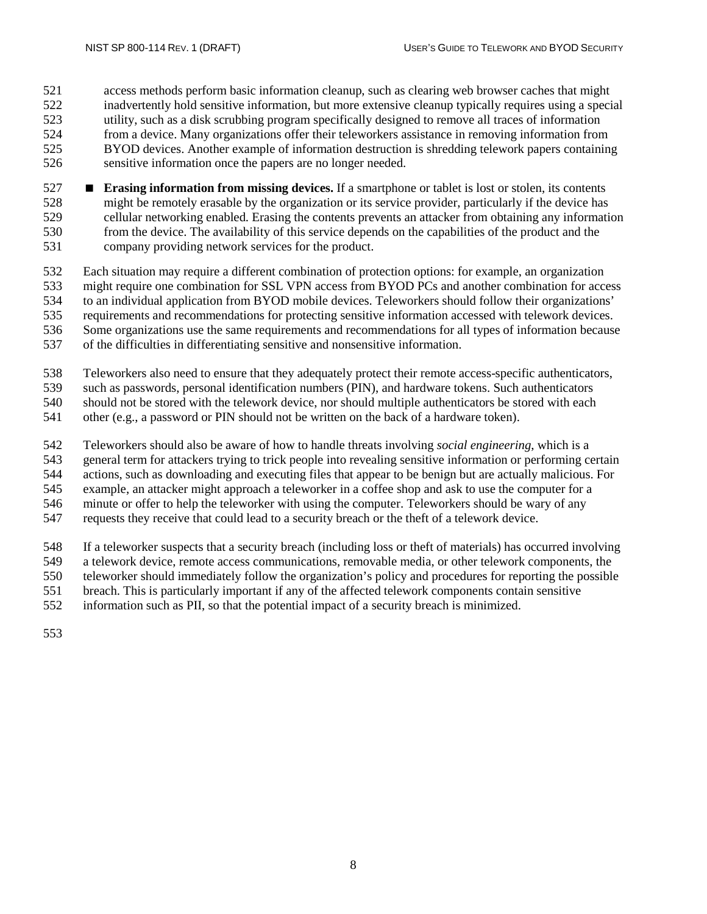access methods perform basic information cleanup, such as clearing web browser caches that might inadvertently hold sensitive information, but more extensive cleanup typically requires using a special utility, such as a disk scrubbing program specifically designed to remove all traces of information from a device. Many organizations offer their teleworkers assistance in removing information from BYOD devices. Another example of information destruction is shredding telework papers containing sensitive information once the papers are no longer needed.

- **Erasing information from missing devices.** If a smartphone or tablet is lost or stolen, its contents might be remotely erasable by the organization or its service provider, particularly if the device has cellular networking enabled. Erasing the contents prevents an attacker from obtaining any information from the device. The availability of this service depends on the capabilities of the product and the company providing network services for the product.

Each situation may require a different combination of protection options: for example, an organization might require one combination for SSL VPN access from BYOD PCs and another combination for access to an individual application from BYOD mobile devices. Teleworkers should follow their organizations' requirements and recommendations for protecting sensitive information accessed with telework devices. Some organizations use the same requirements and recommendations for all types of information because of the difficulties in differentiating sensitive and nonsensitive information.

Teleworkers also need to ensure that they adequately protect their remote access-specific authenticators, such as passwords, personal identification numbers (PIN), and hardware tokens. Such authenticators should not be stored with the telework device, nor should multiple authenticators be stored with each other (e.g., a password or PIN should not be written on the back of a hardware token).

Teleworkers should also be aware of how to handle threats involving *social engineering*, which is a general term for attackers trying to trick people into revealing sensitive information or performing certain actions, such as downloading and executing files that appear to be benign but are actually malicious. For example, an attacker might approach a teleworker in a coffee shop and ask to use the computer for a minute or offer to help the teleworker with using the computer. Teleworkers should be wary of any requests they receive that could lead to a security breach or the theft of a telework device.

If a teleworker suspects that a security breach (including loss or theft of materials) has occurred involving a telework device, remote access communications, removable media, or other telework components, the teleworker should immediately follow the organization's policy and procedures for reporting the possible breach. This is particularly important if any of the affected telework components contain sensitive information such as PII, so that the potential impact of a security breach is minimized.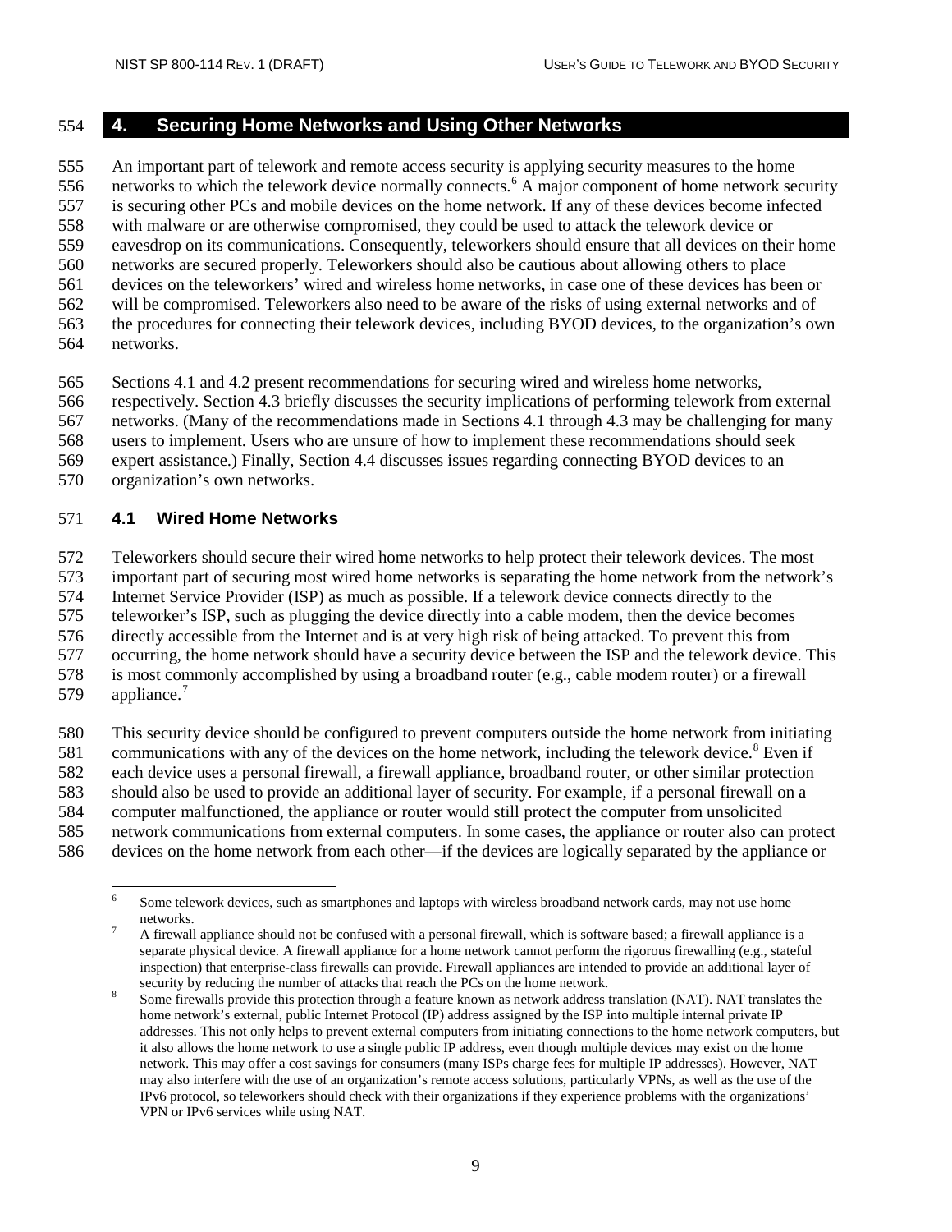# 4. Securing Home Networks and Using Other Networks

An important part of telework and remote access security is applying security measures to the home networks to which the telework device normally connects.[6] A major component of home network security is securing other PCs and mobile devices on the home network. If any of these devices become infected with malware or are otherwise compromised, they could be used to attack the telework device or eavesdrop on its communications. Consequently, teleworkers should ensure that all devices on their home networks are secured properly. Teleworkers should also be cautious about allowing others to place devices on the teleworkers' wired and wireless home networks, in case one of these devices has been or will be compromised. Teleworkers also need to be aware of the risks of using external networks and of the procedures for connecting their telework devices, including BYOD devices, to the organization's own networks.

Sections 4.1 and 4.2 present recommendations for securing wired and wireless home networks, respectively. Section 4.3 briefly discusses the security implications of performing telework from external networks. (Many of the recommendations made in Sections 4.1 through 4.3 may be challenging for many users to implement. Users who are unsure of how to implement these recommendations should seek expert assistance.) Finally, Section 4.4 discusses issues regarding connecting BYOD devices to an organization's own networks.

## 4.1 Wired Home Networks

Teleworkers should secure their wired home networks to help protect their telework devices. The most important part of securing most wired home networks is separating the home network from the network's Internet Service Provider (ISP) as much as possible. If a telework device connects directly to the teleworker's ISP, such as plugging the device directly into a cable modem, then the device becomes directly accessible from the Internet and is at very high risk of being attacked. To prevent this from occurring, the home network should have a security device between the ISP and the telework device. This is most commonly accomplished by using a broadband router (e.g., cable modem router) or a firewall appliance.[7]

This security device should be configured to prevent computers outside the home network from initiating communications with any of the devices on the home network, including the telework device.[8] Even if each device uses a personal firewall, a firewall appliance, broadband router, or other similar protection should also be used to provide an additional layer of security. For example, if a personal firewall on a computer malfunctioned, the appliance or router would still protect the computer from unsolicited network communications from external computers. In some cases, the appliance or router also can protect devices on the home network from each other—if the devices are logically separated by the appliance or

---

[6] Some telework devices, such as smartphones and laptops with wireless broadband network cards, may not use home networks.

[7] A firewall appliance should not be confused with a personal firewall, which is software based; a firewall appliance is a separate physical device. A firewall appliance for a home network cannot perform the rigorous firewalling (e.g., stateful inspection) that enterprise-class firewalls can provide. Firewall appliances are intended to provide an additional layer of security by reducing the number of attacks that reach the PCs on the home network.

[8] Some firewalls provide this protection through a feature known as network address translation (NAT). NAT translates the home network's external, public Internet Protocol (IP) address assigned by the ISP into multiple internal private IP addresses. This not only helps to prevent external computers from initiating connections to the home network computers, but it also allows the home network to use a single public IP address, even though multiple devices may exist on the home network. This may offer a cost savings for consumers (many ISPs charge fees for multiple IP addresses). However, NAT may also interfere with the use of an organization's remote access solutions, particularly VPNs, as well as the use of the IPv6 protocol, so teleworkers should check with their organizations if they experience problems with the organizations' VPN or IPv6 services while using NAT.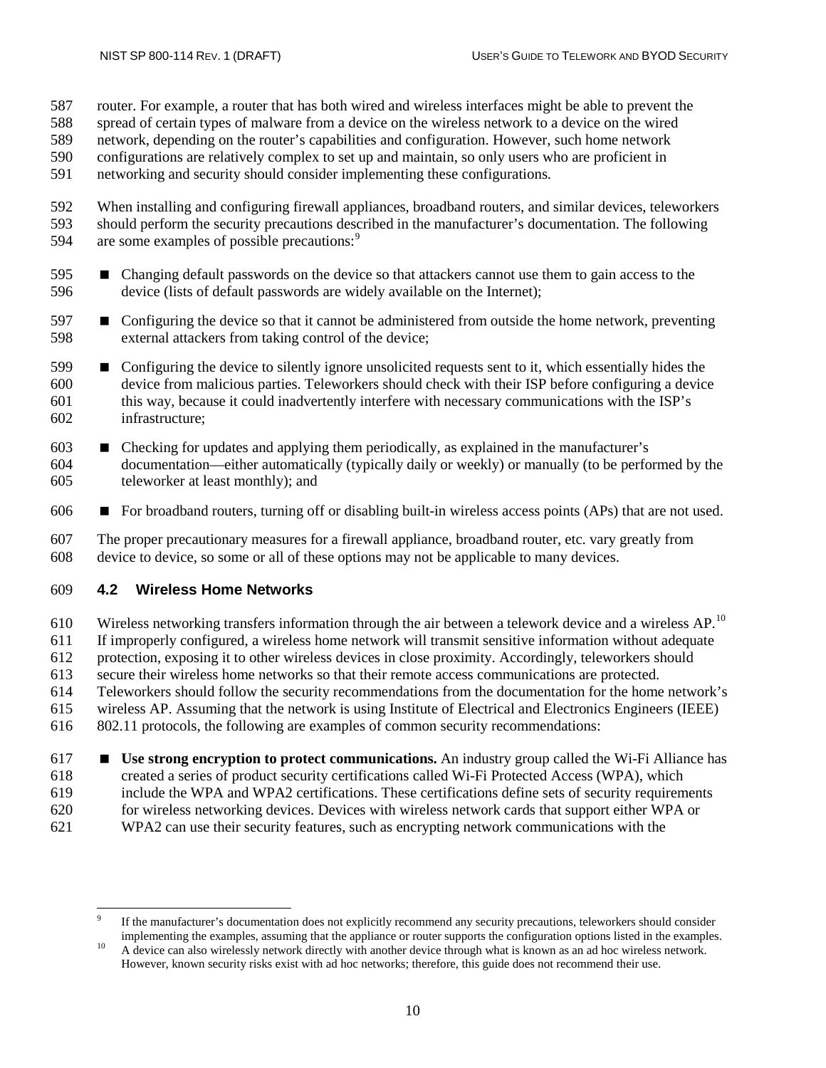router. For example, a router that has both wired and wireless interfaces might be able to prevent the spread of certain types of malware from a device on the wireless network to a device on the wired network, depending on the router's capabilities and configuration. However, such home network configurations are relatively complex to set up and maintain, so only users who are proficient in networking and security should consider implementing these configurations.

When installing and configuring firewall appliances, broadband routers, and similar devices, teleworkers should perform the security precautions described in the manufacturer's documentation. The following are some examples of possible precautions:[9]

- Changing default passwords on the device so that attackers cannot use them to gain access to the device (lists of default passwords are widely available on the Internet);
- Configuring the device so that it cannot be administered from outside the home network, preventing external attackers from taking control of the device;
- Configuring the device to silently ignore unsolicited requests sent to it, which essentially hides the device from malicious parties. Teleworkers should check with their ISP before configuring a device this way, because it could inadvertently interfere with necessary communications with the ISP's infrastructure;
- Checking for updates and applying them periodically, as explained in the manufacturer's documentation—either automatically (typically daily or weekly) or manually (to be performed by the teleworker at least monthly); and
- For broadband routers, turning off or disabling built-in wireless access points (APs) that are not used.

The proper precautionary measures for a firewall appliance, broadband router, etc. vary greatly from device to device, so some or all of these options may not be applicable to many devices.

## 4.2 Wireless Home Networks

Wireless networking transfers information through the air between a telework device and a wireless AP.[10] If improperly configured, a wireless home network will transmit sensitive information without adequate protection, exposing it to other wireless devices in close proximity. Accordingly, teleworkers should secure their wireless home networks so that their remote access communications are protected. Teleworkers should follow the security recommendations from the documentation for the home network's wireless AP. Assuming that the network is using Institute of Electrical and Electronics Engineers (IEEE) 802.11 protocols, the following are examples of common security recommendations:

- **Use strong encryption to protect communications.** An industry group called the Wi-Fi Alliance has created a series of product security certifications called Wi-Fi Protected Access (WPA), which include the WPA and WPA2 certifications. These certifications define sets of security requirements for wireless networking devices. Devices with wireless network cards that support either WPA or WPA2 can use their security features, such as encrypting network communications with the

[9] If the manufacturer's documentation does not explicitly recommend any security precautions, teleworkers should consider implementing the examples, assuming that the appliance or router supports the configuration options listed in the examples.

[10] A device can also wirelessly network directly with another device through what is known as an ad hoc wireless network. However, known security risks exist with ad hoc networks; therefore, this guide does not recommend their use.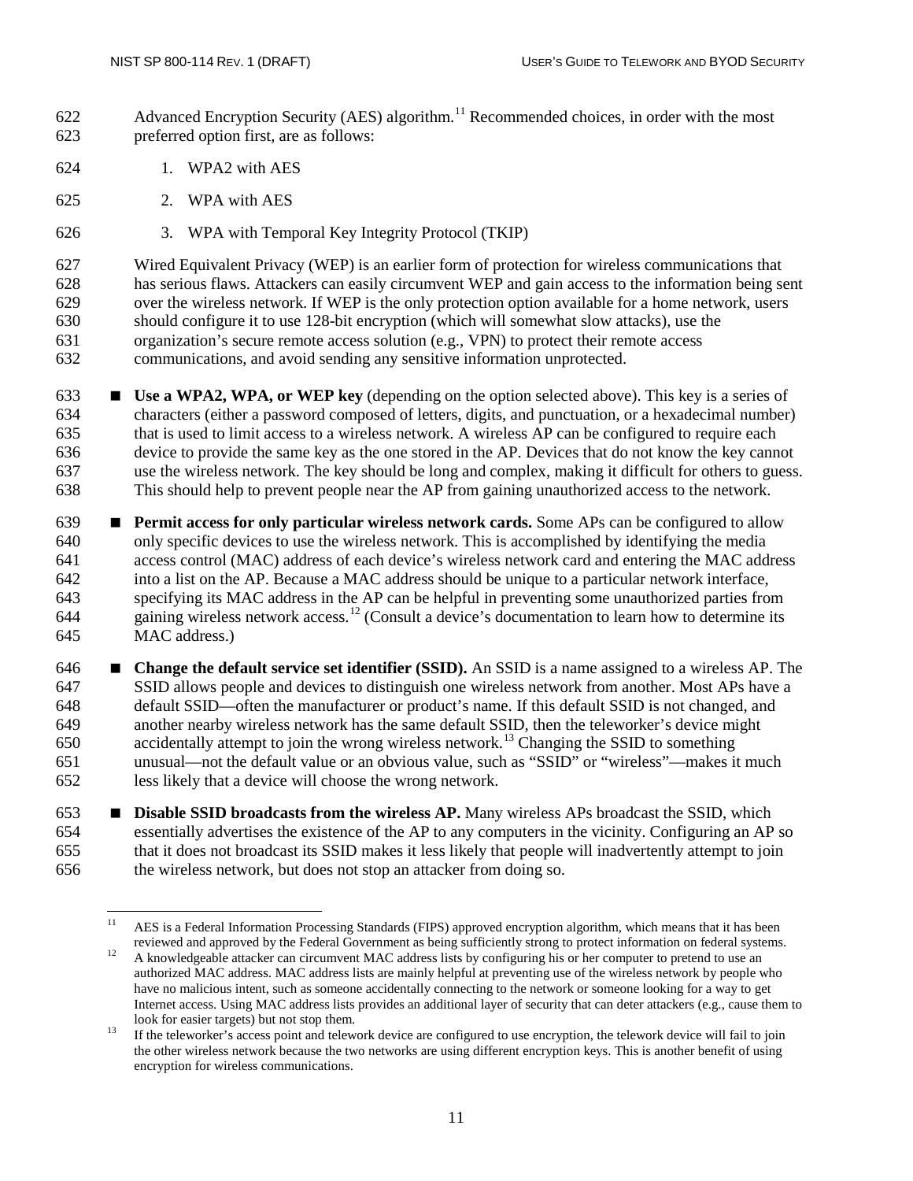Advanced Encryption Security (AES) algorithm.[11] Recommended choices, in order with the most preferred option first, are as follows:

1. WPA2 with AES
2. WPA with AES
3. WPA with Temporal Key Integrity Protocol (TKIP)

Wired Equivalent Privacy (WEP) is an earlier form of protection for wireless communications that has serious flaws. Attackers can easily circumvent WEP and gain access to the information being sent over the wireless network. If WEP is the only protection option available for a home network, users should configure it to use 128-bit encryption (which will somewhat slow attacks), use the organization's secure remote access solution (e.g., VPN) to protect their remote access communications, and avoid sending any sensitive information unprotected.

- **Use a WPA2, WPA, or WEP key** (depending on the option selected above). This key is a series of characters (either a password composed of letters, digits, and punctuation, or a hexadecimal number) that is used to limit access to a wireless network. A wireless AP can be configured to require each device to provide the same key as the one stored in the AP. Devices that do not know the key cannot use the wireless network. The key should be long and complex, making it difficult for others to guess. This should help to prevent people near the AP from gaining unauthorized access to the network.
- **Permit access for only particular wireless network cards.** Some APs can be configured to allow only specific devices to use the wireless network. This is accomplished by identifying the media access control (MAC) address of each device's wireless network card and entering the MAC address into a list on the AP. Because a MAC address should be unique to a particular network interface, specifying its MAC address in the AP can be helpful in preventing some unauthorized parties from gaining wireless network access.[12] (Consult a device's documentation to learn how to determine its MAC address.)
- **Change the default service set identifier (SSID).** An SSID is a name assigned to a wireless AP. The SSID allows people and devices to distinguish one wireless network from another. Most APs have a default SSID—often the manufacturer or product's name. If this default SSID is not changed, and another nearby wireless network has the same default SSID, then the teleworker's device might accidentally attempt to join the wrong wireless network.[13] Changing the SSID to something unusual—not the default value or an obvious value, such as "SSID" or "wireless"—makes it much less likely that a device will choose the wrong network.
- **Disable SSID broadcasts from the wireless AP.** Many wireless APs broadcast the SSID, which essentially advertises the existence of the AP to any computers in the vicinity. Configuring an AP so that it does not broadcast its SSID makes it less likely that people will inadvertently attempt to join the wireless network, but does not stop an attacker from doing so.

---

[11] AES is a Federal Information Processing Standards (FIPS) approved encryption algorithm, which means that it has been reviewed and approved by the Federal Government as being sufficiently strong to protect information on federal systems.

[12] A knowledgeable attacker can circumvent MAC address lists by configuring his or her computer to pretend to use an authorized MAC address. MAC address lists are mainly helpful at preventing use of the wireless network by people who have no malicious intent, such as someone accidentally connecting to the network or someone looking for a way to get Internet access. Using MAC address lists provides an additional layer of security that can deter attackers (e.g., cause them to look for easier targets) but not stop them.

[13] If the teleworker's access point and telework device are configured to use encryption, the telework device will fail to join the other wireless network because the two networks are using different encryption keys. This is another benefit of using encryption for wireless communications.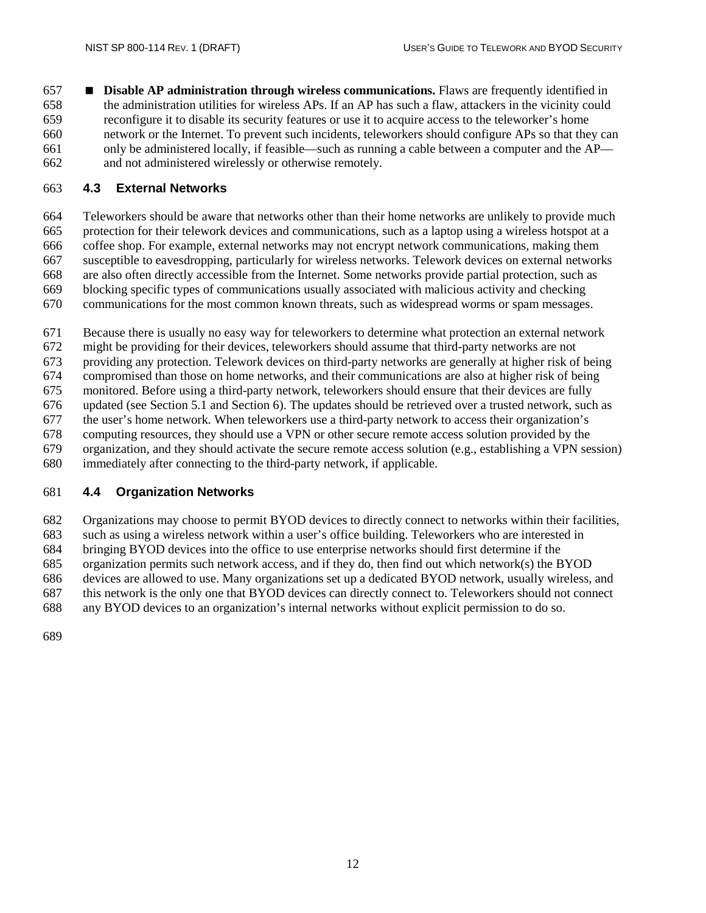- **Disable AP administration through wireless communications.** Flaws are frequently identified in the administration utilities for wireless APs. If an AP has such a flaw, attackers in the vicinity could reconfigure it to disable its security features or use it to acquire access to the teleworker's home network or the Internet. To prevent such incidents, teleworkers should configure APs so that they can only be administered locally, if feasible—such as running a cable between a computer and the AP—and not administered wirelessly or otherwise remotely.

## 4.3 External Networks

Teleworkers should be aware that networks other than their home networks are unlikely to provide much protection for their telework devices and communications, such as a laptop using a wireless hotspot at a coffee shop. For example, external networks may not encrypt network communications, making them susceptible to eavesdropping, particularly for wireless networks. Telework devices on external networks are also often directly accessible from the Internet. Some networks provide partial protection, such as blocking specific types of communications usually associated with malicious activity and checking communications for the most common known threats, such as widespread worms or spam messages.

Because there is usually no easy way for teleworkers to determine what protection an external network might be providing for their devices, teleworkers should assume that third-party networks are not providing any protection. Telework devices on third-party networks are generally at higher risk of being compromised than those on home networks, and their communications are also at higher risk of being monitored. Before using a third-party network, teleworkers should ensure that their devices are fully updated (see Section 5.1 and Section 6). The updates should be retrieved over a trusted network, such as the user's home network. When teleworkers use a third-party network to access their organization's computing resources, they should use a VPN or other secure remote access solution provided by the organization, and they should activate the secure remote access solution (e.g., establishing a VPN session) immediately after connecting to the third-party network, if applicable.

## 4.4 Organization Networks

Organizations may choose to permit BYOD devices to directly connect to networks within their facilities, such as using a wireless network within a user's office building. Teleworkers who are interested in bringing BYOD devices into the office to use enterprise networks should first determine if the organization permits such network access, and if they do, then find out which network(s) the BYOD devices are allowed to use. Many organizations set up a dedicated BYOD network, usually wireless, and this network is the only one that BYOD devices can directly connect to. Teleworkers should not connect any BYOD devices to an organization's internal networks without explicit permission to do so.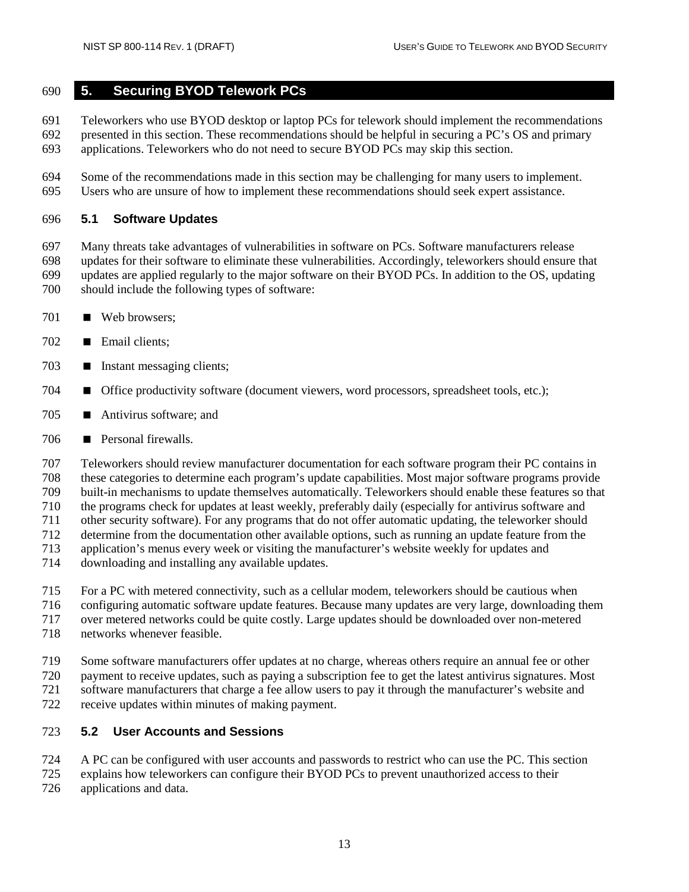# 5. Securing BYOD Telework PCs

Teleworkers who use BYOD desktop or laptop PCs for telework should implement the recommendations presented in this section. These recommendations should be helpful in securing a PC's OS and primary applications. Teleworkers who do not need to secure BYOD PCs may skip this section.

Some of the recommendations made in this section may be challenging for many users to implement. Users who are unsure of how to implement these recommendations should seek expert assistance.

## 5.1 Software Updates

Many threats take advantages of vulnerabilities in software on PCs. Software manufacturers release updates for their software to eliminate these vulnerabilities. Accordingly, teleworkers should ensure that updates are applied regularly to the major software on their BYOD PCs. In addition to the OS, updating should include the following types of software:

- Web browsers;
- Email clients;
- Instant messaging clients;
- Office productivity software (document viewers, word processors, spreadsheet tools, etc.);
- Antivirus software; and
- Personal firewalls.

Teleworkers should review manufacturer documentation for each software program their PC contains in these categories to determine each program's update capabilities. Most major software programs provide built-in mechanisms to update themselves automatically. Teleworkers should enable these features so that the programs check for updates at least weekly, preferably daily (especially for antivirus software and other security software). For any programs that do not offer automatic updating, the teleworker should determine from the documentation other available options, such as running an update feature from the application's menus every week or visiting the manufacturer's website weekly for updates and downloading and installing any available updates.

For a PC with metered connectivity, such as a cellular modem, teleworkers should be cautious when configuring automatic software update features. Because many updates are very large, downloading them over metered networks could be quite costly. Large updates should be downloaded over non-metered networks whenever feasible.

Some software manufacturers offer updates at no charge, whereas others require an annual fee or other payment to receive updates, such as paying a subscription fee to get the latest antivirus signatures. Most software manufacturers that charge a fee allow users to pay it through the manufacturer's website and receive updates within minutes of making payment.

## 5.2 User Accounts and Sessions

A PC can be configured with user accounts and passwords to restrict who can use the PC. This section explains how teleworkers can configure their BYOD PCs to prevent unauthorized access to their applications and data.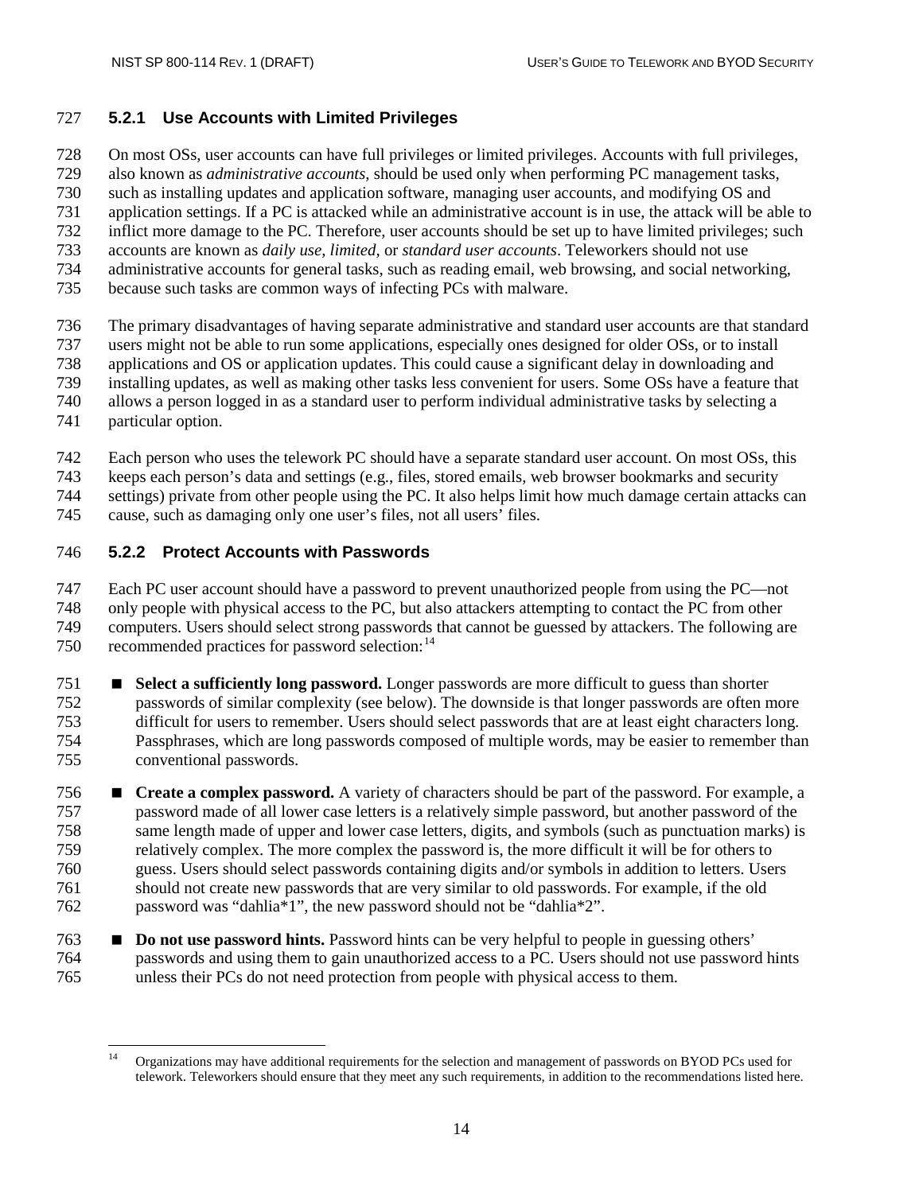### 5.2.1 Use Accounts with Limited Privileges

On most OSs, user accounts can have full privileges or limited privileges. Accounts with full privileges, also known as *administrative accounts*, should be used only when performing PC management tasks, such as installing updates and application software, managing user accounts, and modifying OS and application settings. If a PC is attacked while an administrative account is in use, the attack will be able to inflict more damage to the PC. Therefore, user accounts should be set up to have limited privileges; such accounts are known as *daily use*, *limited*, or *standard user accounts*. Teleworkers should not use administrative accounts for general tasks, such as reading email, web browsing, and social networking, because such tasks are common ways of infecting PCs with malware.

The primary disadvantages of having separate administrative and standard user accounts are that standard users might not be able to run some applications, especially ones designed for older OSs, or to install applications and OS or application updates. This could cause a significant delay in downloading and installing updates, as well as making other tasks less convenient for users. Some OSs have a feature that allows a person logged in as a standard user to perform individual administrative tasks by selecting a particular option.

Each person who uses the telework PC should have a separate standard user account. On most OSs, this keeps each person's data and settings (e.g., files, stored emails, web browser bookmarks and security settings) private from other people using the PC. It also helps limit how much damage certain attacks can cause, such as damaging only one user's files, not all users' files.

### 5.2.2 Protect Accounts with Passwords

Each PC user account should have a password to prevent unauthorized people from using the PC—not only people with physical access to the PC, but also attackers attempting to contact the PC from other computers. Users should select strong passwords that cannot be guessed by attackers. The following are recommended practices for password selection:[14]

- **Select a sufficiently long password.** Longer passwords are more difficult to guess than shorter passwords of similar complexity (see below). The downside is that longer passwords are often more difficult for users to remember. Users should select passwords that are at least eight characters long. Passphrases, which are long passwords composed of multiple words, may be easier to remember than conventional passwords.
- **Create a complex password.** A variety of characters should be part of the password. For example, a password made of all lower case letters is a relatively simple password, but another password of the same length made of upper and lower case letters, digits, and symbols (such as punctuation marks) is relatively complex. The more complex the password is, the more difficult it will be for others to guess. Users should select passwords containing digits and/or symbols in addition to letters. Users should not create new passwords that are very similar to old passwords. For example, if the old password was "dahlia*1", the new password should not be "dahlia*2".
- **Do not use password hints.** Password hints can be very helpful to people in guessing others' passwords and using them to gain unauthorized access to a PC. Users should not use password hints unless their PCs do not need protection from people with physical access to them.

[14] Organizations may have additional requirements for the selection and management of passwords on BYOD PCs used for telework. Teleworkers should ensure that they meet any such requirements, in addition to the recommendations listed here.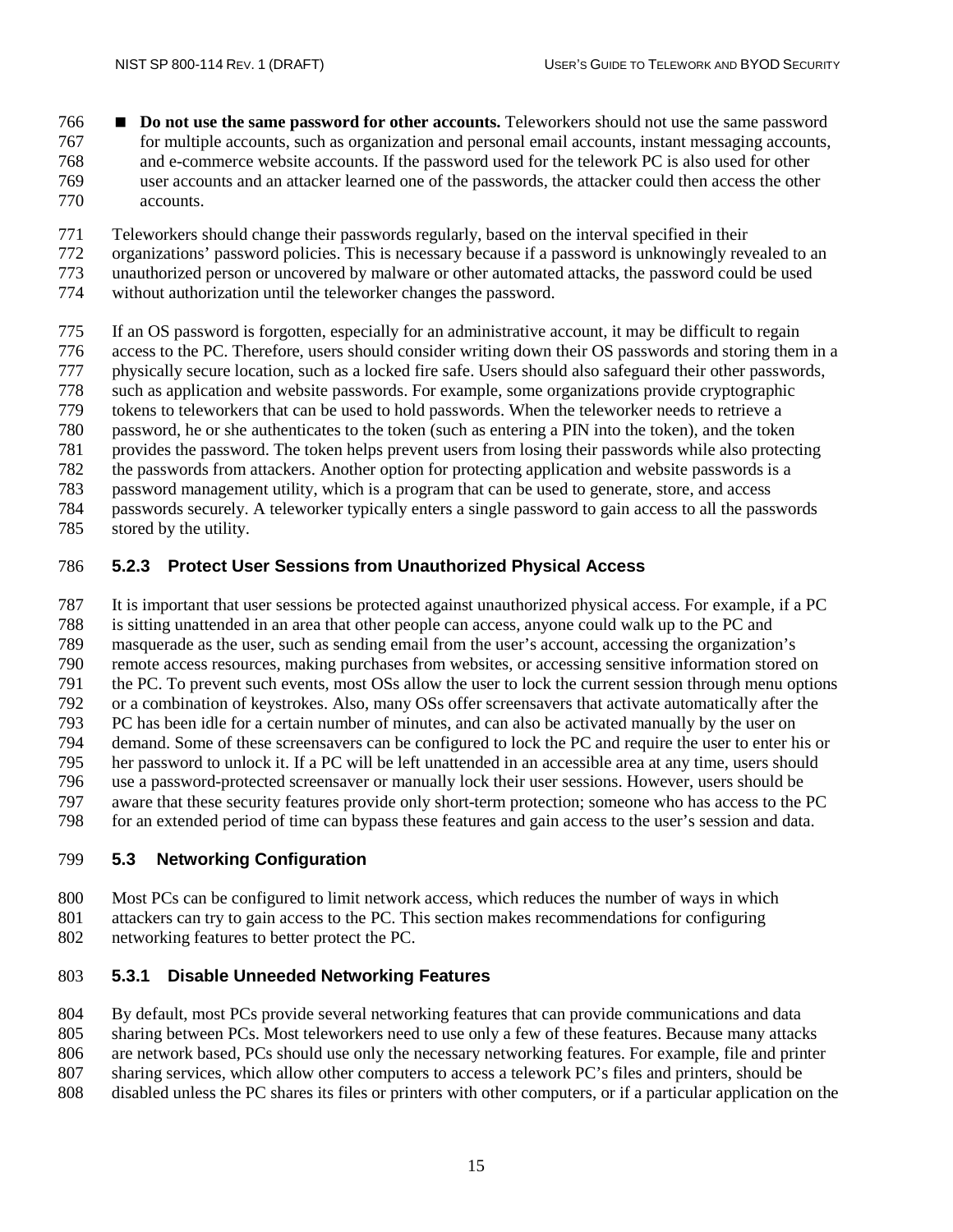- **Do not use the same password for other accounts.** Teleworkers should not use the same password for multiple accounts, such as organization and personal email accounts, instant messaging accounts, and e-commerce website accounts. If the password used for the telework PC is also used for other user accounts and an attacker learned one of the passwords, the attacker could then access the other accounts.

Teleworkers should change their passwords regularly, based on the interval specified in their organizations' password policies. This is necessary because if a password is unknowingly revealed to an unauthorized person or uncovered by malware or other automated attacks, the password could be used without authorization until the teleworker changes the password.

If an OS password is forgotten, especially for an administrative account, it may be difficult to regain access to the PC. Therefore, users should consider writing down their OS passwords and storing them in a physically secure location, such as a locked fire safe. Users should also safeguard their other passwords, such as application and website passwords. For example, some organizations provide cryptographic tokens to teleworkers that can be used to hold passwords. When the teleworker needs to retrieve a password, he or she authenticates to the token (such as entering a PIN into the token), and the token provides the password. The token helps prevent users from losing their passwords while also protecting the passwords from attackers. Another option for protecting application and website passwords is a password management utility, which is a program that can be used to generate, store, and access passwords securely. A teleworker typically enters a single password to gain access to all the passwords stored by the utility.

### 5.2.3 Protect User Sessions from Unauthorized Physical Access

It is important that user sessions be protected against unauthorized physical access. For example, if a PC is sitting unattended in an area that other people can access, anyone could walk up to the PC and masquerade as the user, such as sending email from the user's account, accessing the organization's remote access resources, making purchases from websites, or accessing sensitive information stored on the PC. To prevent such events, most OSs allow the user to lock the current session through menu options or a combination of keystrokes. Also, many OSs offer screensavers that activate automatically after the PC has been idle for a certain number of minutes, and can also be activated manually by the user on demand. Some of these screensavers can be configured to lock the PC and require the user to enter his or her password to unlock it. If a PC will be left unattended in an accessible area at any time, users should use a password-protected screensaver or manually lock their user sessions. However, users should be aware that these security features provide only short-term protection; someone who has access to the PC for an extended period of time can bypass these features and gain access to the user's session and data.

## 5.3 Networking Configuration

Most PCs can be configured to limit network access, which reduces the number of ways in which attackers can try to gain access to the PC. This section makes recommendations for configuring networking features to better protect the PC.

### 5.3.1 Disable Unneeded Networking Features

By default, most PCs provide several networking features that can provide communications and data sharing between PCs. Most teleworkers need to use only a few of these features. Because many attacks are network based, PCs should use only the necessary networking features. For example, file and printer sharing services, which allow other computers to access a telework PC's files and printers, should be disabled unless the PC shares its files or printers with other computers, or if a particular application on the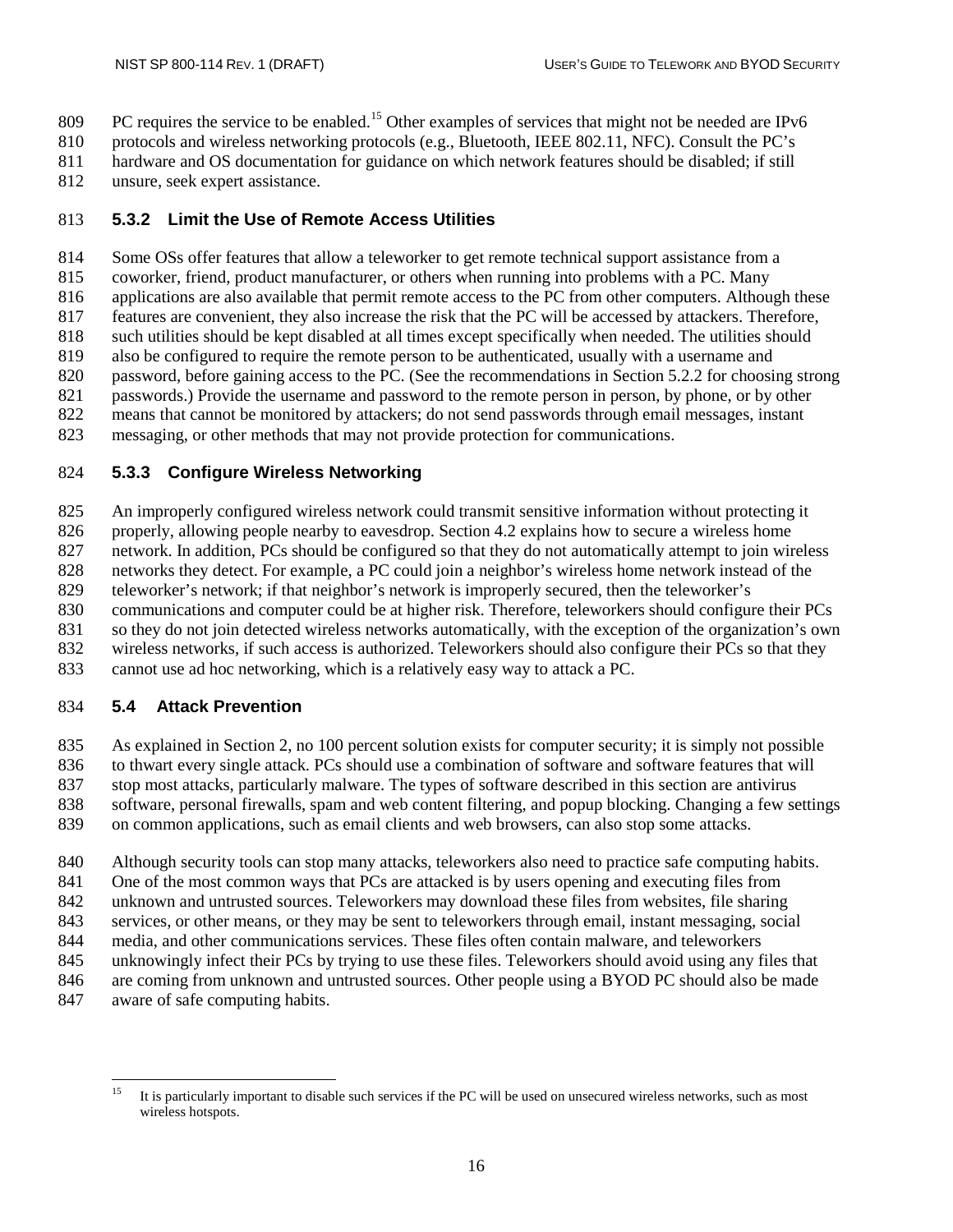PC requires the service to be enabled.[15] Other examples of services that might not be needed are IPv6 protocols and wireless networking protocols (e.g., Bluetooth, IEEE 802.11, NFC). Consult the PC's hardware and OS documentation for guidance on which network features should be disabled; if still unsure, seek expert assistance.

### 5.3.2 Limit the Use of Remote Access Utilities

Some OSs offer features that allow a teleworker to get remote technical support assistance from a coworker, friend, product manufacturer, or others when running into problems with a PC. Many applications are also available that permit remote access to the PC from other computers. Although these features are convenient, they also increase the risk that the PC will be accessed by attackers. Therefore, such utilities should be kept disabled at all times except specifically when needed. The utilities should also be configured to require the remote person to be authenticated, usually with a username and password, before gaining access to the PC. (See the recommendations in Section 5.2.2 for choosing strong passwords.) Provide the username and password to the remote person in person, by phone, or by other means that cannot be monitored by attackers; do not send passwords through email messages, instant messaging, or other methods that may not provide protection for communications.

### 5.3.3 Configure Wireless Networking

An improperly configured wireless network could transmit sensitive information without protecting it properly, allowing people nearby to eavesdrop. Section 4.2 explains how to secure a wireless home network. In addition, PCs should be configured so that they do not automatically attempt to join wireless networks they detect. For example, a PC could join a neighbor's wireless home network instead of the teleworker's network; if that neighbor's network is improperly secured, then the teleworker's communications and computer could be at higher risk. Therefore, teleworkers should configure their PCs so they do not join detected wireless networks automatically, with the exception of the organization's own wireless networks, if such access is authorized. Teleworkers should also configure their PCs so that they cannot use ad hoc networking, which is a relatively easy way to attack a PC.

## 5.4 Attack Prevention

As explained in Section 2, no 100 percent solution exists for computer security; it is simply not possible to thwart every single attack. PCs should use a combination of software and software features that will stop most attacks, particularly malware. The types of software described in this section are antivirus software, personal firewalls, spam and web content filtering, and popup blocking. Changing a few settings on common applications, such as email clients and web browsers, can also stop some attacks.

Although security tools can stop many attacks, teleworkers also need to practice safe computing habits. One of the most common ways that PCs are attacked is by users opening and executing files from unknown and untrusted sources. Teleworkers may download these files from websites, file sharing services, or other means, or they may be sent to teleworkers through email, instant messaging, social media, and other communications services. These files often contain malware, and teleworkers unknowingly infect their PCs by trying to use these files. Teleworkers should avoid using any files that are coming from unknown and untrusted sources. Other people using a BYOD PC should also be made aware of safe computing habits.

[15] It is particularly important to disable such services if the PC will be used on unsecured wireless networks, such as most wireless hotspots.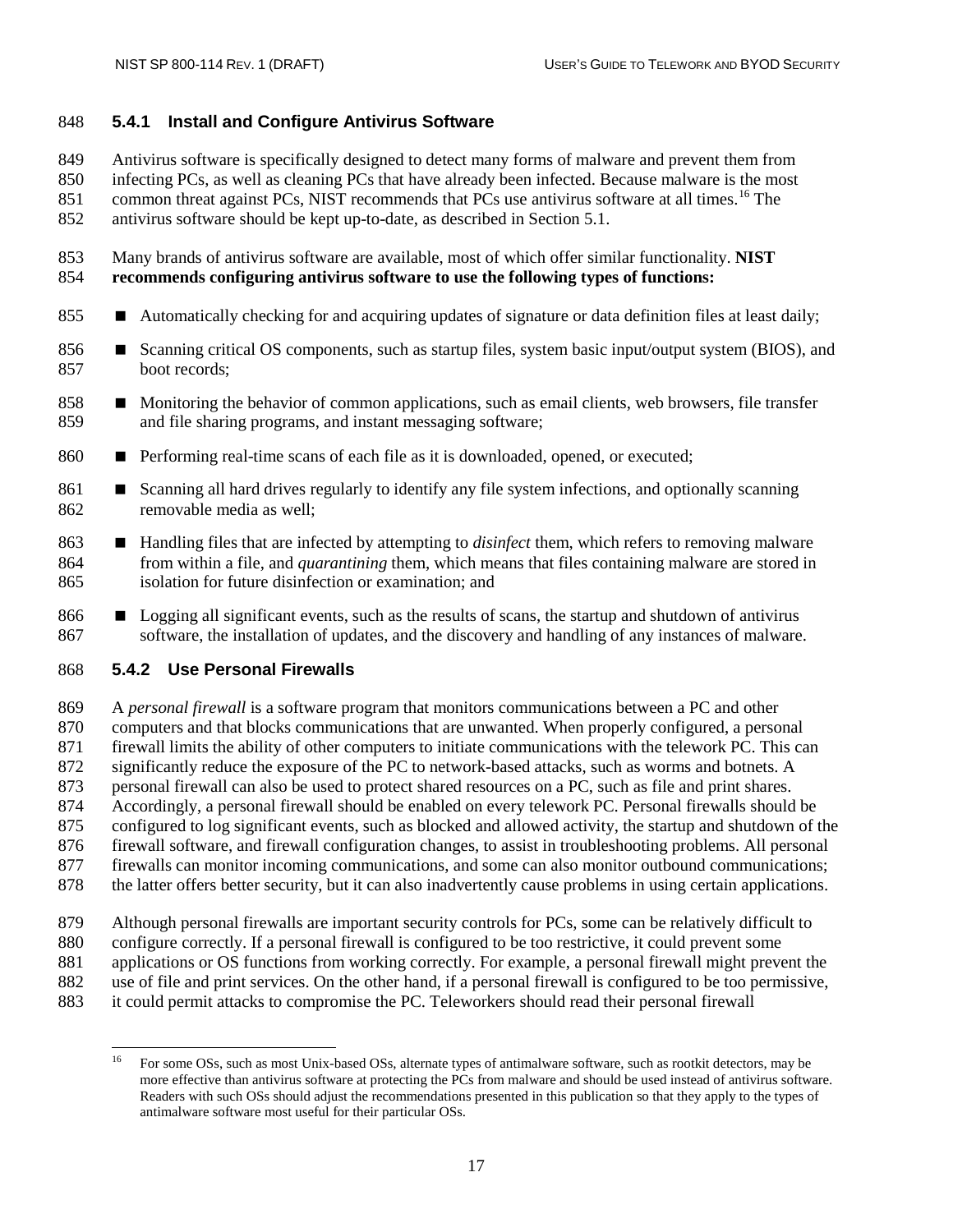### 5.4.1 Install and Configure Antivirus Software

Antivirus software is specifically designed to detect many forms of malware and prevent them from infecting PCs, as well as cleaning PCs that have already been infected. Because malware is the most common threat against PCs, NIST recommends that PCs use antivirus software at all times.[16] The antivirus software should be kept up-to-date, as described in Section 5.1.

Many brands of antivirus software are available, most of which offer similar functionality. **NIST recommends configuring antivirus software to use the following types of functions:**

- Automatically checking for and acquiring updates of signature or data definition files at least daily;
- Scanning critical OS components, such as startup files, system basic input/output system (BIOS), and boot records;
- Monitoring the behavior of common applications, such as email clients, web browsers, file transfer and file sharing programs, and instant messaging software;
- Performing real-time scans of each file as it is downloaded, opened, or executed;
- Scanning all hard drives regularly to identify any file system infections, and optionally scanning removable media as well;
- Handling files that are infected by attempting to *disinfect* them, which refers to removing malware from within a file, and *quarantining* them, which means that files containing malware are stored in isolation for future disinfection or examination; and
- Logging all significant events, such as the results of scans, the startup and shutdown of antivirus software, the installation of updates, and the discovery and handling of any instances of malware.

### 5.4.2 Use Personal Firewalls

A *personal firewall* is a software program that monitors communications between a PC and other computers and that blocks communications that are unwanted. When properly configured, a personal firewall limits the ability of other computers to initiate communications with the telework PC. This can significantly reduce the exposure of the PC to network-based attacks, such as worms and botnets. A personal firewall can also be used to protect shared resources on a PC, such as file and print shares. Accordingly, a personal firewall should be enabled on every telework PC. Personal firewalls should be configured to log significant events, such as blocked and allowed activity, the startup and shutdown of the firewall software, and firewall configuration changes, to assist in troubleshooting problems. All personal firewalls can monitor incoming communications, and some can also monitor outbound communications; the latter offers better security, but it can also inadvertently cause problems in using certain applications.

Although personal firewalls are important security controls for PCs, some can be relatively difficult to configure correctly. If a personal firewall is configured to be too restrictive, it could prevent some applications or OS functions from working correctly. For example, a personal firewall might prevent the use of file and print services. On the other hand, if a personal firewall is configured to be too permissive, it could permit attacks to compromise the PC. Teleworkers should read their personal firewall

[16] For some OSs, such as most Unix-based OSs, alternate types of antimalware software, such as rootkit detectors, may be more effective than antivirus software at protecting the PCs from malware and should be used instead of antivirus software. Readers with such OSs should adjust the recommendations presented in this publication so that they apply to the types of antimalware software most useful for their particular OSs.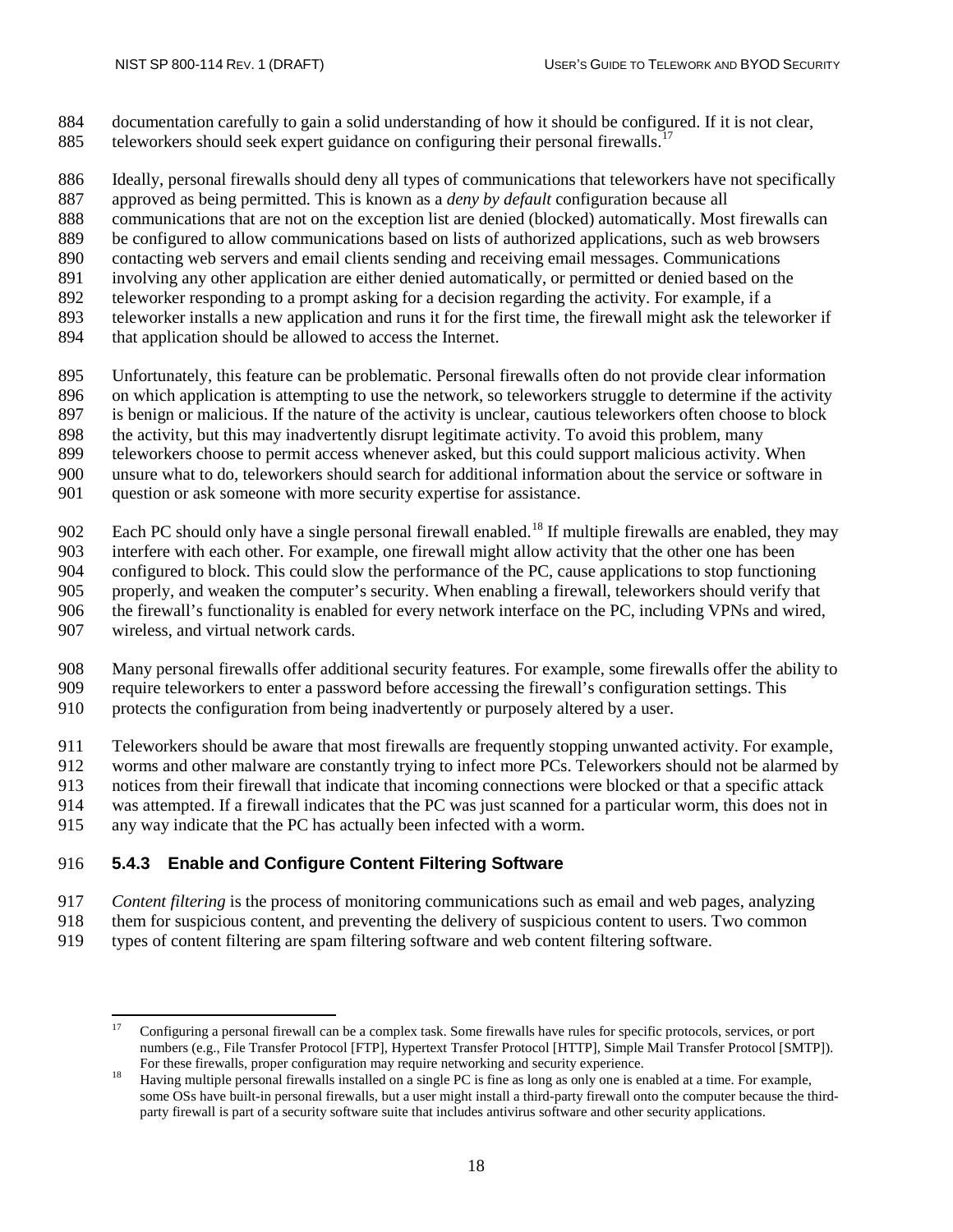documentation carefully to gain a solid understanding of how it should be configured. If it is not clear, teleworkers should seek expert guidance on configuring their personal firewalls.[17]

Ideally, personal firewalls should deny all types of communications that teleworkers have not specifically approved as being permitted. This is known as a *deny by default* configuration because all communications that are not on the exception list are denied (blocked) automatically. Most firewalls can be configured to allow communications based on lists of authorized applications, such as web browsers contacting web servers and email clients sending and receiving email messages. Communications involving any other application are either denied automatically, or permitted or denied based on the teleworker responding to a prompt asking for a decision regarding the activity. For example, if a teleworker installs a new application and runs it for the first time, the firewall might ask the teleworker if that application should be allowed to access the Internet.

Unfortunately, this feature can be problematic. Personal firewalls often do not provide clear information on which application is attempting to use the network, so teleworkers struggle to determine if the activity is benign or malicious. If the nature of the activity is unclear, cautious teleworkers often choose to block the activity, but this may inadvertently disrupt legitimate activity. To avoid this problem, many teleworkers choose to permit access whenever asked, but this could support malicious activity. When unsure what to do, teleworkers should search for additional information about the service or software in question or ask someone with more security expertise for assistance.

Each PC should only have a single personal firewall enabled.[18] If multiple firewalls are enabled, they may interfere with each other. For example, one firewall might allow activity that the other one has been configured to block. This could slow the performance of the PC, cause applications to stop functioning properly, and weaken the computer's security. When enabling a firewall, teleworkers should verify that the firewall's functionality is enabled for every network interface on the PC, including VPNs and wired, wireless, and virtual network cards.

Many personal firewalls offer additional security features. For example, some firewalls offer the ability to require teleworkers to enter a password before accessing the firewall's configuration settings. This protects the configuration from being inadvertently or purposely altered by a user.

Teleworkers should be aware that most firewalls are frequently stopping unwanted activity. For example, worms and other malware are constantly trying to infect more PCs. Teleworkers should not be alarmed by notices from their firewall that indicate that incoming connections were blocked or that a specific attack was attempted. If a firewall indicates that the PC was just scanned for a particular worm, this does not in any way indicate that the PC has actually been infected with a worm.

### 5.4.3 Enable and Configure Content Filtering Software

*Content filtering* is the process of monitoring communications such as email and web pages, analyzing them for suspicious content, and preventing the delivery of suspicious content to users. Two common types of content filtering are spam filtering software and web content filtering software.

---

[17] Configuring a personal firewall can be a complex task. Some firewalls have rules for specific protocols, services, or port numbers (e.g., File Transfer Protocol [FTP], Hypertext Transfer Protocol [HTTP], Simple Mail Transfer Protocol [SMTP]). For these firewalls, proper configuration may require networking and security experience.

[18] Having multiple personal firewalls installed on a single PC is fine as long as only one is enabled at a time. For example, some OSs have built-in personal firewalls, but a user might install a third-party firewall onto the computer because the third-party firewall is part of a security software suite that includes antivirus software and other security applications.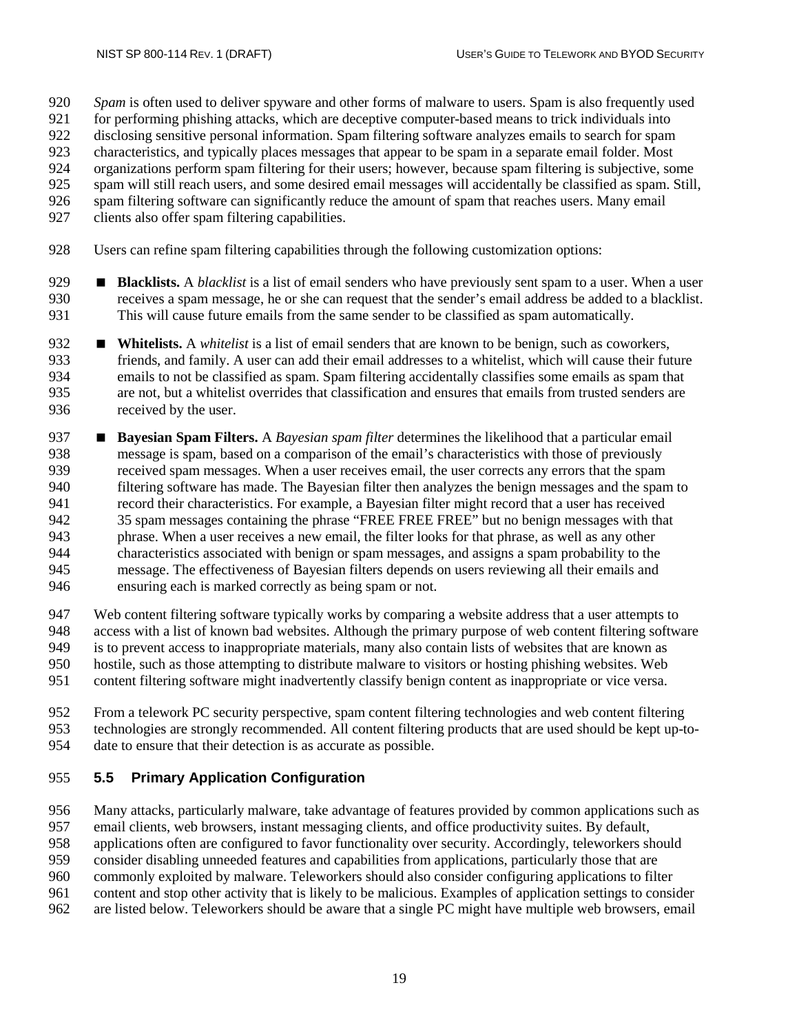*Spam* is often used to deliver spyware and other forms of malware to users. Spam is also frequently used for performing phishing attacks, which are deceptive computer-based means to trick individuals into disclosing sensitive personal information. Spam filtering software analyzes emails to search for spam characteristics, and typically places messages that appear to be spam in a separate email folder. Most organizations perform spam filtering for their users; however, because spam filtering is subjective, some spam will still reach users, and some desired email messages will accidentally be classified as spam. Still, spam filtering software can significantly reduce the amount of spam that reaches users. Many email clients also offer spam filtering capabilities.

Users can refine spam filtering capabilities through the following customization options:

- **Blacklists.** A *blacklist* is a list of email senders who have previously sent spam to a user. When a user receives a spam message, he or she can request that the sender's email address be added to a blacklist. This will cause future emails from the same sender to be classified as spam automatically.
- **Whitelists.** A *whitelist* is a list of email senders that are known to be benign, such as coworkers, friends, and family. A user can add their email addresses to a whitelist, which will cause their future emails to not be classified as spam. Spam filtering accidentally classifies some emails as spam that are not, but a whitelist overrides that classification and ensures that emails from trusted senders are received by the user.
- **Bayesian Spam Filters.** A *Bayesian spam filter* determines the likelihood that a particular email message is spam, based on a comparison of the email's characteristics with those of previously received spam messages. When a user receives email, the user corrects any errors that the spam filtering software has made. The Bayesian filter then analyzes the benign messages and the spam to record their characteristics. For example, a Bayesian filter might record that a user has received 35 spam messages containing the phrase "FREE FREE FREE" but no benign messages with that phrase. When a user receives a new email, the filter looks for that phrase, as well as any other characteristics associated with benign or spam messages, and assigns a spam probability to the message. The effectiveness of Bayesian filters depends on users reviewing all their emails and ensuring each is marked correctly as being spam or not.

Web content filtering software typically works by comparing a website address that a user attempts to access with a list of known bad websites. Although the primary purpose of web content filtering software is to prevent access to inappropriate materials, many also contain lists of websites that are known as hostile, such as those attempting to distribute malware to visitors or hosting phishing websites. Web content filtering software might inadvertently classify benign content as inappropriate or vice versa.

From a telework PC security perspective, spam content filtering technologies and web content filtering technologies are strongly recommended. All content filtering products that are used should be kept up-to-date to ensure that their detection is as accurate as possible.

## 5.5 Primary Application Configuration

Many attacks, particularly malware, take advantage of features provided by common applications such as email clients, web browsers, instant messaging clients, and office productivity suites. By default, applications often are configured to favor functionality over security. Accordingly, teleworkers should consider disabling unneeded features and capabilities from applications, particularly those that are commonly exploited by malware. Teleworkers should also consider configuring applications to filter content and stop other activity that is likely to be malicious. Examples of application settings to consider are listed below. Teleworkers should be aware that a single PC might have multiple web browsers, email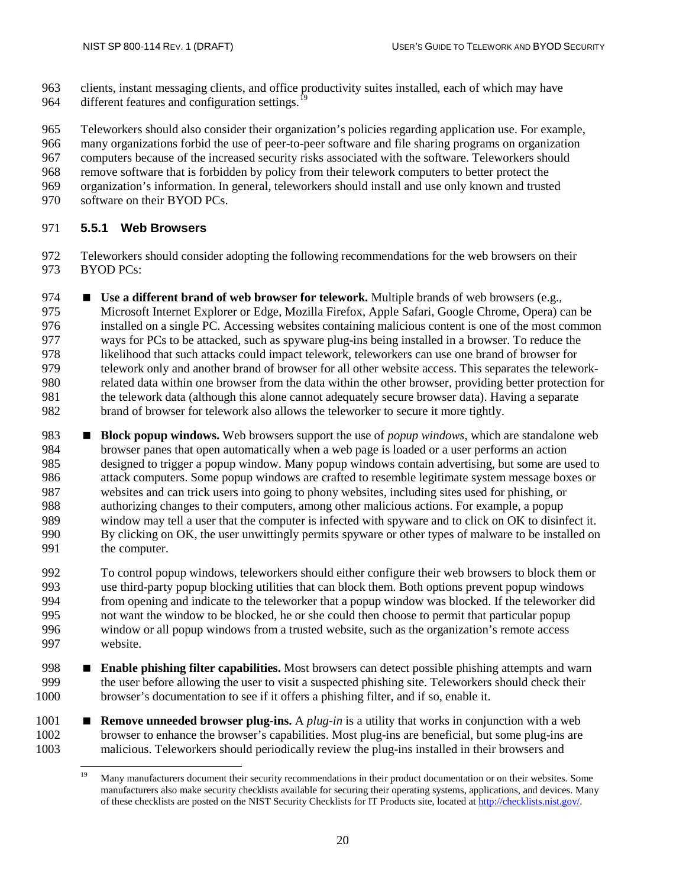clients, instant messaging clients, and office productivity suites installed, each of which may have different features and configuration settings.[19]

Teleworkers should also consider their organization's policies regarding application use. For example, many organizations forbid the use of peer-to-peer software and file sharing programs on organization computers because of the increased security risks associated with the software. Teleworkers should remove software that is forbidden by policy from their telework computers to better protect the organization's information. In general, teleworkers should install and use only known and trusted software on their BYOD PCs.

### 5.5.1 Web Browsers

Teleworkers should consider adopting the following recommendations for the web browsers on their BYOD PCs:

- **Use a different brand of web browser for telework.** Multiple brands of web browsers (e.g., Microsoft Internet Explorer or Edge, Mozilla Firefox, Apple Safari, Google Chrome, Opera) can be installed on a single PC. Accessing websites containing malicious content is one of the most common ways for PCs to be attacked, such as spyware plug-ins being installed in a browser. To reduce the likelihood that such attacks could impact telework, teleworkers can use one brand of browser for telework only and another brand of browser for all other website access. This separates the telework-related data within one browser from the data within the other browser, providing better protection for the telework data (although this alone cannot adequately secure browser data). Having a separate brand of browser for telework also allows the teleworker to secure it more tightly.

- **Block popup windows.** Web browsers support the use of *popup windows*, which are standalone web browser panes that open automatically when a web page is loaded or a user performs an action designed to trigger a popup window. Many popup windows contain advertising, but some are used to attack computers. Some popup windows are crafted to resemble legitimate system message boxes or websites and can trick users into going to phony websites, including sites used for phishing, or authorizing changes to their computers, among other malicious actions. For example, a popup window may tell a user that the computer is infected with spyware and to click on OK to disinfect it. By clicking on OK, the user unwittingly permits spyware or other types of malware to be installed on the computer.

  To control popup windows, teleworkers should either configure their web browsers to block them or use third-party popup blocking utilities that can block them. Both options prevent popup windows from opening and indicate to the teleworker that a popup window was blocked. If the teleworker did not want the window to be blocked, he or she could then choose to permit that particular popup window or all popup windows from a trusted website, such as the organization's remote access website.

- **Enable phishing filter capabilities.** Most browsers can detect possible phishing attempts and warn the user before allowing the user to visit a suspected phishing site. Teleworkers should check their browser's documentation to see if it offers a phishing filter, and if so, enable it.

- **Remove unneeded browser plug-ins.** A *plug-in* is a utility that works in conjunction with a web browser to enhance the browser's capabilities. Most plug-ins are beneficial, but some plug-ins are malicious. Teleworkers should periodically review the plug-ins installed in their browsers and

---

[19] Many manufacturers document their security recommendations in their product documentation or on their websites. Some manufacturers also make security checklists available for securing their operating systems, applications, and devices. Many of these checklists are posted on the NIST Security Checklists for IT Products site, located at http://checklists.nist.gov/.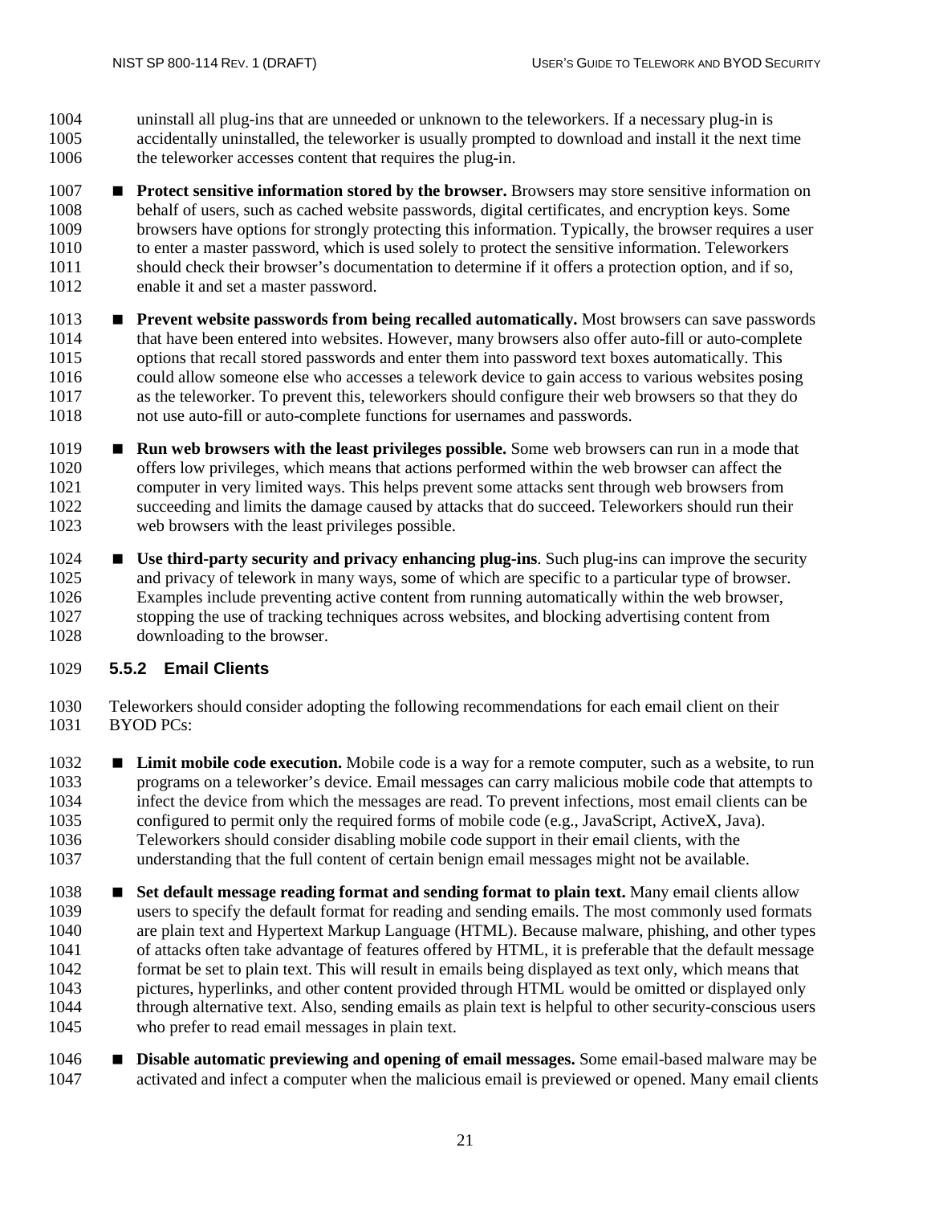uninstall all plug-ins that are unneeded or unknown to the teleworkers. If a necessary plug-in is accidentally uninstalled, the teleworker is usually prompted to download and install it the next time the teleworker accesses content that requires the plug-in.

- **Protect sensitive information stored by the browser.** Browsers may store sensitive information on behalf of users, such as cached website passwords, digital certificates, and encryption keys. Some browsers have options for strongly protecting this information. Typically, the browser requires a user to enter a master password, which is used solely to protect the sensitive information. Teleworkers should check their browser's documentation to determine if it offers a protection option, and if so, enable it and set a master password.
- **Prevent website passwords from being recalled automatically.** Most browsers can save passwords that have been entered into websites. However, many browsers also offer auto-fill or auto-complete options that recall stored passwords and enter them into password text boxes automatically. This could allow someone else who accesses a telework device to gain access to various websites posing as the teleworker. To prevent this, teleworkers should configure their web browsers so that they do not use auto-fill or auto-complete functions for usernames and passwords.
- **Run web browsers with the least privileges possible.** Some web browsers can run in a mode that offers low privileges, which means that actions performed within the web browser can affect the computer in very limited ways. This helps prevent some attacks sent through web browsers from succeeding and limits the damage caused by attacks that do succeed. Teleworkers should run their web browsers with the least privileges possible.
- **Use third-party security and privacy enhancing plug-ins**. Such plug-ins can improve the security and privacy of telework in many ways, some of which are specific to a particular type of browser. Examples include preventing active content from running automatically within the web browser, stopping the use of tracking techniques across websites, and blocking advertising content from downloading to the browser.

### 5.5.2 Email Clients

Teleworkers should consider adopting the following recommendations for each email client on their BYOD PCs:

- **Limit mobile code execution.** Mobile code is a way for a remote computer, such as a website, to run programs on a teleworker's device. Email messages can carry malicious mobile code that attempts to infect the device from which the messages are read. To prevent infections, most email clients can be configured to permit only the required forms of mobile code (e.g., JavaScript, ActiveX, Java). Teleworkers should consider disabling mobile code support in their email clients, with the understanding that the full content of certain benign email messages might not be available.
- **Set default message reading format and sending format to plain text.** Many email clients allow users to specify the default format for reading and sending emails. The most commonly used formats are plain text and Hypertext Markup Language (HTML). Because malware, phishing, and other types of attacks often take advantage of features offered by HTML, it is preferable that the default message format be set to plain text. This will result in emails being displayed as text only, which means that pictures, hyperlinks, and other content provided through HTML would be omitted or displayed only through alternative text. Also, sending emails as plain text is helpful to other security-conscious users who prefer to read email messages in plain text.
- **Disable automatic previewing and opening of email messages.** Some email-based malware may be activated and infect a computer when the malicious email is previewed or opened. Many email clients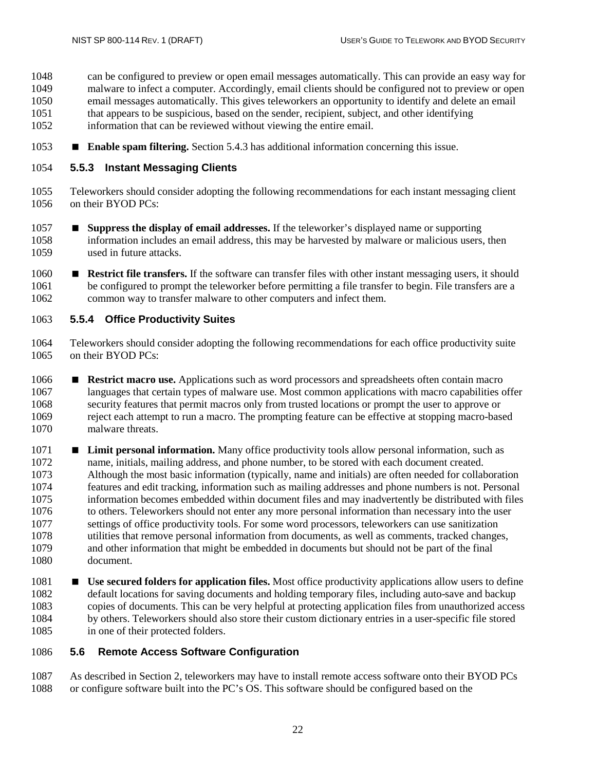can be configured to preview or open email messages automatically. This can provide an easy way for malware to infect a computer. Accordingly, email clients should be configured not to preview or open email messages automatically. This gives teleworkers an opportunity to identify and delete an email that appears to be suspicious, based on the sender, recipient, subject, and other identifying information that can be reviewed without viewing the entire email.

- **Enable spam filtering.** Section 5.4.3 has additional information concerning this issue.

### 5.5.3 Instant Messaging Clients

Teleworkers should consider adopting the following recommendations for each instant messaging client on their BYOD PCs:

- **Suppress the display of email addresses.** If the teleworker's displayed name or supporting information includes an email address, this may be harvested by malware or malicious users, then used in future attacks.
- **Restrict file transfers.** If the software can transfer files with other instant messaging users, it should be configured to prompt the teleworker before permitting a file transfer to begin. File transfers are a common way to transfer malware to other computers and infect them.

### 5.5.4 Office Productivity Suites

Teleworkers should consider adopting the following recommendations for each office productivity suite on their BYOD PCs:

- **Restrict macro use.** Applications such as word processors and spreadsheets often contain macro languages that certain types of malware use. Most common applications with macro capabilities offer security features that permit macros only from trusted locations or prompt the user to approve or reject each attempt to run a macro. The prompting feature can be effective at stopping macro-based malware threats.
- **Limit personal information.** Many office productivity tools allow personal information, such as name, initials, mailing address, and phone number, to be stored with each document created. Although the most basic information (typically, name and initials) are often needed for collaboration features and edit tracking, information such as mailing addresses and phone numbers is not. Personal information becomes embedded within document files and may inadvertently be distributed with files to others. Teleworkers should not enter any more personal information than necessary into the user settings of office productivity tools. For some word processors, teleworkers can use sanitization utilities that remove personal information from documents, as well as comments, tracked changes, and other information that might be embedded in documents but should not be part of the final document.
- **Use secured folders for application files.** Most office productivity applications allow users to define default locations for saving documents and holding temporary files, including auto-save and backup copies of documents. This can be very helpful at protecting application files from unauthorized access by others. Teleworkers should also store their custom dictionary entries in a user-specific file stored in one of their protected folders.

## 5.6 Remote Access Software Configuration

As described in Section 2, teleworkers may have to install remote access software onto their BYOD PCs or configure software built into the PC's OS. This software should be configured based on the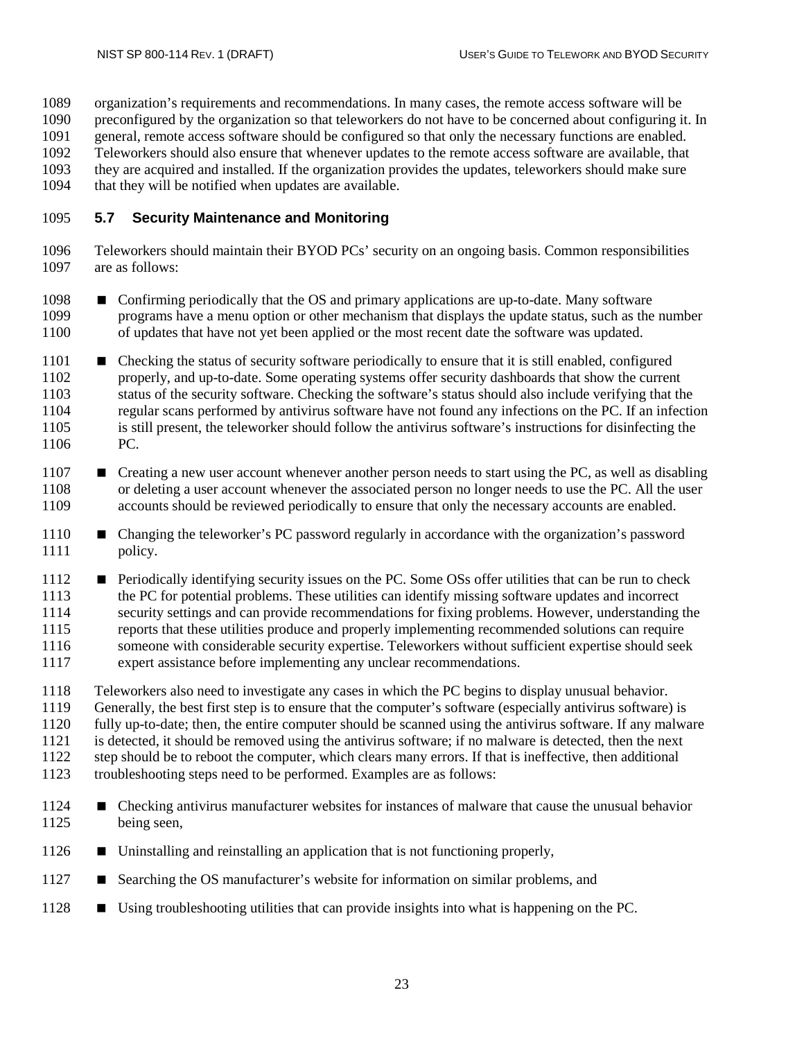organization's requirements and recommendations. In many cases, the remote access software will be preconfigured by the organization so that teleworkers do not have to be concerned about configuring it. In general, remote access software should be configured so that only the necessary functions are enabled. Teleworkers should also ensure that whenever updates to the remote access software are available, that they are acquired and installed. If the organization provides the updates, teleworkers should make sure that they will be notified when updates are available.

### 5.7 Security Maintenance and Monitoring

Teleworkers should maintain their BYOD PCs' security on an ongoing basis. Common responsibilities are as follows:

- Confirming periodically that the OS and primary applications are up-to-date. Many software programs have a menu option or other mechanism that displays the update status, such as the number of updates that have not yet been applied or the most recent date the software was updated.
- Checking the status of security software periodically to ensure that it is still enabled, configured properly, and up-to-date. Some operating systems offer security dashboards that show the current status of the security software. Checking the software's status should also include verifying that the regular scans performed by antivirus software have not found any infections on the PC. If an infection is still present, the teleworker should follow the antivirus software's instructions for disinfecting the PC.
- Creating a new user account whenever another person needs to start using the PC, as well as disabling or deleting a user account whenever the associated person no longer needs to use the PC. All the user accounts should be reviewed periodically to ensure that only the necessary accounts are enabled.
- Changing the teleworker's PC password regularly in accordance with the organization's password policy.
- Periodically identifying security issues on the PC. Some OSs offer utilities that can be run to check the PC for potential problems. These utilities can identify missing software updates and incorrect security settings and can provide recommendations for fixing problems. However, understanding the reports that these utilities produce and properly implementing recommended solutions can require someone with considerable security expertise. Teleworkers without sufficient expertise should seek expert assistance before implementing any unclear recommendations.

Teleworkers also need to investigate any cases in which the PC begins to display unusual behavior. Generally, the best first step is to ensure that the computer's software (especially antivirus software) is fully up-to-date; then, the entire computer should be scanned using the antivirus software. If any malware is detected, it should be removed using the antivirus software; if no malware is detected, then the next step should be to reboot the computer, which clears many errors. If that is ineffective, then additional troubleshooting steps need to be performed. Examples are as follows:

- Checking antivirus manufacturer websites for instances of malware that cause the unusual behavior being seen,
- Uninstalling and reinstalling an application that is not functioning properly,
- Searching the OS manufacturer's website for information on similar problems, and
- Using troubleshooting utilities that can provide insights into what is happening on the PC.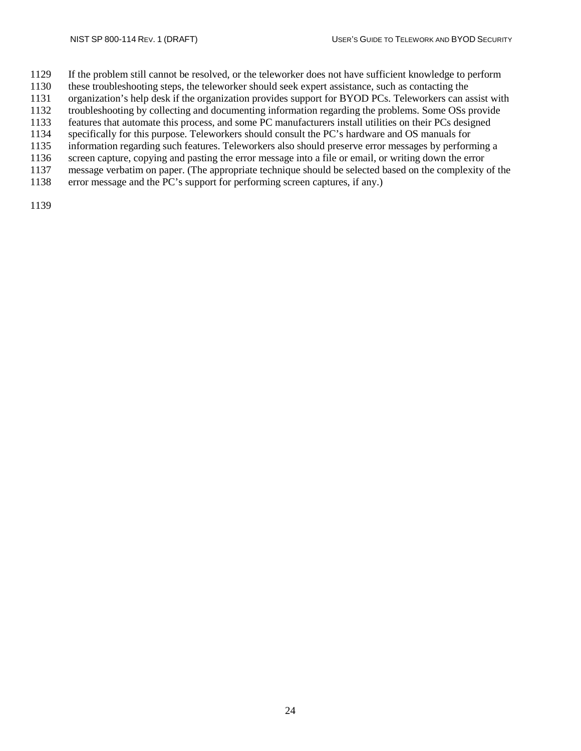If the problem still cannot be resolved, or the teleworker does not have sufficient knowledge to perform these troubleshooting steps, the teleworker should seek expert assistance, such as contacting the organization's help desk if the organization provides support for BYOD PCs. Teleworkers can assist with troubleshooting by collecting and documenting information regarding the problems. Some OSs provide features that automate this process, and some PC manufacturers install utilities on their PCs designed specifically for this purpose. Teleworkers should consult the PC's hardware and OS manuals for information regarding such features. Teleworkers also should preserve error messages by performing a screen capture, copying and pasting the error message into a file or email, or writing down the error message verbatim on paper. (The appropriate technique should be selected based on the complexity of the error message and the PC's support for performing screen captures, if any.)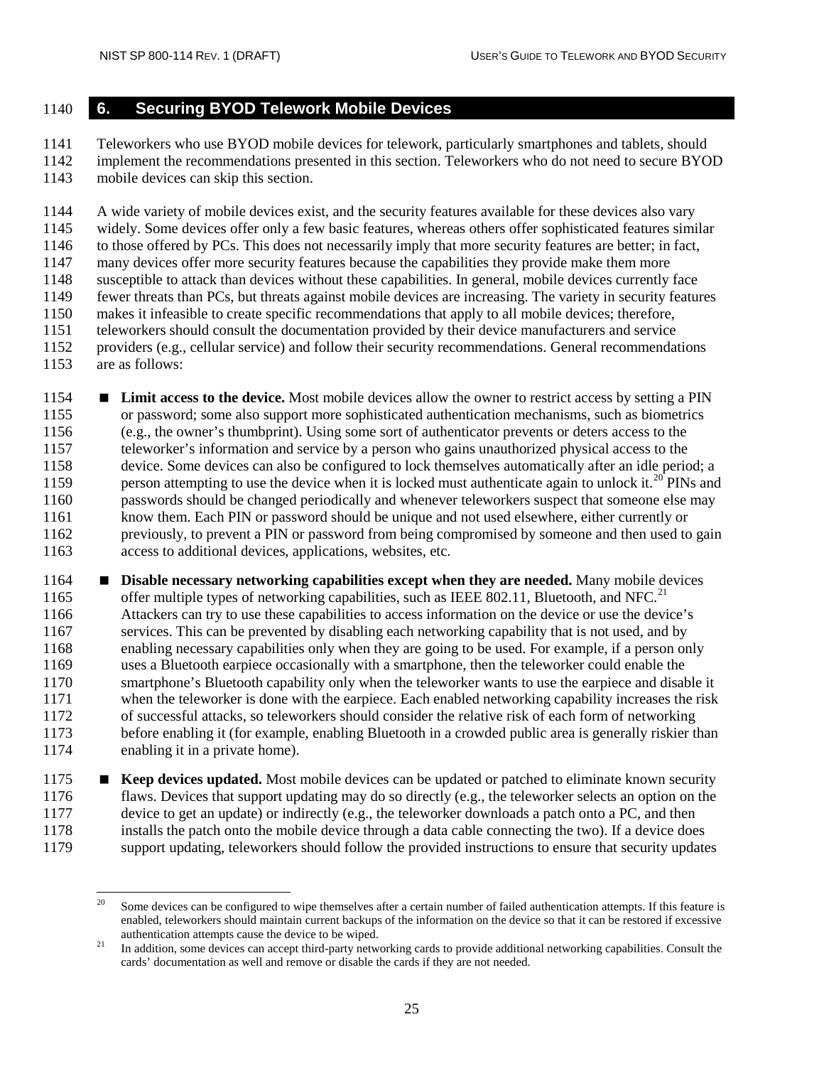# 6. Securing BYOD Telework Mobile Devices

Teleworkers who use BYOD mobile devices for telework, particularly smartphones and tablets, should implement the recommendations presented in this section. Teleworkers who do not need to secure BYOD mobile devices can skip this section.

A wide variety of mobile devices exist, and the security features available for these devices also vary widely. Some devices offer only a few basic features, whereas others offer sophisticated features similar to those offered by PCs. This does not necessarily imply that more security features are better; in fact, many devices offer more security features because the capabilities they provide make them more susceptible to attack than devices without these capabilities. In general, mobile devices currently face fewer threats than PCs, but threats against mobile devices are increasing. The variety in security features makes it infeasible to create specific recommendations that apply to all mobile devices; therefore, teleworkers should consult the documentation provided by their device manufacturers and service providers (e.g., cellular service) and follow their security recommendations. General recommendations are as follows:

- **Limit access to the device.** Most mobile devices allow the owner to restrict access by setting a PIN or password; some also support more sophisticated authentication mechanisms, such as biometrics (e.g., the owner's thumbprint). Using some sort of authenticator prevents or deters access to the teleworker's information and service by a person who gains unauthorized physical access to the device. Some devices can also be configured to lock themselves automatically after an idle period; a person attempting to use the device when it is locked must authenticate again to unlock it.[20] PINs and passwords should be changed periodically and whenever teleworkers suspect that someone else may know them. Each PIN or password should be unique and not used elsewhere, either currently or previously, to prevent a PIN or password from being compromised by someone and then used to gain access to additional devices, applications, websites, etc.
- **Disable necessary networking capabilities except when they are needed.** Many mobile devices offer multiple types of networking capabilities, such as IEEE 802.11, Bluetooth, and NFC.[21] Attackers can try to use these capabilities to access information on the device or use the device's services. This can be prevented by disabling each networking capability that is not used, and by enabling necessary capabilities only when they are going to be used. For example, if a person only uses a Bluetooth earpiece occasionally with a smartphone, then the teleworker could enable the smartphone's Bluetooth capability only when the teleworker wants to use the earpiece and disable it when the teleworker is done with the earpiece. Each enabled networking capability increases the risk of successful attacks, so teleworkers should consider the relative risk of each form of networking before enabling it (for example, enabling Bluetooth in a crowded public area is generally riskier than enabling it in a private home).
- **Keep devices updated.** Most mobile devices can be updated or patched to eliminate known security flaws. Devices that support updating may do so directly (e.g., the teleworker selects an option on the device to get an update) or indirectly (e.g., the teleworker downloads a patch onto a PC, and then installs the patch onto the mobile device through a data cable connecting the two). If a device does support updating, teleworkers should follow the provided instructions to ensure that security updates

[20] Some devices can be configured to wipe themselves after a certain number of failed authentication attempts. If this feature is enabled, teleworkers should maintain current backups of the information on the device so that it can be restored if excessive authentication attempts cause the device to be wiped.

[21] In addition, some devices can accept third-party networking cards to provide additional networking capabilities. Consult the cards' documentation as well and remove or disable the cards if they are not needed.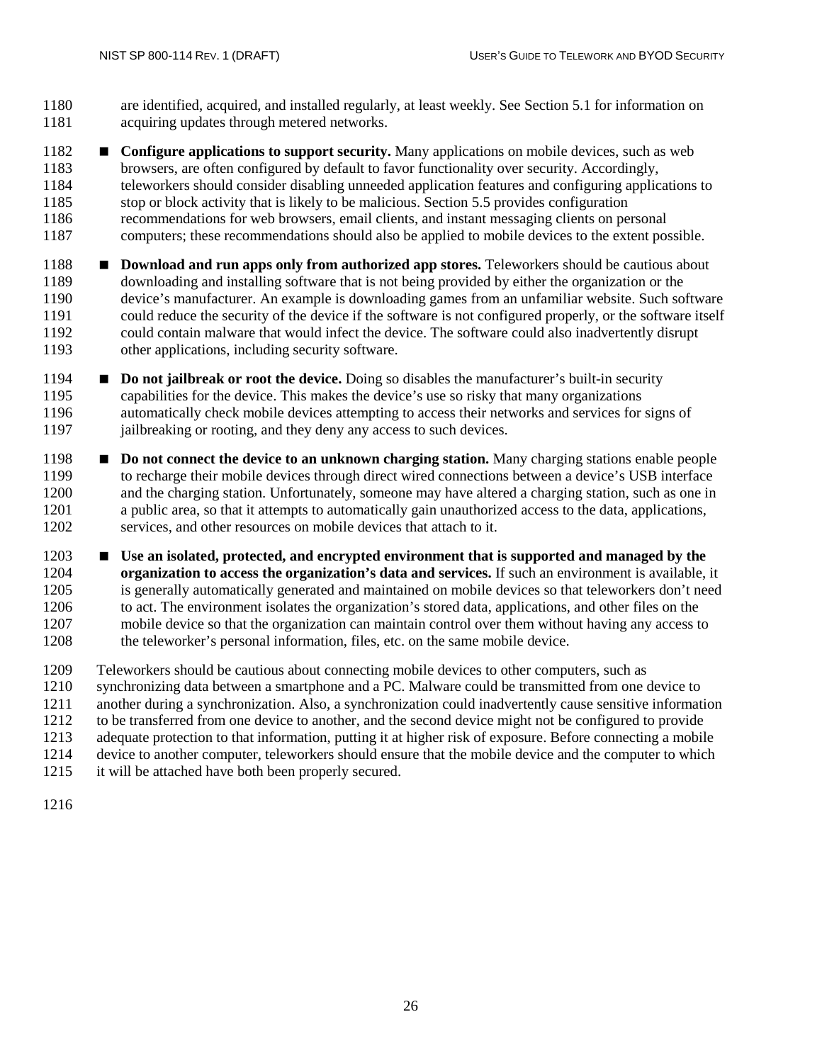are identified, acquired, and installed regularly, at least weekly. See Section 5.1 for information on acquiring updates through metered networks.

- **Configure applications to support security.** Many applications on mobile devices, such as web browsers, are often configured by default to favor functionality over security. Accordingly, teleworkers should consider disabling unneeded application features and configuring applications to stop or block activity that is likely to be malicious. Section 5.5 provides configuration recommendations for web browsers, email clients, and instant messaging clients on personal computers; these recommendations should also be applied to mobile devices to the extent possible.
- **Download and run apps only from authorized app stores.** Teleworkers should be cautious about downloading and installing software that is not being provided by either the organization or the device's manufacturer. An example is downloading games from an unfamiliar website. Such software could reduce the security of the device if the software is not configured properly, or the software itself could contain malware that would infect the device. The software could also inadvertently disrupt other applications, including security software.
- **Do not jailbreak or root the device.** Doing so disables the manufacturer's built-in security capabilities for the device. This makes the device's use so risky that many organizations automatically check mobile devices attempting to access their networks and services for signs of jailbreaking or rooting, and they deny any access to such devices.
- **Do not connect the device to an unknown charging station.** Many charging stations enable people to recharge their mobile devices through direct wired connections between a device's USB interface and the charging station. Unfortunately, someone may have altered a charging station, such as one in a public area, so that it attempts to automatically gain unauthorized access to the data, applications, services, and other resources on mobile devices that attach to it.
- **Use an isolated, protected, and encrypted environment that is supported and managed by the organization to access the organization's data and services.** If such an environment is available, it is generally automatically generated and maintained on mobile devices so that teleworkers don't need to act. The environment isolates the organization's stored data, applications, and other files on the mobile device so that the organization can maintain control over them without having any access to the teleworker's personal information, files, etc. on the same mobile device.

Teleworkers should be cautious about connecting mobile devices to other computers, such as synchronizing data between a smartphone and a PC. Malware could be transmitted from one device to another during a synchronization. Also, a synchronization could inadvertently cause sensitive information to be transferred from one device to another, and the second device might not be configured to provide adequate protection to that information, putting it at higher risk of exposure. Before connecting a mobile device to another computer, teleworkers should ensure that the mobile device and the computer to which it will be attached have both been properly secured.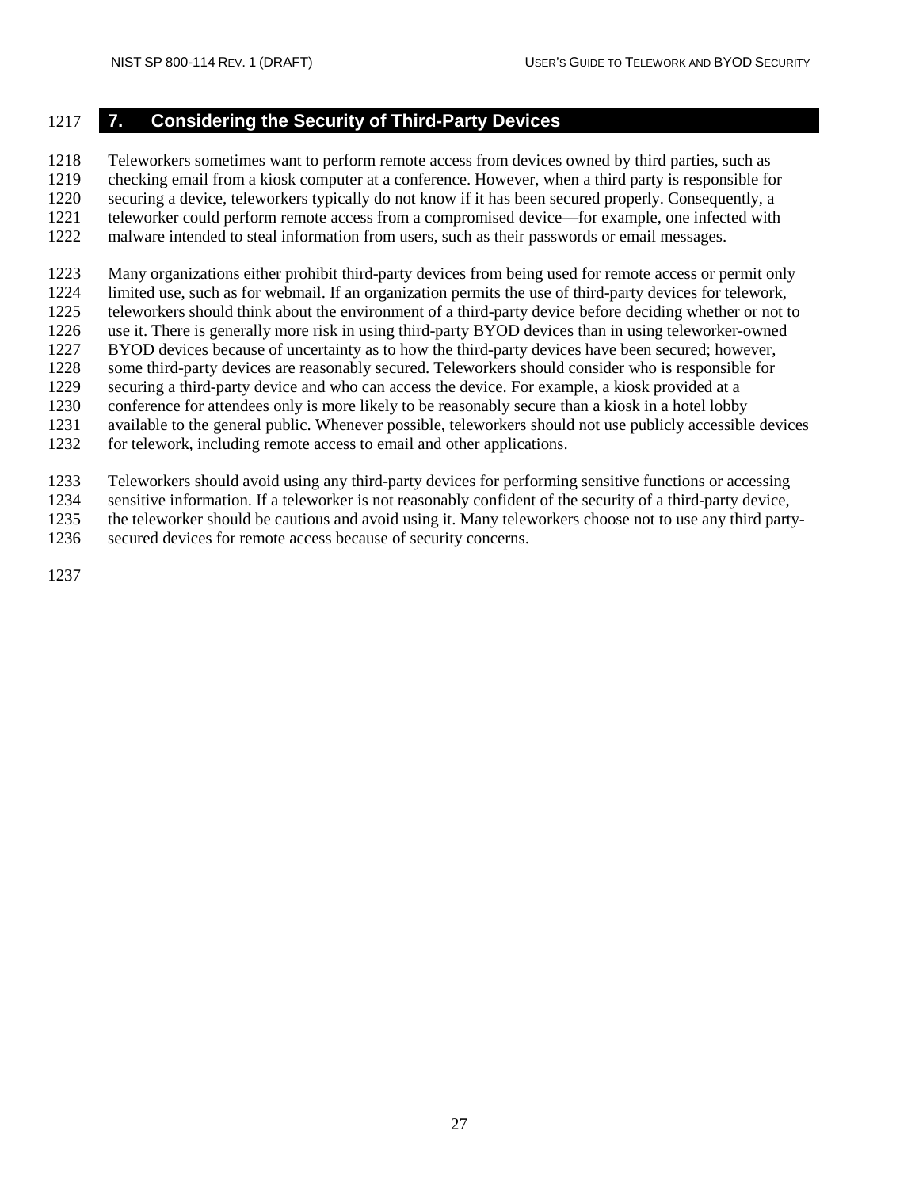# 7. Considering the Security of Third-Party Devices

Teleworkers sometimes want to perform remote access from devices owned by third parties, such as checking email from a kiosk computer at a conference. However, when a third party is responsible for securing a device, teleworkers typically do not know if it has been secured properly. Consequently, a teleworker could perform remote access from a compromised device—for example, one infected with malware intended to steal information from users, such as their passwords or email messages.

Many organizations either prohibit third-party devices from being used for remote access or permit only limited use, such as for webmail. If an organization permits the use of third-party devices for telework, teleworkers should think about the environment of a third-party device before deciding whether or not to use it. There is generally more risk in using third-party BYOD devices than in using teleworker-owned BYOD devices because of uncertainty as to how the third-party devices have been secured; however, some third-party devices are reasonably secured. Teleworkers should consider who is responsible for securing a third-party device and who can access the device. For example, a kiosk provided at a conference for attendees only is more likely to be reasonably secure than a kiosk in a hotel lobby available to the general public. Whenever possible, teleworkers should not use publicly accessible devices for telework, including remote access to email and other applications.

Teleworkers should avoid using any third-party devices for performing sensitive functions or accessing sensitive information. If a teleworker is not reasonably confident of the security of a third-party device, the teleworker should be cautious and avoid using it. Many teleworkers choose not to use any third party-secured devices for remote access because of security concerns.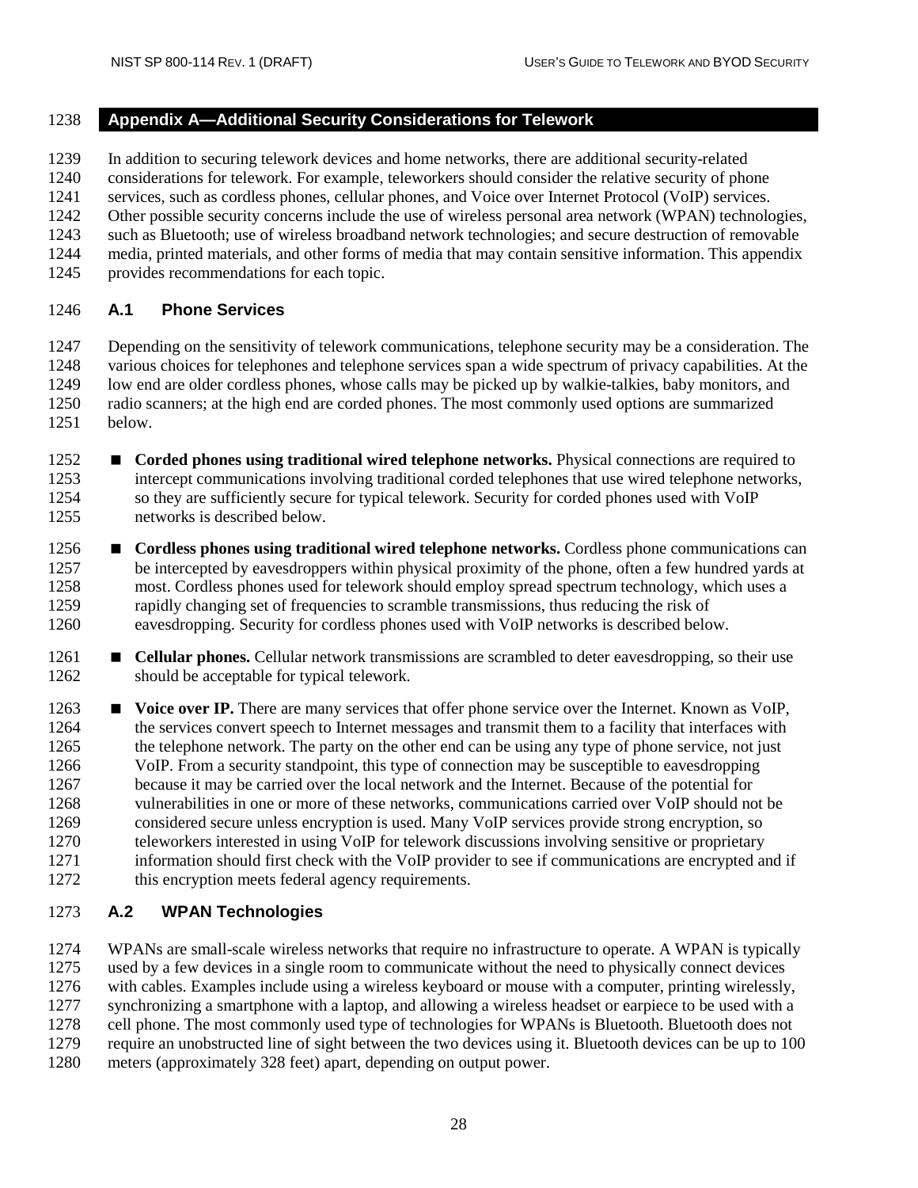# Appendix A—Additional Security Considerations for Telework

In addition to securing telework devices and home networks, there are additional security-related considerations for telework. For example, teleworkers should consider the relative security of phone services, such as cordless phones, cellular phones, and Voice over Internet Protocol (VoIP) services. Other possible security concerns include the use of wireless personal area network (WPAN) technologies, such as Bluetooth; use of wireless broadband network technologies; and secure destruction of removable media, printed materials, and other forms of media that may contain sensitive information. This appendix provides recommendations for each topic.

## A.1 Phone Services

Depending on the sensitivity of telework communications, telephone security may be a consideration. The various choices for telephones and telephone services span a wide spectrum of privacy capabilities. At the low end are older cordless phones, whose calls may be picked up by walkie-talkies, baby monitors, and radio scanners; at the high end are corded phones. The most commonly used options are summarized below.

- **Corded phones using traditional wired telephone networks.** Physical connections are required to intercept communications involving traditional corded telephones that use wired telephone networks, so they are sufficiently secure for typical telework. Security for corded phones used with VoIP networks is described below.
- **Cordless phones using traditional wired telephone networks.** Cordless phone communications can be intercepted by eavesdroppers within physical proximity of the phone, often a few hundred yards at most. Cordless phones used for telework should employ spread spectrum technology, which uses a rapidly changing set of frequencies to scramble transmissions, thus reducing the risk of eavesdropping. Security for cordless phones used with VoIP networks is described below.
- **Cellular phones.** Cellular network transmissions are scrambled to deter eavesdropping, so their use should be acceptable for typical telework.
- **Voice over IP.** There are many services that offer phone service over the Internet. Known as VoIP, the services convert speech to Internet messages and transmit them to a facility that interfaces with the telephone network. The party on the other end can be using any type of phone service, not just VoIP. From a security standpoint, this type of connection may be susceptible to eavesdropping because it may be carried over the local network and the Internet. Because of the potential for vulnerabilities in one or more of these networks, communications carried over VoIP should not be considered secure unless encryption is used. Many VoIP services provide strong encryption, so teleworkers interested in using VoIP for telework discussions involving sensitive or proprietary information should first check with the VoIP provider to see if communications are encrypted and if this encryption meets federal agency requirements.

## A.2 WPAN Technologies

WPANs are small-scale wireless networks that require no infrastructure to operate. A WPAN is typically used by a few devices in a single room to communicate without the need to physically connect devices with cables. Examples include using a wireless keyboard or mouse with a computer, printing wirelessly, synchronizing a smartphone with a laptop, and allowing a wireless headset or earpiece to be used with a cell phone. The most commonly used type of technologies for WPANs is Bluetooth. Bluetooth does not require an unobstructed line of sight between the two devices using it. Bluetooth devices can be up to 100 meters (approximately 328 feet) apart, depending on output power.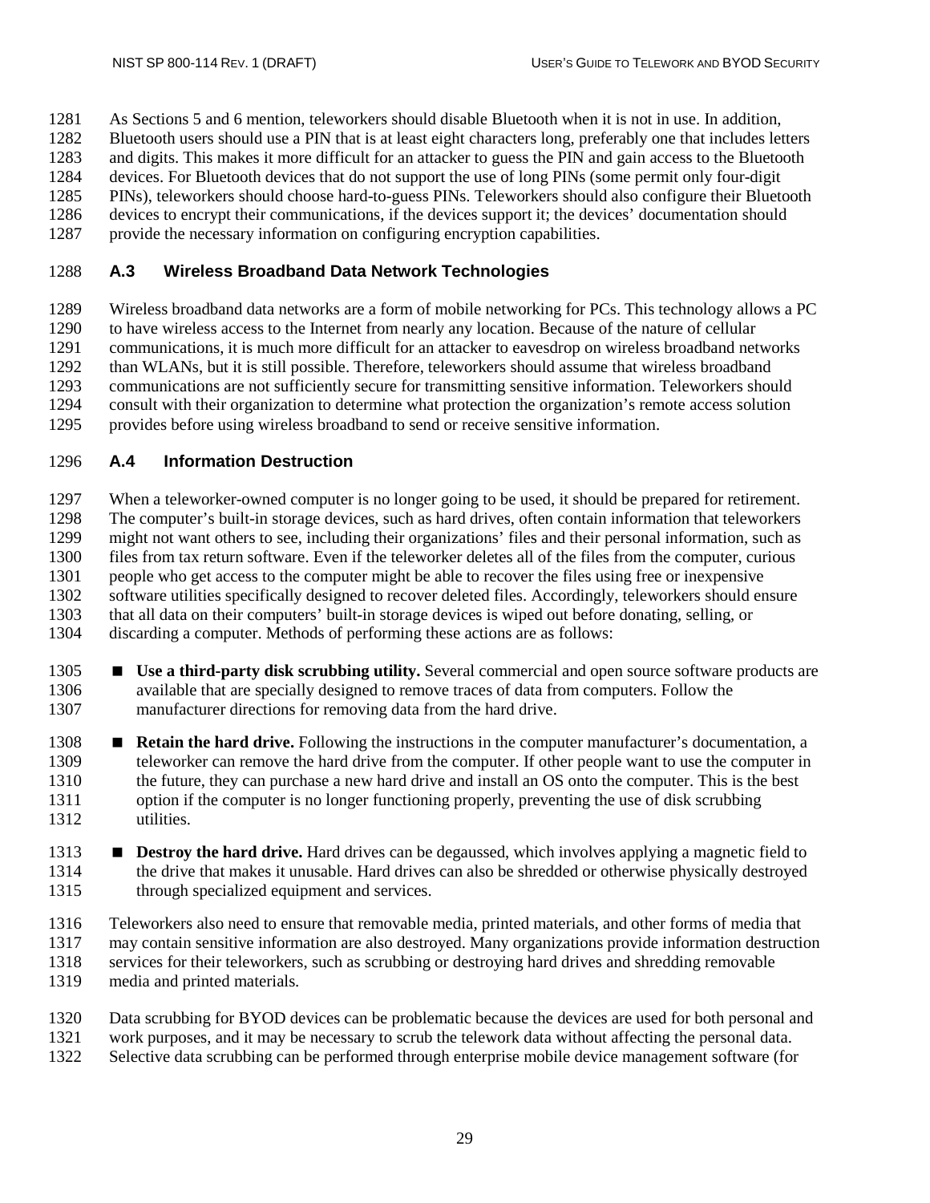As Sections 5 and 6 mention, teleworkers should disable Bluetooth when it is not in use. In addition, Bluetooth users should use a PIN that is at least eight characters long, preferably one that includes letters and digits. This makes it more difficult for an attacker to guess the PIN and gain access to the Bluetooth devices. For Bluetooth devices that do not support the use of long PINs (some permit only four-digit PINs), teleworkers should choose hard-to-guess PINs. Teleworkers should also configure their Bluetooth devices to encrypt their communications, if the devices support it; the devices' documentation should provide the necessary information on configuring encryption capabilities.

### A.3 Wireless Broadband Data Network Technologies

Wireless broadband data networks are a form of mobile networking for PCs. This technology allows a PC to have wireless access to the Internet from nearly any location. Because of the nature of cellular communications, it is much more difficult for an attacker to eavesdrop on wireless broadband networks than WLANs, but it is still possible. Therefore, teleworkers should assume that wireless broadband communications are not sufficiently secure for transmitting sensitive information. Teleworkers should consult with their organization to determine what protection the organization's remote access solution provides before using wireless broadband to send or receive sensitive information.

### A.4 Information Destruction

When a teleworker-owned computer is no longer going to be used, it should be prepared for retirement. The computer's built-in storage devices, such as hard drives, often contain information that teleworkers might not want others to see, including their organizations' files and their personal information, such as files from tax return software. Even if the teleworker deletes all of the files from the computer, curious people who get access to the computer might be able to recover the files using free or inexpensive software utilities specifically designed to recover deleted files. Accordingly, teleworkers should ensure that all data on their computers' built-in storage devices is wiped out before donating, selling, or discarding a computer. Methods of performing these actions are as follows:

- **Use a third-party disk scrubbing utility.** Several commercial and open source software products are available that are specially designed to remove traces of data from computers. Follow the manufacturer directions for removing data from the hard drive.
- **Retain the hard drive.** Following the instructions in the computer manufacturer's documentation, a teleworker can remove the hard drive from the computer. If other people want to use the computer in the future, they can purchase a new hard drive and install an OS onto the computer. This is the best option if the computer is no longer functioning properly, preventing the use of disk scrubbing utilities.
- **Destroy the hard drive.** Hard drives can be degaussed, which involves applying a magnetic field to the drive that makes it unusable. Hard drives can also be shredded or otherwise physically destroyed through specialized equipment and services.

Teleworkers also need to ensure that removable media, printed materials, and other forms of media that may contain sensitive information are also destroyed. Many organizations provide information destruction services for their teleworkers, such as scrubbing or destroying hard drives and shredding removable media and printed materials.

Data scrubbing for BYOD devices can be problematic because the devices are used for both personal and work purposes, and it may be necessary to scrub the telework data without affecting the personal data. Selective data scrubbing can be performed through enterprise mobile device management software (for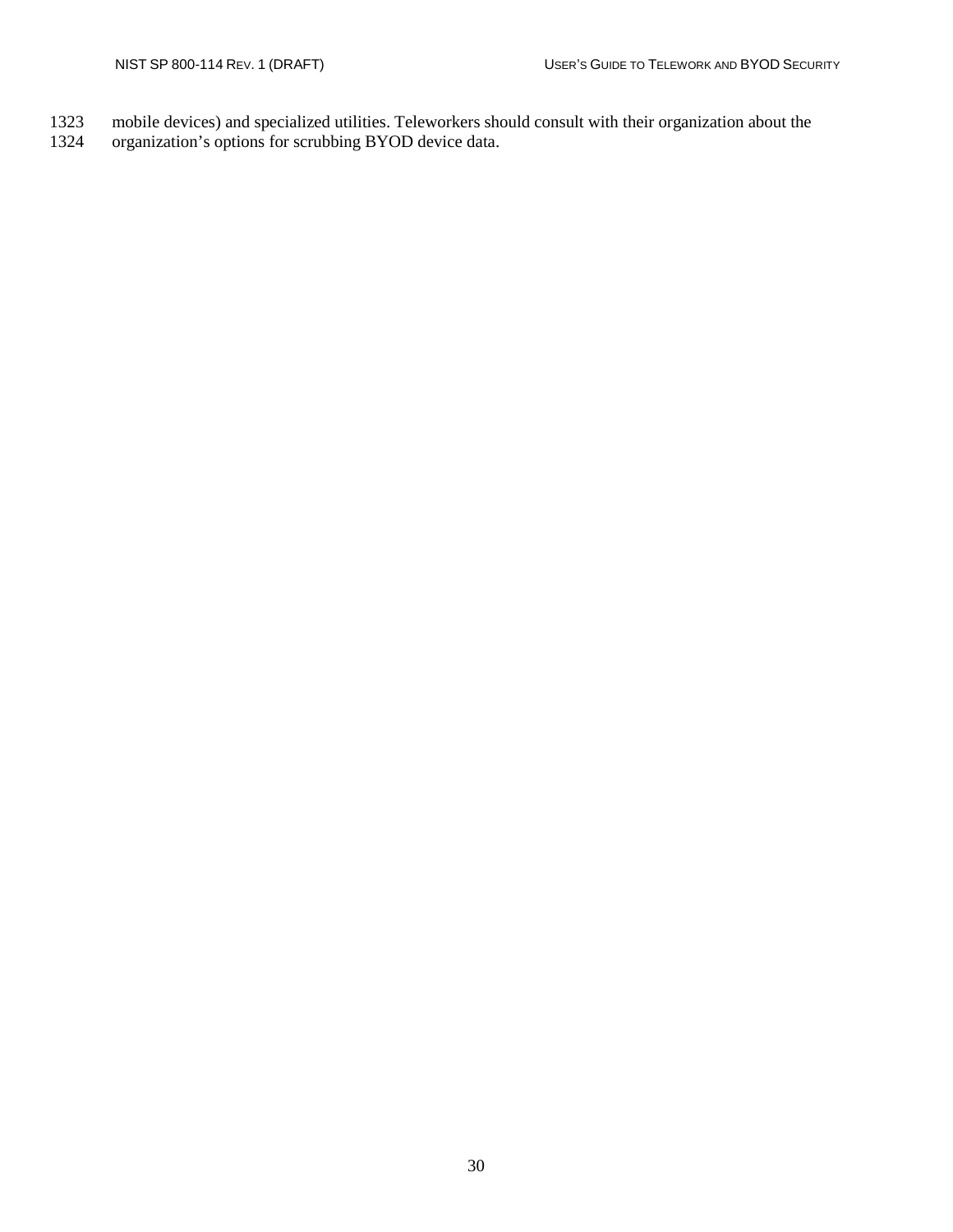mobile devices) and specialized utilities. Teleworkers should consult with their organization about the organization's options for scrubbing BYOD device data.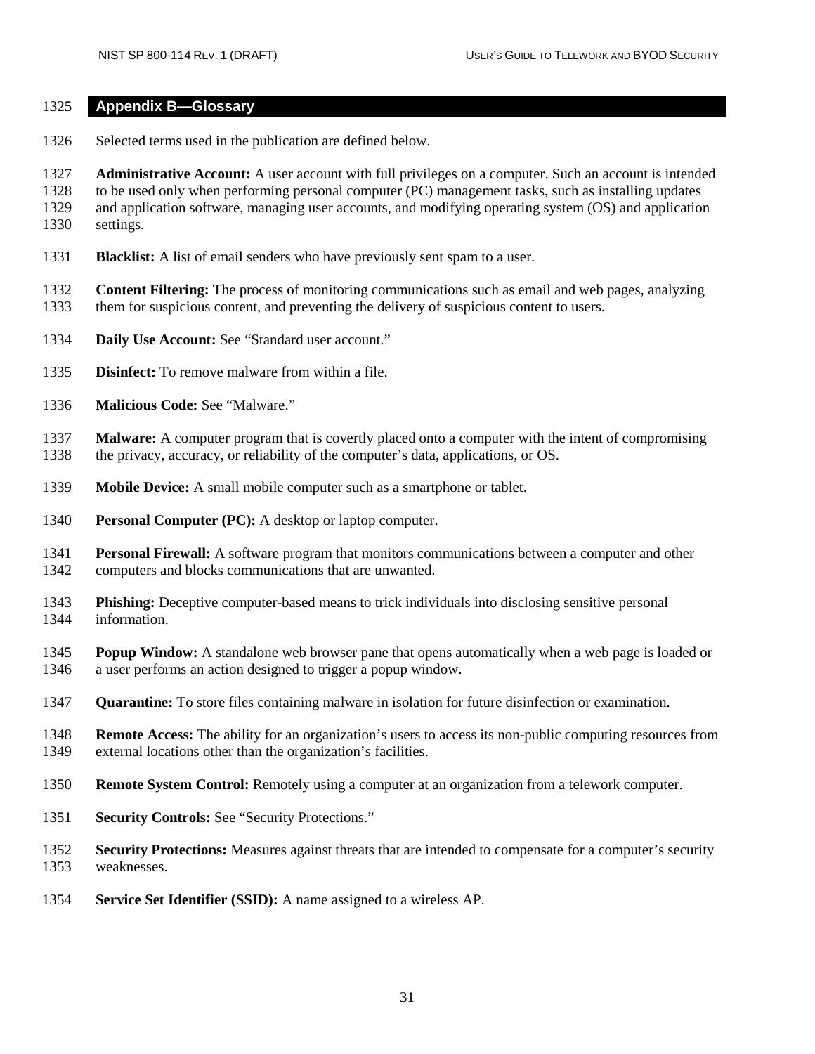## Appendix B—Glossary

Selected terms used in the publication are defined below.

**Administrative Account:** A user account with full privileges on a computer. Such an account is intended to be used only when performing personal computer (PC) management tasks, such as installing updates and application software, managing user accounts, and modifying operating system (OS) and application settings.

**Blacklist:** A list of email senders who have previously sent spam to a user.

**Content Filtering:** The process of monitoring communications such as email and web pages, analyzing them for suspicious content, and preventing the delivery of suspicious content to users.

**Daily Use Account:** See "Standard user account."

**Disinfect:** To remove malware from within a file.

**Malicious Code:** See "Malware."

**Malware:** A computer program that is covertly placed onto a computer with the intent of compromising the privacy, accuracy, or reliability of the computer's data, applications, or OS.

**Mobile Device:** A small mobile computer such as a smartphone or tablet.

**Personal Computer (PC):** A desktop or laptop computer.

**Personal Firewall:** A software program that monitors communications between a computer and other computers and blocks communications that are unwanted.

**Phishing:** Deceptive computer-based means to trick individuals into disclosing sensitive personal information.

**Popup Window:** A standalone web browser pane that opens automatically when a web page is loaded or a user performs an action designed to trigger a popup window.

**Quarantine:** To store files containing malware in isolation for future disinfection or examination.

**Remote Access:** The ability for an organization's users to access its non-public computing resources from external locations other than the organization's facilities.

**Remote System Control:** Remotely using a computer at an organization from a telework computer.

**Security Controls:** See "Security Protections."

**Security Protections:** Measures against threats that are intended to compensate for a computer's security weaknesses.

**Service Set Identifier (SSID):** A name assigned to a wireless AP.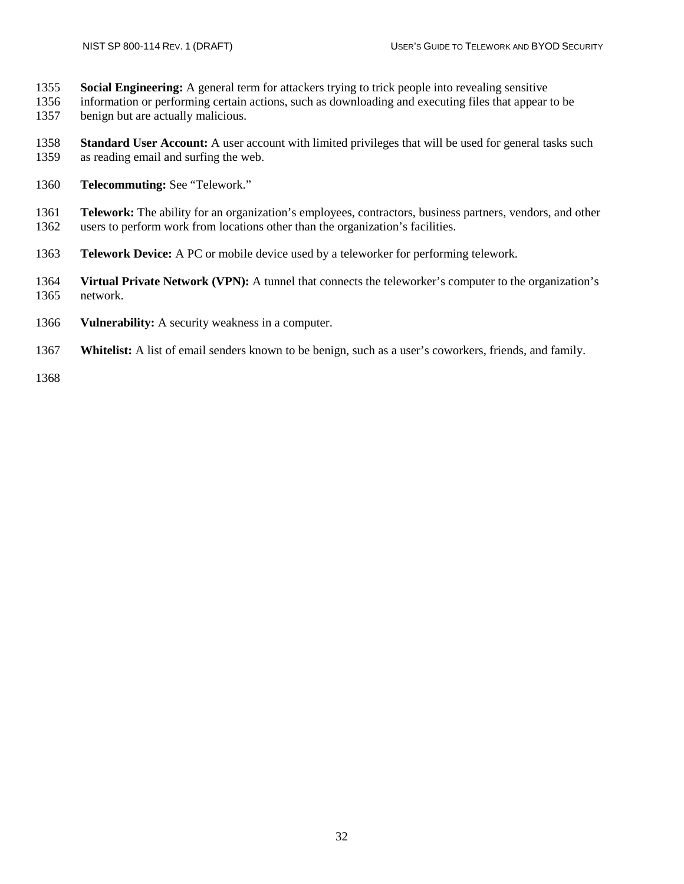**Social Engineering:** A general term for attackers trying to trick people into revealing sensitive information or performing certain actions, such as downloading and executing files that appear to be benign but are actually malicious.

**Standard User Account:** A user account with limited privileges that will be used for general tasks such as reading email and surfing the web.

**Telecommuting:** See "Telework."

**Telework:** The ability for an organization's employees, contractors, business partners, vendors, and other users to perform work from locations other than the organization's facilities.

**Telework Device:** A PC or mobile device used by a teleworker for performing telework.

**Virtual Private Network (VPN):** A tunnel that connects the teleworker's computer to the organization's network.

**Vulnerability:** A security weakness in a computer.

**Whitelist:** A list of email senders known to be benign, such as a user's coworkers, friends, and family.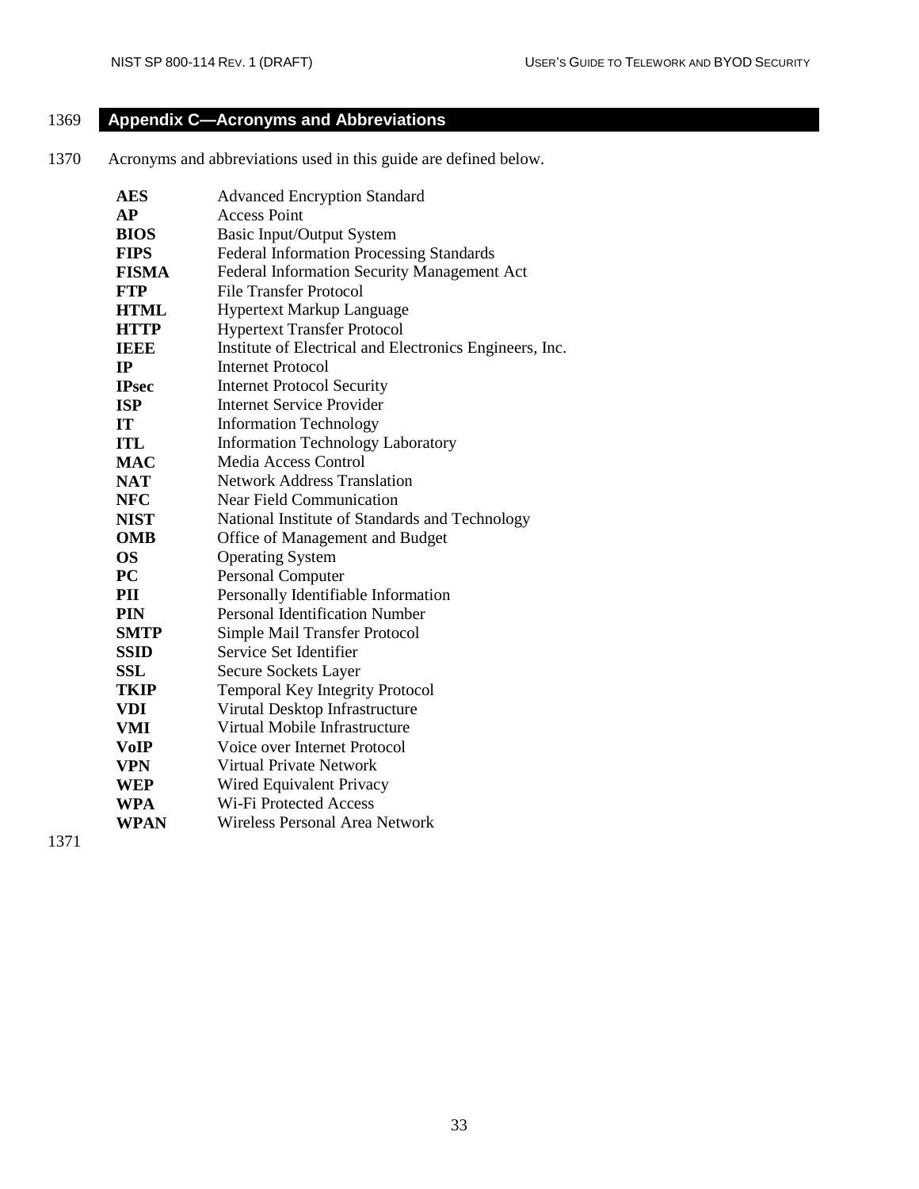## Appendix C—Acronyms and Abbreviations

Acronyms and abbreviations used in this guide are defined below.

| | |
|---|---|
| **AES** | Advanced Encryption Standard |
| **AP** | Access Point |
| **BIOS** | Basic Input/Output System |
| **FIPS** | Federal Information Processing Standards |
| **FISMA** | Federal Information Security Management Act |
| **FTP** | File Transfer Protocol |
| **HTML** | Hypertext Markup Language |
| **HTTP** | Hypertext Transfer Protocol |
| **IEEE** | Institute of Electrical and Electronics Engineers, Inc. |
| **IP** | Internet Protocol |
| **IPsec** | Internet Protocol Security |
| **ISP** | Internet Service Provider |
| **IT** | Information Technology |
| **ITL** | Information Technology Laboratory |
| **MAC** | Media Access Control |
| **NAT** | Network Address Translation |
| **NFC** | Near Field Communication |
| **NIST** | National Institute of Standards and Technology |
| **OMB** | Office of Management and Budget |
| **OS** | Operating System |
| **PC** | Personal Computer |
| **PII** | Personally Identifiable Information |
| **PIN** | Personal Identification Number |
| **SMTP** | Simple Mail Transfer Protocol |
| **SSID** | Service Set Identifier |
| **SSL** | Secure Sockets Layer |
| **TKIP** | Temporal Key Integrity Protocol |
| **VDI** | Virutal Desktop Infrastructure |
| **VMI** | Virtual Mobile Infrastructure |
| **VoIP** | Voice over Internet Protocol |
| **VPN** | Virtual Private Network |
| **WEP** | Wired Equivalent Privacy |
| **WPA** | Wi-Fi Protected Access |
| **WPAN** | Wireless Personal Area Network |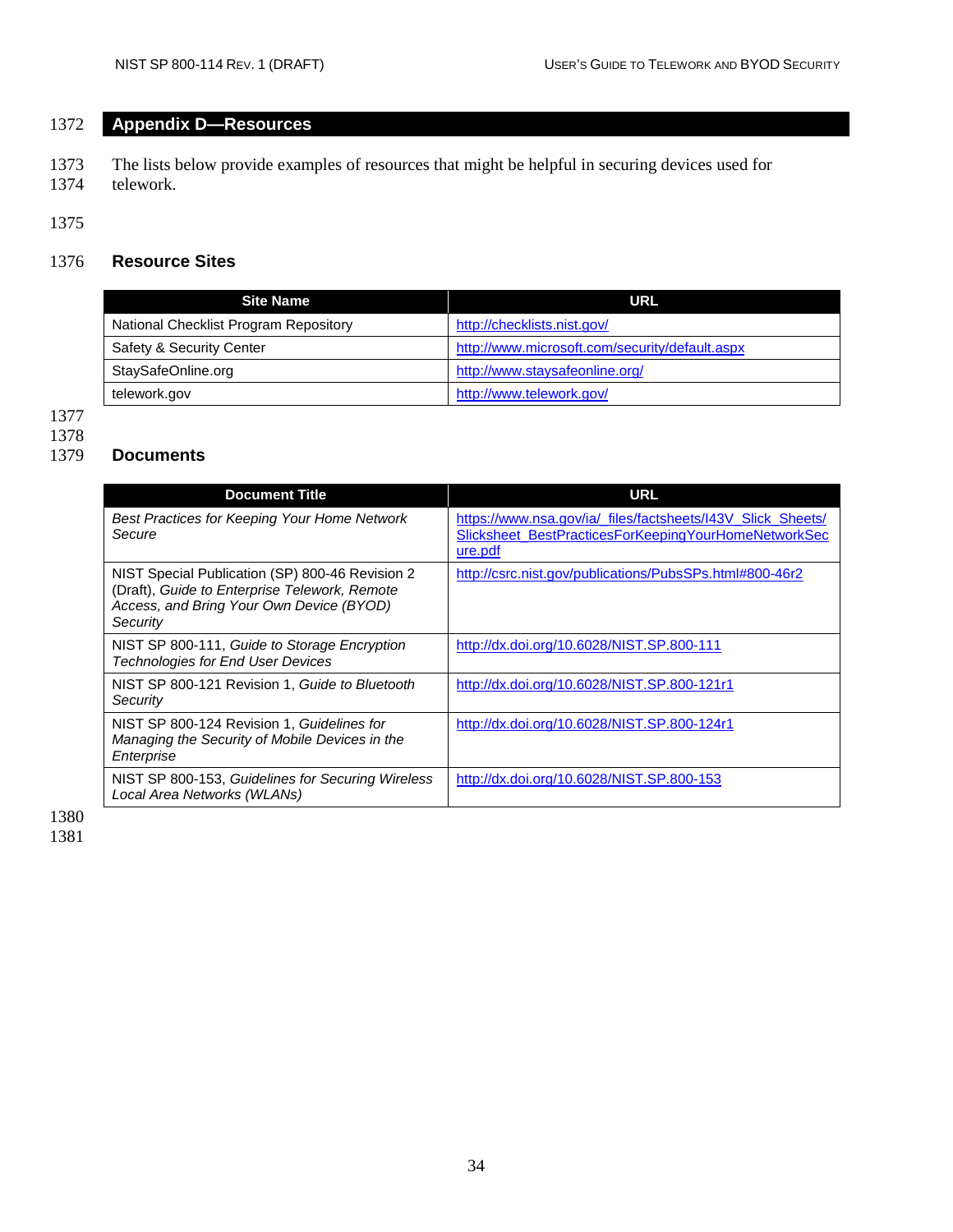# Appendix D—Resources

The lists below provide examples of resources that might be helpful in securing devices used for telework.

## Resource Sites

| Site Name | URL |
|---|---|
| National Checklist Program Repository | http://checklists.nist.gov/ |
| Safety & Security Center | http://www.microsoft.com/security/default.aspx |
| StaySafeOnline.org | http://www.staysafeonline.org/ |
| telework.gov | http://www.telework.gov/ |

## Documents

| Document Title | URL |
|---|---|
| *Best Practices for Keeping Your Home Network Secure* | https://www.nsa.gov/ia/_files/factsheets/I43V_Slick_Sheets/Slicksheet_BestPracticesForKeepingYourHomeNetworkSecure.pdf |
| NIST Special Publication (SP) 800-46 Revision 2 (Draft), *Guide to Enterprise Telework, Remote Access, and Bring Your Own Device (BYOD) Security* | http://csrc.nist.gov/publications/PubsSPs.html#800-46r2 |
| NIST SP 800-111, *Guide to Storage Encryption Technologies for End User Devices* | http://dx.doi.org/10.6028/NIST.SP.800-111 |
| NIST SP 800-121 Revision 1, *Guide to Bluetooth Security* | http://dx.doi.org/10.6028/NIST.SP.800-121r1 |
| NIST SP 800-124 Revision 1, *Guidelines for Managing the Security of Mobile Devices in the Enterprise* | http://dx.doi.org/10.6028/NIST.SP.800-124r1 |
| NIST SP 800-153, *Guidelines for Securing Wireless Local Area Networks (WLANs)* | http://dx.doi.org/10.6028/NIST.SP.800-153 |